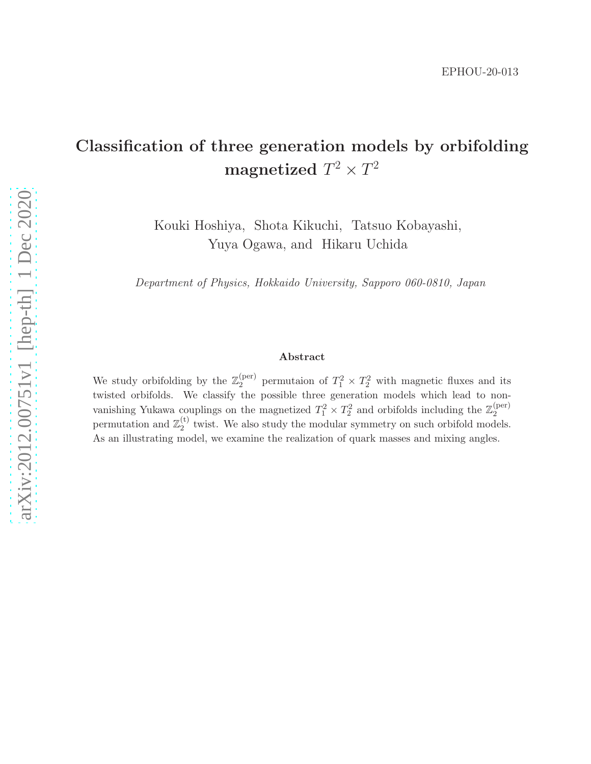EPHOU-20-013

# Classification of three generation models by orbifolding magnetized $T^2 \times T^2$

Kouki Hoshiya, Shota Kikuchi, Tatsuo Kobayashi, Yuya Ogawa, and Hikaru Uchida

*Department of Physics, Hokkaido University, Sapporo 060-0810, Japan*

### Abstract

We study orbifolding by the $\mathbb{Z}_2^{(\mathrm{per})}$ permutaion of $T_1^2 \times T_2^2$ with magnetic fluxes and its twisted orbifolds. We classify the possible three generation models which lead to non-vanishing Yukawa couplings on the magnetized $T_1^2 \times T_2^2$ and orbifolds including the $\mathbb{Z}_2^{(\mathrm{per})}$ permutation and $\mathbb{Z}_2^{(\mathrm{t})}$ twist. We also study the modular symmetry on such orbifold models. As an illustrating model, we examine the realization of quark masses and mixing angles.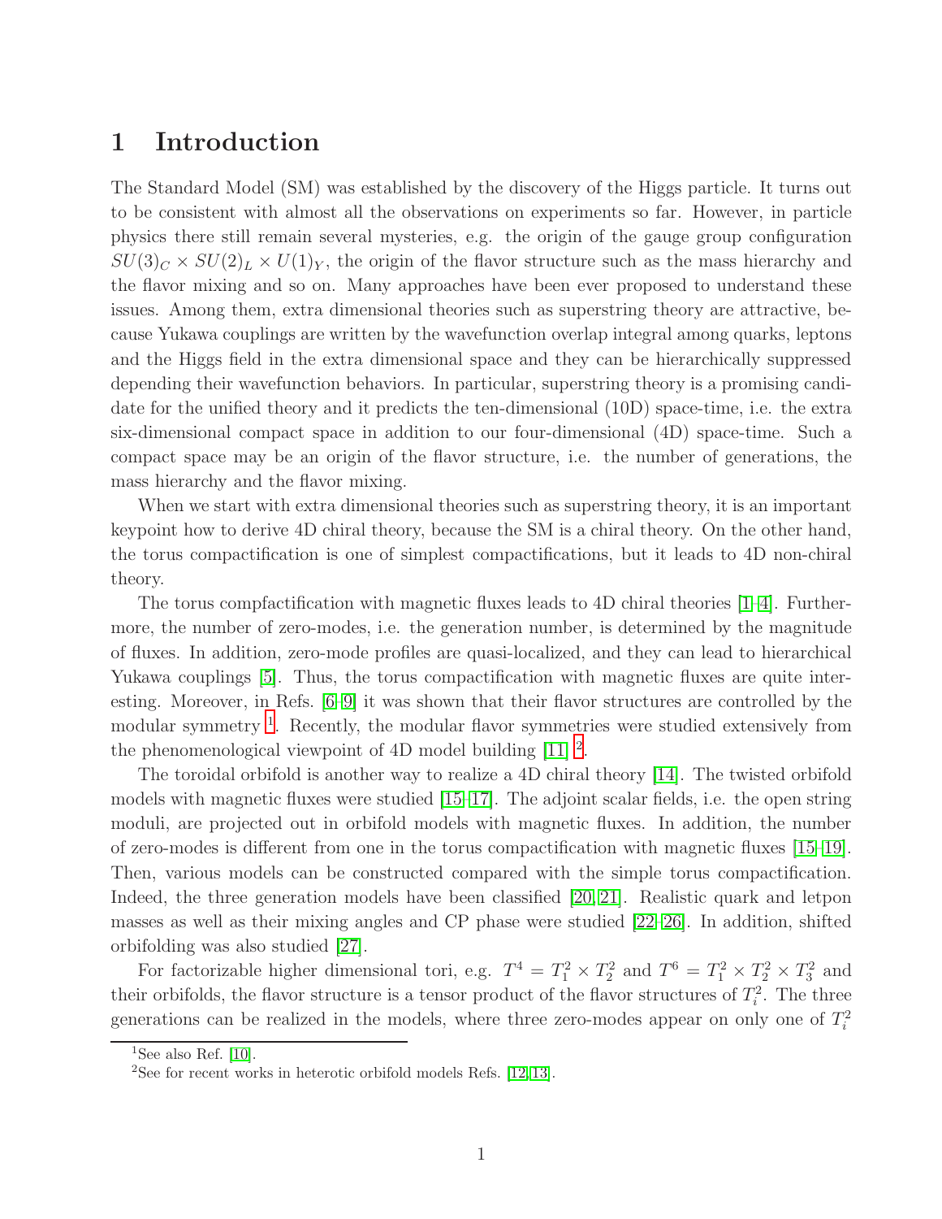# 1 Introduction

The Standard Model (SM) was established by the discovery of the Higgs particle. It turns out to be consistent with almost all the observations on experiments so far. However, in particle physics there still remain several mysteries, e.g. the origin of the gauge group configuration $SU(3)_C \times SU(2)_L \times U(1)_Y$, the origin of the flavor structure such as the mass hierarchy and the flavor mixing and so on. Many approaches have been ever proposed to understand these issues. Among them, extra dimensional theories such as superstring theory are attractive, because Yukawa couplings are written by the wavefunction overlap integral among quarks, leptons and the Higgs field in the extra dimensional space and they can be hierarchically suppressed depending their wavefunction behaviors. In particular, superstring theory is a promising candidate for the unified theory and it predicts the ten-dimensional (10D) space-time, i.e. the extra six-dimensional compact space in addition to our four-dimensional (4D) space-time. Such a compact space may be an origin of the flavor structure, i.e. the number of generations, the mass hierarchy and the flavor mixing.

When we start with extra dimensional theories such as superstring theory, it is an important keypoint how to derive 4D chiral theory, because the SM is a chiral theory. On the other hand, the torus compactification is one of simplest compactifications, but it leads to 4D non-chiral theory.

The torus compfactification with magnetic fluxes leads to 4D chiral theories [1–4]. Furthermore, the number of zero-modes, i.e. the generation number, is determined by the magnitude of fluxes. In addition, zero-mode profiles are quasi-localized, and they can lead to hierarchical Yukawa couplings [5]. Thus, the torus compactification with magnetic fluxes are quite interesting. Moreover, in Refs. [6–9] it was shown that their flavor structures are controlled by the modular symmetry [1]. Recently, the modular flavor symmetries were studied extensively from the phenomenological viewpoint of 4D model building [11] [2].

The toroidal orbifold is another way to realize a 4D chiral theory [14]. The twisted orbifold models with magnetic fluxes were studied [15–17]. The adjoint scalar fields, i.e. the open string moduli, are projected out in orbifold models with magnetic fluxes. In addition, the number of zero-modes is different from one in the torus compactification with magnetic fluxes [15–19]. Then, various models can be constructed compared with the simple torus compactification. Indeed, the three generation models have been classified [20, 21]. Realistic quark and letpon masses as well as their mixing angles and CP phase were studied [22–26]. In addition, shifted orbifolding was also studied [27].

For factorizable higher dimensional tori, e.g. $T^4 = T_1^2 \times T_2^2$ and $T^6 = T_1^2 \times T_2^2 \times T_3^2$ and their orbifolds, the flavor structure is a tensor product of the flavor structures of $T_i^2$. The three generations can be realized in the models, where three zero-modes appear on only one of $T_i^2$

[1] See also Ref. [10].

[2] See for recent works in heterotic orbifold models Refs. [12, 13].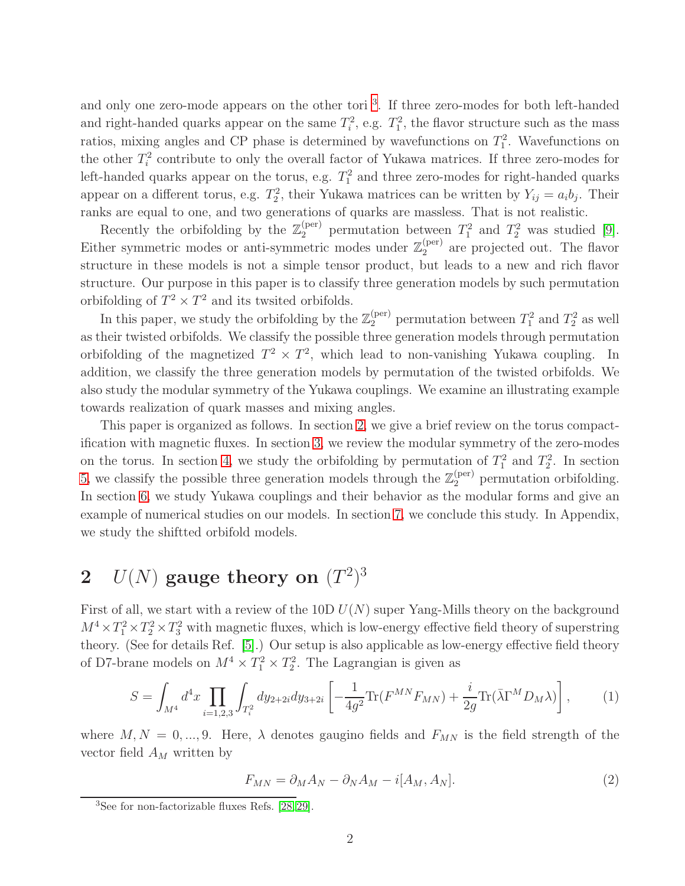and only one zero-mode appears on the other tori [3]. If three zero-modes for both left-handed and right-handed quarks appear on the same $T_i^2$, e.g. $T_1^2$, the flavor structure such as the mass ratios, mixing angles and CP phase is determined by wavefunctions on $T_1^2$. Wavefunctions on the other $T_i^2$ contribute to only the overall factor of Yukawa matrices. If three zero-modes for left-handed quarks appear on the torus, e.g. $T_1^2$ and three zero-modes for right-handed quarks appear on a different torus, e.g. $T_2^2$, their Yukawa matrices can be written by $Y_{ij} = a_i b_j$. Their ranks are equal to one, and two generations of quarks are massless. That is not realistic.

Recently the orbifolding by the $\mathbb{Z}_2^{(\mathrm{per})}$ permutation between $T_1^2$ and $T_2^2$ was studied [9]. Either symmetric modes or anti-symmetric modes under $\mathbb{Z}_2^{(\mathrm{per})}$ are projected out. The flavor structure in these models is not a simple tensor product, but leads to a new and rich flavor structure. Our purpose in this paper is to classify three generation models by such permutation orbifolding of $T^2 \times T^2$ and its twsited orbifolds.

In this paper, we study the orbifolding by the $\mathbb{Z}_2^{(\mathrm{per})}$ permutation between $T_1^2$ and $T_2^2$ as well as their twisted orbifolds. We classify the possible three generation models through permutation orbifolding of the magnetized $T^2 \times T^2$, which lead to non-vanishing Yukawa coupling. In addition, we classify the three generation models by permutation of the twisted orbifolds. We also study the modular symmetry of the Yukawa couplings. We examine an illustrating example towards realization of quark masses and mixing angles.

This paper is organized as follows. In section 2, we give a brief review on the torus compactification with magnetic fluxes. In section 3, we review the modular symmetry of the zero-modes on the torus. In section 4, we study the orbifolding by permutation of $T_1^2$ and $T_2^2$. In section 5, we classify the possible three generation models through the $\mathbb{Z}_2^{(\mathrm{per})}$ permutation orbifolding. In section 6, we study Yukawa couplings and their behavior as the modular forms and give an example of numerical studies on our models. In section 7, we conclude this study. In Appendix, we study the shiftted orbifold models.

## 2 $U(N)$ gauge theory on $(T^2)^3$

First of all, we start with a review of the 10D $U(N)$ super Yang-Mills theory on the background $M^4 \times T_1^2 \times T_2^2 \times T_3^2$ with magnetic fluxes, which is low-energy effective field theory of superstring theory. (See for details Ref. [5].) Our setup is also applicable as low-energy effective field theory of D7-brane models on $M^4 \times T_1^2 \times T_2^2$. The Lagrangian is given as

$$S = \int_{M^4} d^4x \prod_{i=1,2,3} \int_{T_i^2} dy_{2+2i} dy_{3+2i} \left[ -\frac{1}{4g^2} \mathrm{Tr}(F^{MN} F_{MN}) + \frac{i}{2g} \mathrm{Tr}(\bar{\lambda} \Gamma^M D_M \lambda) \right], \tag{1}$$

where $M, N = 0, ..., 9$. Here, $\lambda$ denotes gaugino fields and $F_{MN}$ is the field strength of the vector field $A_M$ written by

$$F_{MN} = \partial_M A_N - \partial_N A_M - i[A_M, A_N]. \tag{2}$$

[3] See for non-factorizable fluxes Refs. [28,29].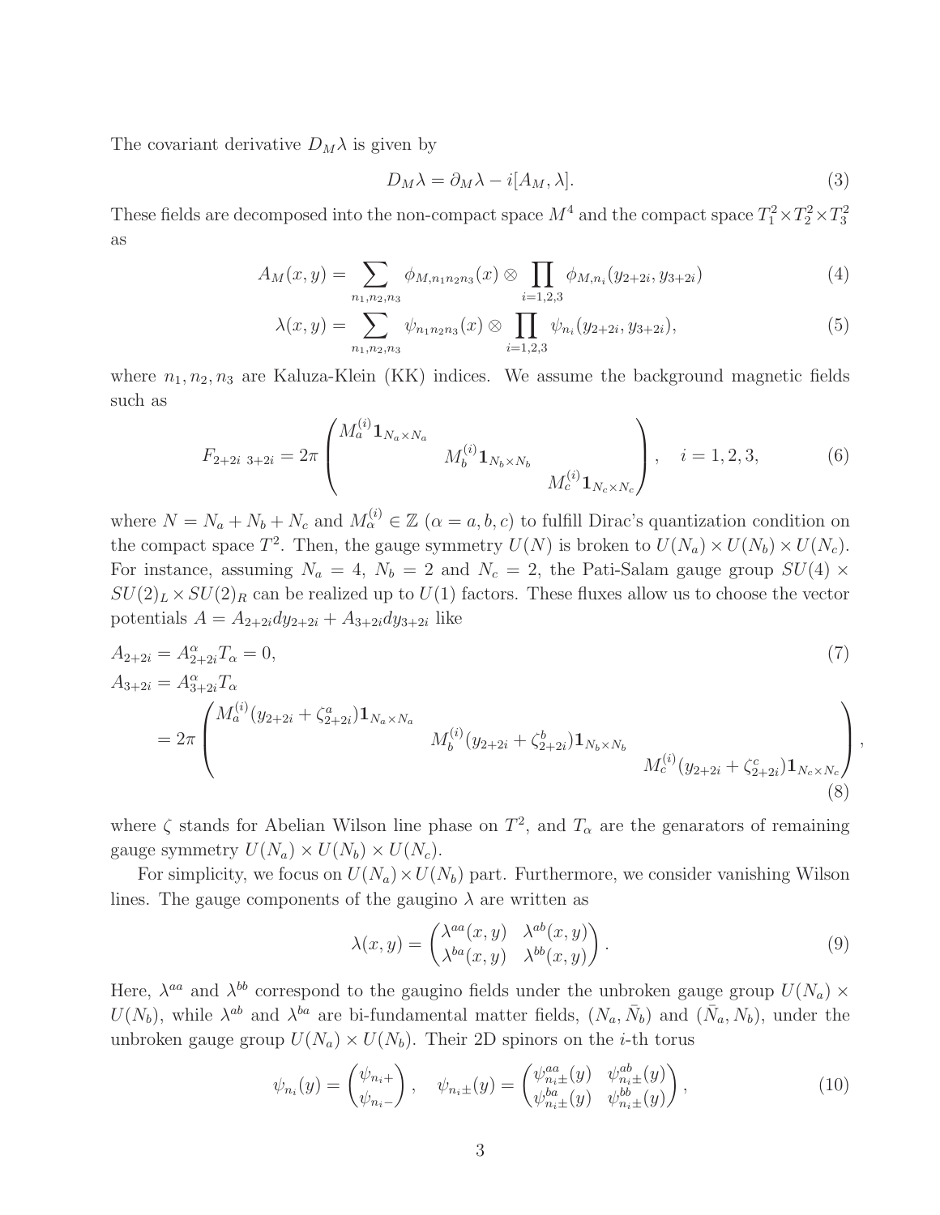The covariant derivative $D_M\lambda$ is given by

$$D_M\lambda = \partial_M\lambda - i[A_M, \lambda]. \tag{3}$$

These fields are decomposed into the non-compact space $M^4$ and the compact space $T_1^2 \times T_2^2 \times T_3^2$ as

$$A_M(x,y) = \sum_{n_1,n_2,n_3} \phi_{M,n_1n_2n_3}(x) \otimes \prod_{i=1,2,3} \phi_{M,n_i}(y_{2+2i}, y_{3+2i}) \tag{4}$$

$$\lambda(x,y) = \sum_{n_1,n_2,n_3} \psi_{n_1n_2n_3}(x) \otimes \prod_{i=1,2,3} \psi_{n_i}(y_{2+2i}, y_{3+2i}), \tag{5}$$

where $n_1, n_2, n_3$ are Kaluza-Klein (KK) indices. We assume the background magnetic fields such as

$$F_{2+2i\ 3+2i} = 2\pi \begin{pmatrix} M_a^{(i)}\mathbf{1}_{N_a\times N_a} & & \\ & M_b^{(i)}\mathbf{1}_{N_b\times N_b} & \\ & & M_c^{(i)}\mathbf{1}_{N_c\times N_c} \end{pmatrix}, \quad i = 1,2,3, \tag{6}$$

where $N = N_a + N_b + N_c$ and $M_\alpha^{(i)} \in \mathbb{Z}$ $(\alpha = a, b, c)$ to fulfill Dirac's quantization condition on the compact space $T^2$. Then, the gauge symmetry $U(N)$ is broken to $U(N_a) \times U(N_b) \times U(N_c)$. For instance, assuming $N_a = 4$, $N_b = 2$ and $N_c = 2$, the Pati-Salam gauge group $SU(4) \times SU(2)_L \times SU(2)_R$ can be realized up to $U(1)$ factors. These fluxes allow us to choose the vector potentials $A = A_{2+2i}dy_{2+2i} + A_{3+2i}dy_{3+2i}$ like

$$A_{2+2i} = A^\alpha_{2+2i}T_\alpha = 0, \tag{7}$$

$$A_{3+2i} = A^\alpha_{3+2i}T_\alpha = 2\pi \begin{pmatrix} M_a^{(i)}(y_{2+2i} + \zeta^a_{2+2i})\mathbf{1}_{N_a\times N_a} & & \\ & M_b^{(i)}(y_{2+2i} + \zeta^b_{2+2i})\mathbf{1}_{N_b\times N_b} & \\ & & M_c^{(i)}(y_{2+2i} + \zeta^c_{2+2i})\mathbf{1}_{N_c\times N_c} \end{pmatrix}, \tag{8}$$

where $\zeta$ stands for Abelian Wilson line phase on $T^2$, and $T_\alpha$ are the genarators of remaining gauge symmetry $U(N_a) \times U(N_b) \times U(N_c)$.

For simplicity, we focus on $U(N_a) \times U(N_b)$ part. Furthermore, we consider vanishing Wilson lines. The gauge components of the gaugino $\lambda$ are written as

$$\lambda(x,y) = \begin{pmatrix} \lambda^{aa}(x,y) & \lambda^{ab}(x,y) \\ \lambda^{ba}(x,y) & \lambda^{bb}(x,y) \end{pmatrix}. \tag{9}$$

Here, $\lambda^{aa}$ and $\lambda^{bb}$ correspond to the gaugino fields under the unbroken gauge group $U(N_a) \times U(N_b)$, while $\lambda^{ab}$ and $\lambda^{ba}$ are bi-fundamental matter fields, $(N_a, \bar{N}_b)$ and $(\bar{N}_a, N_b)$, under the unbroken gauge group $U(N_a) \times U(N_b)$. Their 2D spinors on the $i$-th torus

$$\psi_{n_i}(y) = \begin{pmatrix} \psi_{n_i+} \\ \psi_{n_i-} \end{pmatrix}, \quad \psi_{n_i\pm}(y) = \begin{pmatrix} \psi^{aa}_{n_i\pm}(y) & \psi^{ab}_{n_i\pm}(y) \\ \psi^{ba}_{n_i\pm}(y) & \psi^{bb}_{n_i\pm}(y) \end{pmatrix}, \tag{10}$$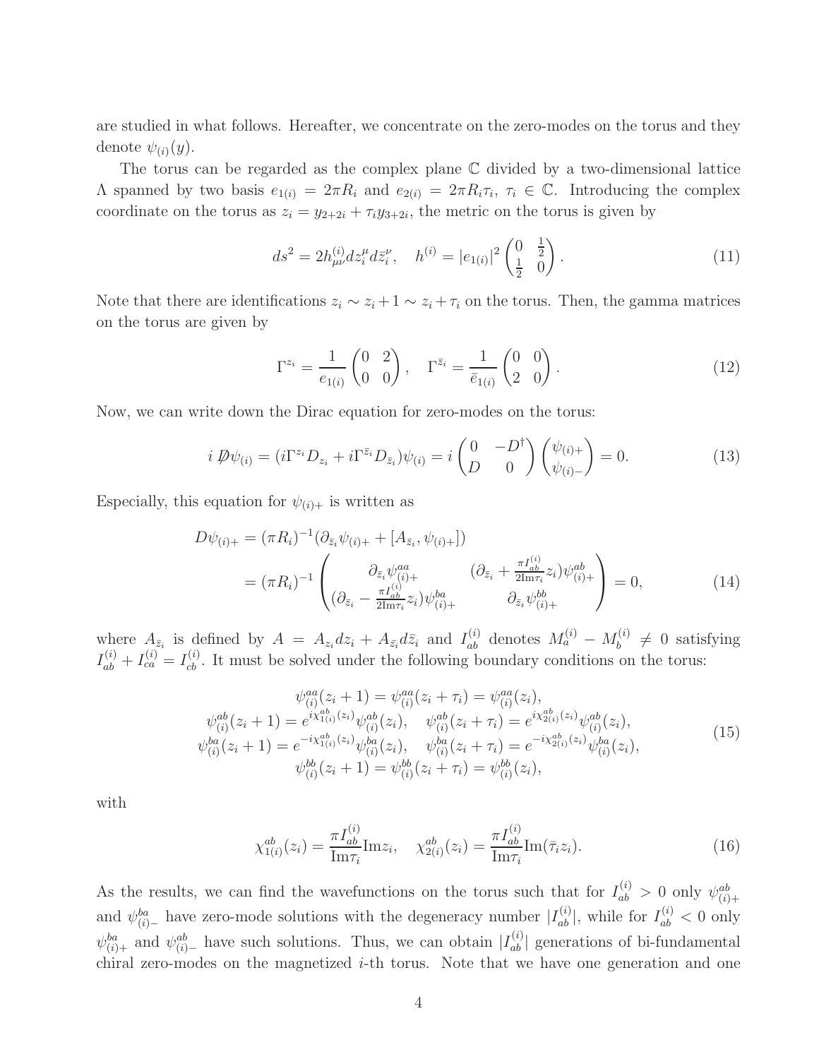are studied in what follows. Hereafter, we concentrate on the zero-modes on the torus and they denote $\psi_{(i)}(y)$.

The torus can be regarded as the complex plane $\mathbb{C}$ divided by a two-dimensional lattice $\Lambda$ spanned by two basis $e_{1(i)} = 2\pi R_i$ and $e_{2(i)} = 2\pi R_i \tau_i$, $\tau_i \in \mathbb{C}$. Introducing the complex coordinate on the torus as $z_i = y_{2+2i} + \tau_i y_{3+2i}$, the metric on the torus is given by

$$ds^2 = 2h^{(i)}_{\mu\nu} dz^\mu_i d\bar{z}^\nu_i, \quad h^{(i)} = |e_{1(i)}|^2 \begin{pmatrix} 0 & \frac{1}{2} \\ \frac{1}{2} & 0 \end{pmatrix}. \tag{11}$$

Note that there are identifications $z_i \sim z_i + 1 \sim z_i + \tau_i$ on the torus. Then, the gamma matrices on the torus are given by

$$\Gamma^{z_i} = \frac{1}{e_{1(i)}} \begin{pmatrix} 0 & 2 \\ 0 & 0 \end{pmatrix}, \quad \Gamma^{\bar{z}_i} = \frac{1}{\bar{e}_{1(i)}} \begin{pmatrix} 0 & 0 \\ 2 & 0 \end{pmatrix}. \tag{12}$$

Now, we can write down the Dirac equation for zero-modes on the torus:

$$i\, \not{D}\psi_{(i)} = (i\Gamma^{z_i} D_{z_i} + i\Gamma^{\bar{z}_i} D_{\bar{z}_i})\psi_{(i)} = i \begin{pmatrix} 0 & -D^\dagger \\ D & 0 \end{pmatrix} \begin{pmatrix} \psi_{(i)+} \\ \psi_{(i)-} \end{pmatrix} = 0. \tag{13}$$

Especially, this equation for $\psi_{(i)+}$ is written as

$$\begin{aligned} D\psi_{(i)+} &= (\pi R_i)^{-1} (\partial_{\bar{z}_i} \psi_{(i)+} + [A_{\bar{z}_i}, \psi_{(i)+}]) \\ &= (\pi R_i)^{-1} \begin{pmatrix} \partial_{\bar{z}_i} \psi^{aa}_{(i)+} & (\partial_{\bar{z}_i} + \frac{\pi I^{(i)}_{ab}}{2\mathrm{Im}\tau_i} z_i)\psi^{ab}_{(i)+} \\ (\partial_{\bar{z}_i} - \frac{\pi I^{(i)}_{ab}}{2\mathrm{Im}\tau_i} z_i)\psi^{ba}_{(i)+} & \partial_{\bar{z}_i} \psi^{bb}_{(i)+} \end{pmatrix} = 0, \end{aligned} \tag{14}$$

where $A_{\bar{z}_i}$ is defined by $A = A_{z_i} dz_i + A_{\bar{z}_i} d\bar{z}_i$ and $I^{(i)}_{ab}$ denotes $M^{(i)}_a - M^{(i)}_b \neq 0$ satisfying $I^{(i)}_{ab} + I^{(i)}_{ca} = I^{(i)}_{cb}$. It must be solved under the following boundary conditions on the torus:

$$\begin{gathered} \psi^{aa}_{(i)}(z_i + 1) = \psi^{aa}_{(i)}(z_i + \tau_i) = \psi^{aa}_{(i)}(z_i), \\ \psi^{ab}_{(i)}(z_i + 1) = e^{i\chi^{ab}_{1(i)}(z_i)} \psi^{ab}_{(i)}(z_i), \quad \psi^{ab}_{(i)}(z_i + \tau_i) = e^{i\chi^{ab}_{2(i)}(z_i)} \psi^{ab}_{(i)}(z_i), \\ \psi^{ba}_{(i)}(z_i + 1) = e^{-i\chi^{ab}_{1(i)}(z_i)} \psi^{ba}_{(i)}(z_i), \quad \psi^{ba}_{(i)}(z_i + \tau_i) = e^{-i\chi^{ab}_{2(i)}(z_i)} \psi^{ba}_{(i)}(z_i), \\ \psi^{bb}_{(i)}(z_i + 1) = \psi^{bb}_{(i)}(z_i + \tau_i) = \psi^{bb}_{(i)}(z_i), \end{gathered} \tag{15}$$

with

$$\chi^{ab}_{1(i)}(z_i) = \frac{\pi I^{(i)}_{ab}}{\mathrm{Im}\tau_i} \mathrm{Im} z_i, \quad \chi^{ab}_{2(i)}(z_i) = \frac{\pi I^{(i)}_{ab}}{\mathrm{Im}\tau_i} \mathrm{Im}(\bar{\tau}_i z_i). \tag{16}$$

As the results, we can find the wavefunctions on the torus such that for $I^{(i)}_{ab} > 0$ only $\psi^{ab}_{(i)+}$ and $\psi^{ba}_{(i)-}$ have zero-mode solutions with the degeneracy number $|I^{(i)}_{ab}|$, while for $I^{(i)}_{ab} < 0$ only $\psi^{ba}_{(i)+}$ and $\psi^{ab}_{(i)-}$ have such solutions. Thus, we can obtain $|I^{(i)}_{ab}|$ generations of bi-fundamental chiral zero-modes on the magnetized $i$-th torus. Note that we have one generation and one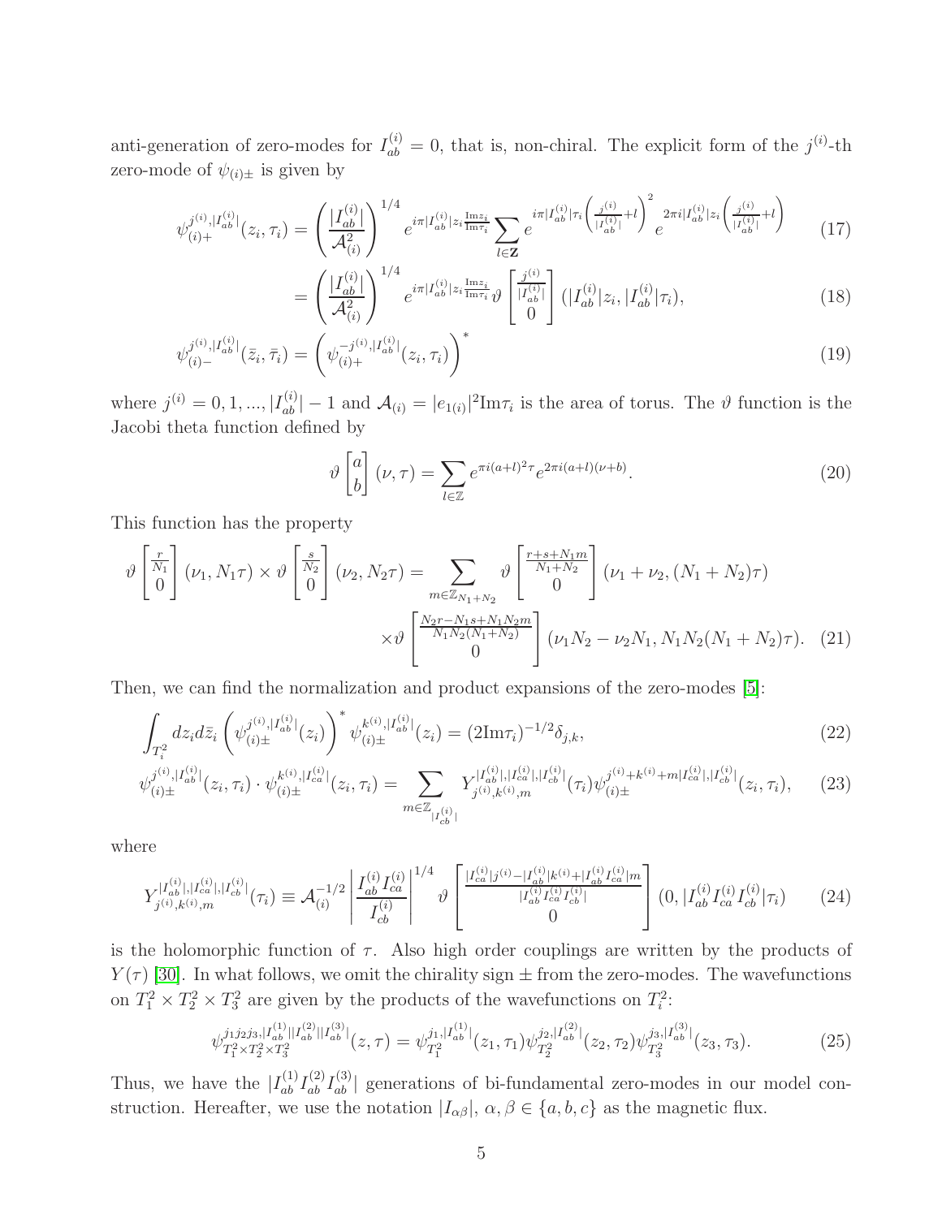anti-generation of zero-modes for $I_{ab}^{(i)} = 0$, that is, non-chiral. The explicit form of the $j^{(i)}$-th zero-mode of $\psi_{(i)\pm}$ is given by

$$\psi_{(i)+}^{j^{(i)},|I_{ab}^{(i)}|}(z_i,\tau_i) = \left(\frac{|I_{ab}^{(i)}|}{\mathcal{A}_{(i)}^2}\right)^{1/4} e^{i\pi|I_{ab}^{(i)}|z_i\frac{\mathrm{Im}z_i}{\mathrm{Im}\tau_i}} \sum_{l\in\mathbf{Z}} e^{i\pi|I_{ab}^{(i)}|\tau_i\left(\frac{j^{(i)}}{|I_{ab}^{(i)}|}+l\right)^2} e^{2\pi i|I_{ab}^{(i)}|z_i\left(\frac{j^{(i)}}{|I_{ab}^{(i)}|}+l\right)} \tag{17}$$

$$= \left(\frac{|I_{ab}^{(i)}|}{\mathcal{A}_{(i)}^2}\right)^{1/4} e^{i\pi|I_{ab}^{(i)}|z_i\frac{\mathrm{Im}z_i}{\mathrm{Im}\tau_i}} \vartheta\begin{bmatrix}\frac{j^{(i)}}{|I_{ab}^{(i)}|}\\0\end{bmatrix}(|I_{ab}^{(i)}|z_i, |I_{ab}^{(i)}|\tau_i), \tag{18}$$

$$\psi_{(i)-}^{j^{(i)},|I_{ab}^{(i)}|}(\bar{z}_i,\bar{\tau}_i) = \left(\psi_{(i)+}^{-j^{(i)},|I_{ab}^{(i)}|}(z_i,\tau_i)\right)^* \tag{19}$$

where $j^{(i)} = 0,1,...,|I_{ab}^{(i)}|-1$ and $\mathcal{A}_{(i)} = |e_{1(i)}|^2\mathrm{Im}\tau_i$ is the area of torus. The $\vartheta$ function is the Jacobi theta function defined by

$$\vartheta\begin{bmatrix}a\\b\end{bmatrix}(\nu,\tau) = \sum_{l\in\mathbb{Z}} e^{\pi i(a+l)^2\tau} e^{2\pi i(a+l)(\nu+b)}. \tag{20}$$

This function has the property

$$\vartheta\begin{bmatrix}\frac{r}{N_1}\\0\end{bmatrix}(\nu_1, N_1\tau) \times \vartheta\begin{bmatrix}\frac{s}{N_2}\\0\end{bmatrix}(\nu_2, N_2\tau) = \sum_{m\in\mathbb{Z}_{N_1+N_2}} \vartheta\begin{bmatrix}\frac{r+s+N_1m}{N_1+N_2}\\0\end{bmatrix}(\nu_1+\nu_2, (N_1+N_2)\tau)$$
$$\times\vartheta\begin{bmatrix}\frac{N_2r-N_1s+N_1N_2m}{N_1N_2(N_1+N_2)}\\0\end{bmatrix}(\nu_1N_2-\nu_2N_1, N_1N_2(N_1+N_2)\tau). \tag{21}$$

Then, we can find the normalization and product expansions of the zero-modes [5]:

$$\int_{T_i^2} dz_i d\bar{z}_i \left(\psi_{(i)\pm}^{j^{(i)},|I_{ab}^{(i)}|}(z_i)\right)^* \psi_{(i)\pm}^{k^{(i)},|I_{ab}^{(i)}|}(z_i) = (2\mathrm{Im}\tau_i)^{-1/2}\delta_{j,k}, \tag{22}$$

$$\psi_{(i)\pm}^{j^{(i)},|I_{ab}^{(i)}|}(z_i,\tau_i)\cdot\psi_{(i)\pm}^{k^{(i)},|I_{ca}^{(i)}|}(z_i,\tau_i) = \sum_{m\in\mathbb{Z}_{|I_{cb}^{(i)}|}} Y_{j^{(i)},k^{(i)},m}^{|I_{ab}^{(i)}|,|I_{ca}^{(i)}|,|I_{cb}^{(i)}|}(\tau_i)\psi_{(i)\pm}^{j^{(i)}+k^{(i)}+m|I_{ca}^{(i)}|,|I_{cb}^{(i)}|}(z_i,\tau_i), \tag{23}$$

where

$$Y_{j^{(i)},k^{(i)},m}^{|I_{ab}^{(i)}|,|I_{ca}^{(i)}|,|I_{cb}^{(i)}|}(\tau_i) \equiv \mathcal{A}_{(i)}^{-1/2}\left|\frac{I_{ab}^{(i)}I_{ca}^{(i)}}{I_{cb}^{(i)}}\right|^{1/4}\vartheta\begin{bmatrix}\frac{|I_{ca}^{(i)}|j^{(i)}-|I_{ab}^{(i)}|k^{(i)}+|I_{ab}^{(i)}I_{ca}^{(i)}|m}{|I_{ab}^{(i)}I_{ca}^{(i)}I_{cb}^{(i)}|}\\0\end{bmatrix}(0, |I_{ab}^{(i)}I_{ca}^{(i)}I_{cb}^{(i)}|\tau_i) \tag{24}$$

is the holomorphic function of $\tau$. Also high order couplings are written by the products of $Y(\tau)$ [30]. In what follows, we omit the chirality sign $\pm$ from the zero-modes. The wavefunctions on $T_1^2\times T_2^2\times T_3^2$ are given by the products of the wavefunctions on $T_i^2$:

$$\psi_{T_1^2\times T_2^2\times T_3^2}^{j_1j_2j_3,|I_{ab}^{(1)}||I_{ab}^{(2)}||I_{ab}^{(3)}|}(z,\tau) = \psi_{T_1^2}^{j_1,|I_{ab}^{(1)}|}(z_1,\tau_1)\psi_{T_2^2}^{j_2,|I_{ab}^{(2)}|}(z_2,\tau_2)\psi_{T_3^2}^{j_3,|I_{ab}^{(3)}|}(z_3,\tau_3). \tag{25}$$

Thus, we have the $|I_{ab}^{(1)}I_{ab}^{(2)}I_{ab}^{(3)}|$ generations of bi-fundamental zero-modes in our model construction. Hereafter, we use the notation $|I_{\alpha\beta}|$, $\alpha,\beta\in\{a,b,c\}$ as the magnetic flux.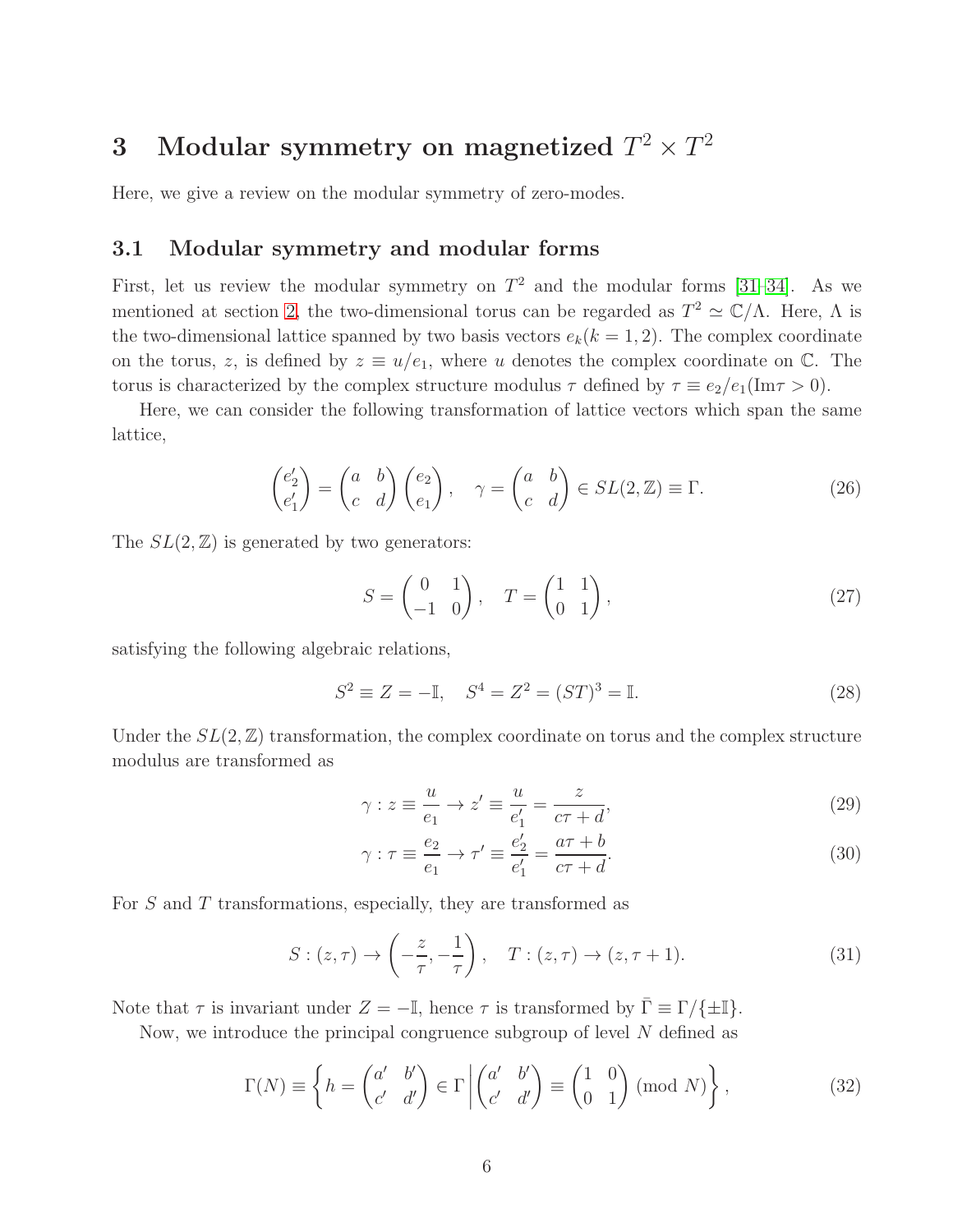# 3 Modular symmetry on magnetized $T^2 \times T^2$

Here, we give a review on the modular symmetry of zero-modes.

## 3.1 Modular symmetry and modular forms

First, let us review the modular symmetry on $T^2$ and the modular forms [31–34]. As we mentioned at section 2, the two-dimensional torus can be regarded as $T^2 \simeq \mathbb{C}/\Lambda$. Here, $\Lambda$ is the two-dimensional lattice spanned by two basis vectors $e_k (k = 1, 2)$. The complex coordinate on the torus, $z$, is defined by $z \equiv u/e_1$, where $u$ denotes the complex coordinate on $\mathbb{C}$. The torus is characterized by the complex structure modulus $\tau$ defined by $\tau \equiv e_2/e_1 (\mathrm{Im}\tau > 0)$.

Here, we can consider the following transformation of lattice vectors which span the same lattice,

$$\begin{pmatrix} e'_2 \\ e'_1 \end{pmatrix} = \begin{pmatrix} a & b \\ c & d \end{pmatrix} \begin{pmatrix} e_2 \\ e_1 \end{pmatrix}, \quad \gamma = \begin{pmatrix} a & b \\ c & d \end{pmatrix} \in SL(2, \mathbb{Z}) \equiv \Gamma. \tag{26}$$

The $SL(2, \mathbb{Z})$ is generated by two generators:

$$S = \begin{pmatrix} 0 & 1 \\ -1 & 0 \end{pmatrix}, \quad T = \begin{pmatrix} 1 & 1 \\ 0 & 1 \end{pmatrix}, \tag{27}$$

satisfying the following algebraic relations,

$$S^2 \equiv Z = -\mathbb{I}, \quad S^4 = Z^2 = (ST)^3 = \mathbb{I}. \tag{28}$$

Under the $SL(2, \mathbb{Z})$ transformation, the complex coordinate on torus and the complex structure modulus are transformed as

$$\gamma : z \equiv \frac{u}{e_1} \to z' \equiv \frac{u}{e'_1} = \frac{z}{c\tau + d}, \tag{29}$$

$$\gamma : \tau \equiv \frac{e_2}{e_1} \to \tau' \equiv \frac{e'_2}{e'_1} = \frac{a\tau + b}{c\tau + d}. \tag{30}$$

For $S$ and $T$ transformations, especially, they are transformed as

$$S : (z, \tau) \to \left( -\frac{z}{\tau}, -\frac{1}{\tau} \right), \quad T : (z, \tau) \to (z, \tau + 1). \tag{31}$$

Note that $\tau$ is invariant under $Z = -\mathbb{I}$, hence $\tau$ is transformed by $\bar{\Gamma} \equiv \Gamma/\{\pm\mathbb{I}\}$.

Now, we introduce the principal congruence subgroup of level $N$ defined as

$$\Gamma(N) \equiv \left\{ h = \begin{pmatrix} a' & b' \\ c' & d' \end{pmatrix} \in \Gamma \,\middle|\, \begin{pmatrix} a' & b' \\ c' & d' \end{pmatrix} \equiv \begin{pmatrix} 1 & 0 \\ 0 & 1 \end{pmatrix} \pmod{N} \right\}, \tag{32}$$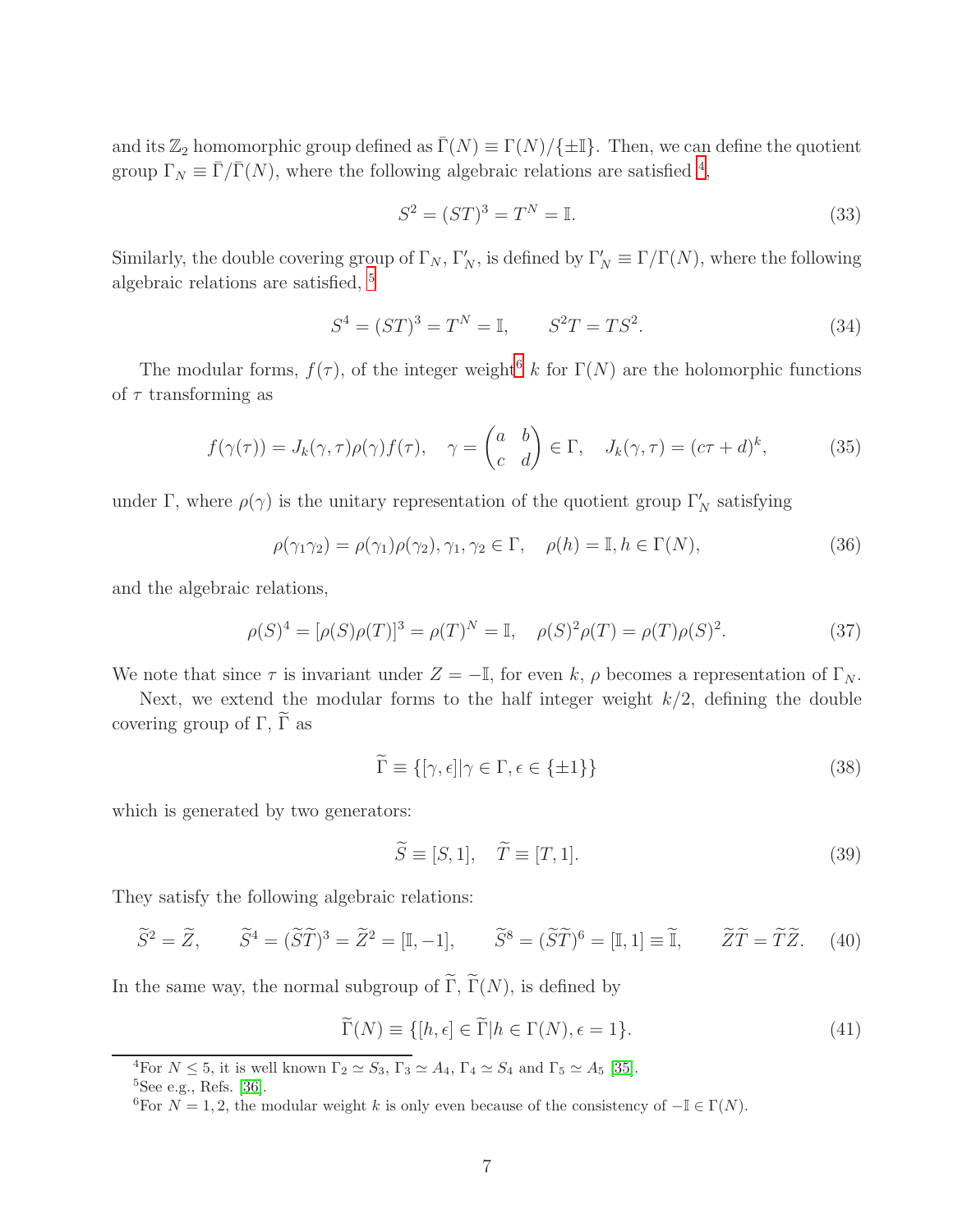and its $\mathbb{Z}_2$ homomorphic group defined as $\bar{\Gamma}(N) \equiv \Gamma(N)/\{\pm\mathbb{I}\}$. Then, we can define the quotient group $\Gamma_N \equiv \bar{\Gamma}/\bar{\Gamma}(N)$, where the following algebraic relations are satisfied [4],

$$S^2 = (ST)^3 = T^N = \mathbb{I}. \tag{33}$$

Similarly, the double covering group of $\Gamma_N$, $\Gamma'_N$, is defined by $\Gamma'_N \equiv \Gamma/\Gamma(N)$, where the following algebraic relations are satisfied, [5]

$$S^4 = (ST)^3 = T^N = \mathbb{I}, \qquad S^2T = TS^2. \tag{34}$$

The modular forms, $f(\tau)$, of the integer weight[6] $k$ for $\Gamma(N)$ are the holomorphic functions of $\tau$ transforming as

$$f(\gamma(\tau)) = J_k(\gamma,\tau)\rho(\gamma)f(\tau), \quad \gamma = \begin{pmatrix} a & b \\ c & d \end{pmatrix} \in \Gamma, \quad J_k(\gamma,\tau) = (c\tau + d)^k, \tag{35}$$

under $\Gamma$, where $\rho(\gamma)$ is the unitary representation of the quotient group $\Gamma'_N$ satisfying

$$\rho(\gamma_1\gamma_2) = \rho(\gamma_1)\rho(\gamma_2), \gamma_1, \gamma_2 \in \Gamma, \quad \rho(h) = \mathbb{I}, h \in \Gamma(N), \tag{36}$$

and the algebraic relations,

$$\rho(S)^4 = [\rho(S)\rho(T)]^3 = \rho(T)^N = \mathbb{I}, \quad \rho(S)^2\rho(T) = \rho(T)\rho(S)^2. \tag{37}$$

We note that since $\tau$ is invariant under $Z = -\mathbb{I}$, for even $k$, $\rho$ becomes a representation of $\Gamma_N$.

Next, we extend the modular forms to the half integer weight $k/2$, defining the double covering group of $\Gamma$, $\widetilde{\Gamma}$ as

$$\widetilde{\Gamma} \equiv \{[\gamma,\epsilon] | \gamma \in \Gamma, \epsilon \in \{\pm 1\}\} \tag{38}$$

which is generated by two generators:

$$\widetilde{S} \equiv [S, 1], \quad \widetilde{T} \equiv [T, 1]. \tag{39}$$

They satisfy the following algebraic relations:

$$\widetilde{S}^2 = \widetilde{Z}, \qquad \widetilde{S}^4 = (\widetilde{S}\widetilde{T})^3 = \widetilde{Z}^2 = [\mathbb{I}, -1], \qquad \widetilde{S}^8 = (\widetilde{S}\widetilde{T})^6 = [\mathbb{I}, 1] \equiv \widetilde{\mathbb{I}}, \qquad \widetilde{Z}\widetilde{T} = \widetilde{T}\widetilde{Z}. \tag{40}$$

In the same way, the normal subgroup of $\widetilde{\Gamma}$, $\widetilde{\Gamma}(N)$, is defined by

$$\widetilde{\Gamma}(N) \equiv \{[h,\epsilon] \in \widetilde{\Gamma} | h \in \Gamma(N), \epsilon = 1\}. \tag{41}$$

[4] For $N \leq 5$, it is well known $\Gamma_2 \simeq S_3$, $\Gamma_3 \simeq A_4$, $\Gamma_4 \simeq S_4$ and $\Gamma_5 \simeq A_5$ [35].

[5] See e.g., Refs. [36].

[6] For $N = 1, 2$, the modular weight $k$ is only even because of the consistency of $-\mathbb{I} \in \Gamma(N)$.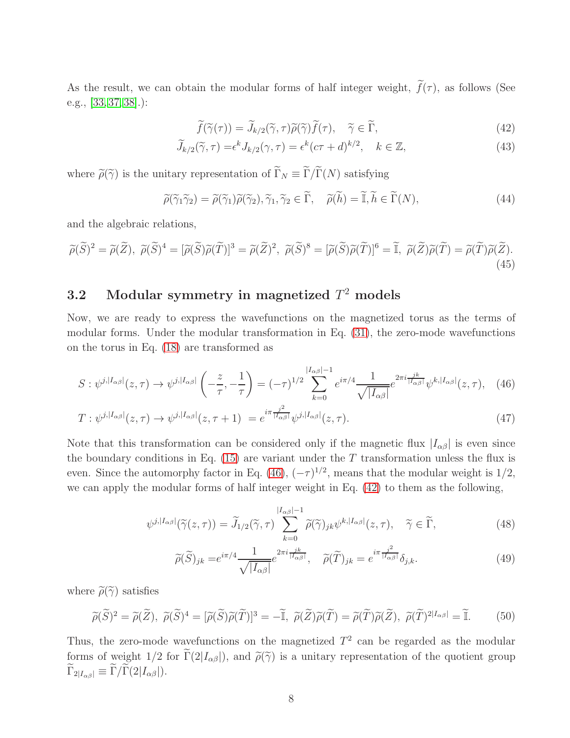As the result, we can obtain the modular forms of half integer weight, $\widetilde{f}(\tau)$, as follows (See e.g., [33, 37, 38].):

$$\widetilde{f}(\widetilde{\gamma}(\tau)) = \widetilde{J}_{k/2}(\widetilde{\gamma}, \tau)\widetilde{\rho}(\widetilde{\gamma})\widetilde{f}(\tau), \quad \widetilde{\gamma} \in \widetilde{\Gamma}, \tag{42}$$

$$\widetilde{J}_{k/2}(\widetilde{\gamma}, \tau) = \epsilon^k J_{k/2}(\gamma, \tau) = \epsilon^k (c\tau + d)^{k/2}, \quad k \in \mathbb{Z}, \tag{43}$$

where $\widetilde{\rho}(\widetilde{\gamma})$ is the unitary representation of $\widetilde{\Gamma}_N \equiv \widetilde{\Gamma}/\widetilde{\Gamma}(N)$ satisfying

$$\widetilde{\rho}(\widetilde{\gamma}_1\widetilde{\gamma}_2) = \widetilde{\rho}(\widetilde{\gamma}_1)\widetilde{\rho}(\widetilde{\gamma}_2), \widetilde{\gamma}_1, \widetilde{\gamma}_2 \in \widetilde{\Gamma}, \quad \widetilde{\rho}(\widetilde{h}) = \widetilde{\mathbb{I}}, \widetilde{h} \in \widetilde{\Gamma}(N), \tag{44}$$

and the algebraic relations,

$$\widetilde{\rho}(\widetilde{S})^2 = \widetilde{\rho}(\widetilde{Z}),\ \widetilde{\rho}(\widetilde{S})^4 = [\widetilde{\rho}(\widetilde{S})\widetilde{\rho}(\widetilde{T})]^3 = \widetilde{\rho}(\widetilde{Z})^2,\ \widetilde{\rho}(\widetilde{S})^8 = [\widetilde{\rho}(\widetilde{S})\widetilde{\rho}(\widetilde{T})]^6 = \widetilde{\mathbb{I}},\ \widetilde{\rho}(\widetilde{Z})\widetilde{\rho}(\widetilde{T}) = \widetilde{\rho}(\widetilde{T})\widetilde{\rho}(\widetilde{Z}). \tag{45}$$

### 3.2 Modular symmetry in magnetized $T^2$ models

Now, we are ready to express the wavefunctions on the magnetized torus as the terms of modular forms. Under the modular transformation in Eq. (31), the zero-mode wavefunctions on the torus in Eq. (18) are transformed as

$$S : \psi^{j,|I_{\alpha\beta}|}(z,\tau) \to \psi^{j,|I_{\alpha\beta}|}\left(-\frac{z}{\tau}, -\frac{1}{\tau}\right) = (-\tau)^{1/2} \sum_{k=0}^{|I_{\alpha\beta}|-1} e^{i\pi/4} \frac{1}{\sqrt{|I_{\alpha\beta}|}} e^{2\pi i \frac{jk}{|I_{\alpha\beta}|}} \psi^{k,|I_{\alpha\beta}|}(z,\tau), \tag{46}$$

$$T : \psi^{j,|I_{\alpha\beta}|}(z,\tau) \to \psi^{j,|I_{\alpha\beta}|}(z,\tau+1) = e^{i\pi \frac{j^2}{|I_{\alpha\beta}|}} \psi^{j,|I_{\alpha\beta}|}(z,\tau). \tag{47}$$

Note that this transformation can be considered only if the magnetic flux $|I_{\alpha\beta}|$ is even since the boundary conditions in Eq. (15) are variant under the $T$ transformation unless the flux is even. Since the automorphy factor in Eq. (46), $(-\tau)^{1/2}$, means that the modular weight is 1/2, we can apply the modular forms of half integer weight in Eq. (42) to them as the following,

$$\psi^{j,|I_{\alpha\beta}|}(\widetilde{\gamma}(z,\tau)) = \widetilde{J}_{1/2}(\widetilde{\gamma},\tau) \sum_{k=0}^{|I_{\alpha\beta}|-1} \widetilde{\rho}(\widetilde{\gamma})_{jk} \psi^{k,|I_{\alpha\beta}|}(z,\tau), \quad \widetilde{\gamma} \in \widetilde{\Gamma}, \tag{48}$$

$$\widetilde{\rho}(\widetilde{S})_{jk} = e^{i\pi/4} \frac{1}{\sqrt{|I_{\alpha\beta}|}} e^{2\pi i \frac{jk}{|I_{\alpha\beta}|}}, \quad \widetilde{\rho}(\widetilde{T})_{jk} = e^{i\pi \frac{j^2}{|I_{\alpha\beta}|}} \delta_{j,k}. \tag{49}$$

where $\widetilde{\rho}(\widetilde{\gamma})$ satisfies

$$\widetilde{\rho}(\widetilde{S})^2 = \widetilde{\rho}(\widetilde{Z}),\ \widetilde{\rho}(\widetilde{S})^4 = [\widetilde{\rho}(\widetilde{S})\widetilde{\rho}(\widetilde{T})]^3 = -\widetilde{\mathbb{I}},\ \widetilde{\rho}(\widetilde{Z})\widetilde{\rho}(\widetilde{T}) = \widetilde{\rho}(\widetilde{T})\widetilde{\rho}(\widetilde{Z}),\ \widetilde{\rho}(\widetilde{T})^{2|I_{\alpha\beta}|} = \widetilde{\mathbb{I}}. \tag{50}$$

Thus, the zero-mode wavefunctions on the magnetized $T^2$ can be regarded as the modular forms of weight 1/2 for $\widetilde{\Gamma}(2|I_{\alpha\beta}|)$, and $\widetilde{\rho}(\widetilde{\gamma})$ is a unitary representation of the quotient group $\widetilde{\Gamma}_{2|I_{\alpha\beta}|} \equiv \widetilde{\Gamma}/\widetilde{\Gamma}(2|I_{\alpha\beta}|)$.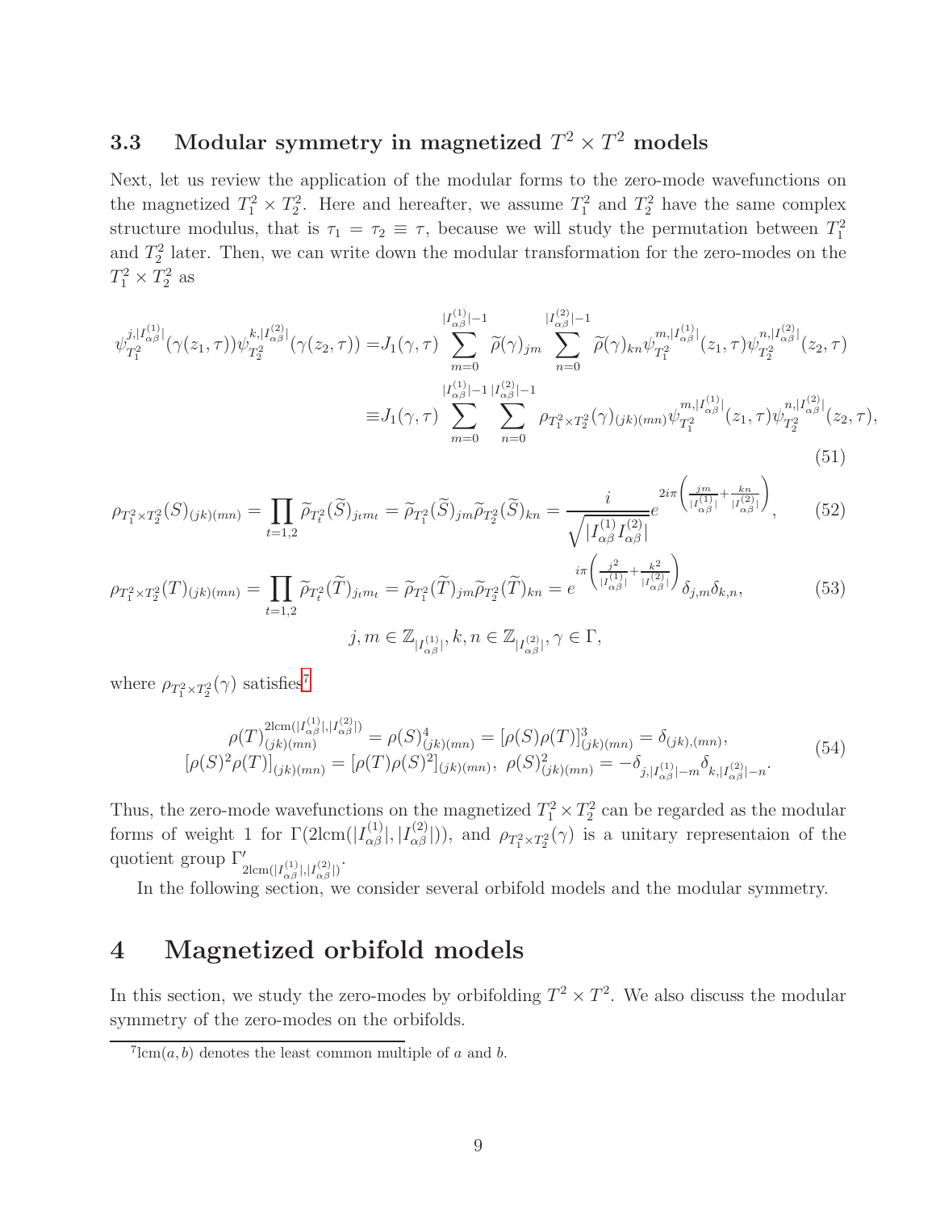### 3.3 Modular symmetry in magnetized $T^2 \times T^2$ models

Next, let us review the application of the modular forms to the zero-mode wavefunctions on the magnetized $T_1^2 \times T_2^2$. Here and hereafter, we assume $T_1^2$ and $T_2^2$ have the same complex structure modulus, that is $\tau_1 = \tau_2 \equiv \tau$, because we will study the permutation between $T_1^2$ and $T_2^2$ later. Then, we can write down the modular transformation for the zero-modes on the $T_1^2 \times T_2^2$ as

$$
\begin{aligned}
\psi_{T_1^2}^{j,|I_{\alpha\beta}^{(1)}|}(\gamma(z_1,\tau))\psi_{T_2^2}^{k,|I_{\alpha\beta}^{(2)}|}(\gamma(z_2,\tau)) =& J_1(\gamma,\tau) \sum_{m=0}^{|I_{\alpha\beta}^{(1)}|-1} \widetilde{\rho}(\gamma)_{jm} \sum_{n=0}^{|I_{\alpha\beta}^{(2)}|-1} \widetilde{\rho}(\gamma)_{kn} \psi_{T_1^2}^{m,|I_{\alpha\beta}^{(1)}|}(z_1,\tau)\psi_{T_2^2}^{n,|I_{\alpha\beta}^{(2)}|}(z_2,\tau) \\
\equiv& J_1(\gamma,\tau) \sum_{m=0}^{|I_{\alpha\beta}^{(1)}|-1} \sum_{n=0}^{|I_{\alpha\beta}^{(2)}|-1} \rho_{T_1^2\times T_2^2}(\gamma)_{(jk)(mn)} \psi_{T_1^2}^{m,|I_{\alpha\beta}^{(1)}|}(z_1,\tau)\psi_{T_2^2}^{n,|I_{\alpha\beta}^{(2)}|}(z_2,\tau),
\end{aligned}
\tag{51}
$$

$$
\rho_{T_1^2\times T_2^2}(S)_{(jk)(mn)} = \prod_{t=1,2} \widetilde{\rho}_{T_t^2}(\widetilde{S})_{j_t m_t} = \widetilde{\rho}_{T_1^2}(\widetilde{S})_{jm}\widetilde{\rho}_{T_2^2}(\widetilde{S})_{kn} = \frac{i}{\sqrt{|I_{\alpha\beta}^{(1)} I_{\alpha\beta}^{(2)}|}} e^{2i\pi\left(\frac{jm}{|I_{\alpha\beta}^{(1)}|}+\frac{kn}{|I_{\alpha\beta}^{(2)}|}\right)}, \tag{52}
$$

$$
\rho_{T_1^2\times T_2^2}(T)_{(jk)(mn)} = \prod_{t=1,2} \widetilde{\rho}_{T_t^2}(\widetilde{T})_{j_t m_t} = \widetilde{\rho}_{T_1^2}(\widetilde{T})_{jm}\widetilde{\rho}_{T_2^2}(\widetilde{T})_{kn} = e^{i\pi\left(\frac{j^2}{|I_{\alpha\beta}^{(1)}|}+\frac{k^2}{|I_{\alpha\beta}^{(2)}|}\right)} \delta_{j,m}\delta_{k,n}, \tag{53}
$$

$$
j,m \in \mathbb{Z}_{|I_{\alpha\beta}^{(1)}|}, k,n \in \mathbb{Z}_{|I_{\alpha\beta}^{(2)}|}, \gamma \in \Gamma,
$$

where $\rho_{T_1^2\times T_2^2}(\gamma)$ satisfies[7]

$$
\begin{aligned}
\rho(T)_{(jk)(mn)}^{2\mathrm{lcm}(|I_{\alpha\beta}^{(1)}|,|I_{\alpha\beta}^{(2)}|)} = \rho(S)_{(jk)(mn)}^4 = [\rho(S)\rho(T)]_{(jk)(mn)}^3 = \delta_{(jk),(mn)}, \\
[\rho(S)^2\rho(T)]_{(jk)(mn)} = [\rho(T)\rho(S)^2]_{(jk)(mn)},\ \rho(S)_{(jk)(mn)}^2 = -\delta_{j,|I_{\alpha\beta}^{(1)}|-m}\delta_{k,|I_{\alpha\beta}^{(2)}|-n}.
\end{aligned}
\tag{54}
$$

Thus, the zero-mode wavefunctions on the magnetized $T_1^2 \times T_2^2$ can be regarded as the modular forms of weight 1 for $\Gamma(2\mathrm{lcm}(|I_{\alpha\beta}^{(1)}|, |I_{\alpha\beta}^{(2)}|))$, and $\rho_{T_1^2\times T_2^2}(\gamma)$ is a unitary representaion of the quotient group $\Gamma'_{2\mathrm{lcm}(|I_{\alpha\beta}^{(1)}|,|I_{\alpha\beta}^{(2)}|)}$.

In the following section, we consider several orbifold models and the modular symmetry.

# 4 Magnetized orbifold models

In this section, we study the zero-modes by orbifolding $T^2 \times T^2$. We also discuss the modular symmetry of the zero-modes on the orbifolds.

---

[7] $\mathrm{lcm}(a, b)$ denotes the least common multiple of $a$ and $b$.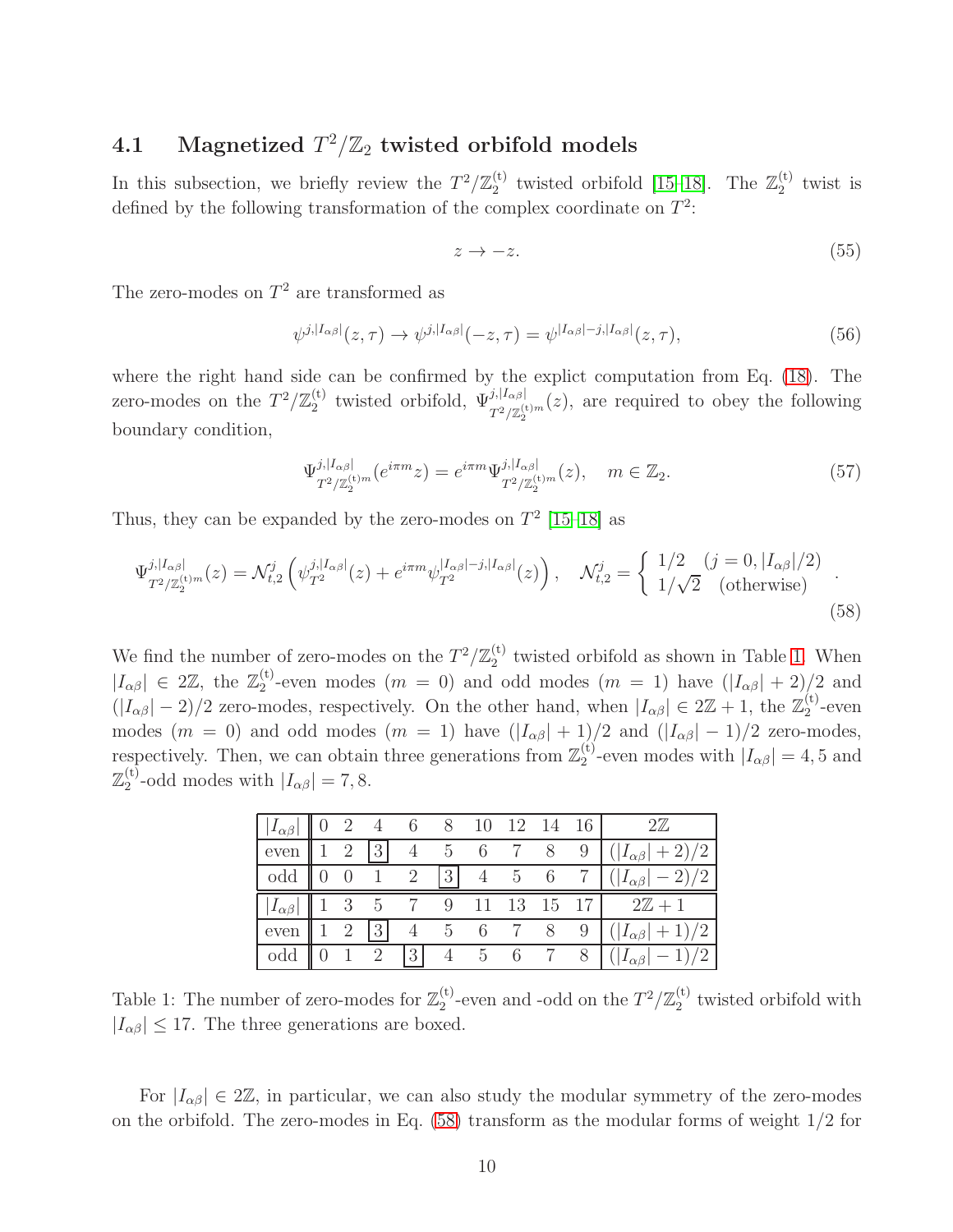### 4.1 Magnetized $T^2/\mathbb{Z}_2$ twisted orbifold models

In this subsection, we briefly review the $T^2/\mathbb{Z}_2^{(t)}$ twisted orbifold [15–18]. The $\mathbb{Z}_2^{(t)}$ twist is defined by the following transformation of the complex coordinate on $T^2$:

$$z \to -z. \tag{55}$$

The zero-modes on $T^2$ are transformed as

$$\psi^{j,|I_{\alpha\beta}|}(z,\tau) \to \psi^{j,|I_{\alpha\beta}|}(-z,\tau) = \psi^{|I_{\alpha\beta}|-j,|I_{\alpha\beta}|}(z,\tau), \tag{56}$$

where the right hand side can be confirmed by the explict computation from Eq. (18). The zero-modes on the $T^2/\mathbb{Z}_2^{(t)}$ twisted orbifold, $\Psi^{j,|I_{\alpha\beta}|}_{T^2/\mathbb{Z}_2^{(t)m}}(z)$, are required to obey the following boundary condition,

$$\Psi^{j,|I_{\alpha\beta}|}_{T^2/\mathbb{Z}_2^{(t)m}}(e^{i\pi m}z) = e^{i\pi m}\Psi^{j,|I_{\alpha\beta}|}_{T^2/\mathbb{Z}_2^{(t)m}}(z), \quad m \in \mathbb{Z}_2. \tag{57}$$

Thus, they can be expanded by the zero-modes on $T^2$ [15–18] as

$$\Psi^{j,|I_{\alpha\beta}|}_{T^2/\mathbb{Z}_2^{(t)m}}(z) = \mathcal{N}^j_{t,2}\left(\psi^{j,|I_{\alpha\beta}|}_{T^2}(z) + e^{i\pi m}\psi^{|I_{\alpha\beta}|-j,|I_{\alpha\beta}|}_{T^2}(z)\right), \quad \mathcal{N}^j_{t,2} = \begin{cases} 1/2 & (j = 0, |I_{\alpha\beta}|/2) \\ 1/\sqrt{2} & (\text{otherwise}) \end{cases}. \tag{58}$$

We find the number of zero-modes on the $T^2/\mathbb{Z}_2^{(t)}$ twisted orbifold as shown in Table 1. When $|I_{\alpha\beta}| \in 2\mathbb{Z}$, the $\mathbb{Z}_2^{(t)}$-even modes ($m = 0$) and odd modes ($m = 1$) have $(|I_{\alpha\beta}| + 2)/2$ and $(|I_{\alpha\beta}| - 2)/2$ zero-modes, respectively. On the other hand, when $|I_{\alpha\beta}| \in 2\mathbb{Z}+1$, the $\mathbb{Z}_2^{(t)}$-even modes ($m = 0$) and odd modes ($m = 1$) have $(|I_{\alpha\beta}| + 1)/2$ and $(|I_{\alpha\beta}| - 1)/2$ zero-modes, respectively. Then, we can obtain three generations from $\mathbb{Z}_2^{(t)}$-even modes with $|I_{\alpha\beta}| = 4, 5$ and $\mathbb{Z}_2^{(t)}$-odd modes with $|I_{\alpha\beta}| = 7, 8$.

| $\lvert I_{\alpha\beta}\rvert$ | 0 | 2 | 4 | 6 | 8 | 10 | 12 | 14 | 16 | $2\mathbb{Z}$ |
|---|---|---|---|---|---|---|---|---|---|---|
| even | 1 | 2 | **3** | 4 | 5 | 6 | 7 | 8 | 9 | $(\lvert I_{\alpha\beta}\rvert + 2)/2$ |
| odd | 0 | 0 | 1 | 2 | **3** | 4 | 5 | 6 | 7 | $(\lvert I_{\alpha\beta}\rvert - 2)/2$ |
| $\lvert I_{\alpha\beta}\rvert$ | 1 | 3 | 5 | 7 | 9 | 11 | 13 | 15 | 17 | $2\mathbb{Z}+1$ |
| even | 1 | 2 | **3** | 4 | 5 | 6 | 7 | 8 | 9 | $(\lvert I_{\alpha\beta}\rvert + 1)/2$ |
| odd | 0 | 1 | 2 | **3** | 4 | 5 | 6 | 7 | 8 | $(\lvert I_{\alpha\beta}\rvert - 1)/2$ |

Table 1: The number of zero-modes for $\mathbb{Z}_2^{(t)}$-even and -odd on the $T^2/\mathbb{Z}_2^{(t)}$ twisted orbifold with $|I_{\alpha\beta}| \leq 17$. The three generations are boxed.

For $|I_{\alpha\beta}| \in 2\mathbb{Z}$, in particular, we can also study the modular symmetry of the zero-modes on the orbifold. The zero-modes in Eq. (58) transform as the modular forms of weight 1/2 for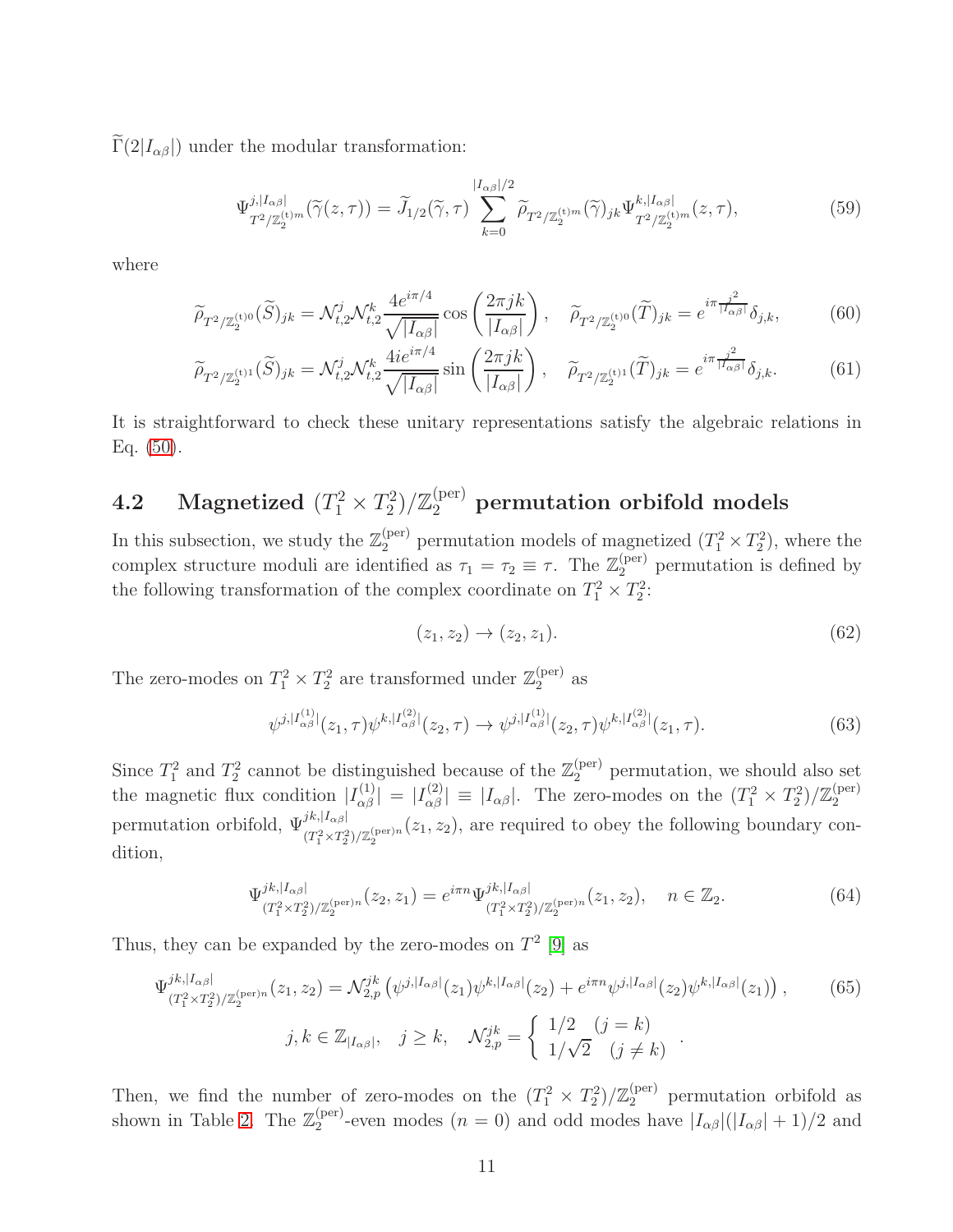$\widetilde{\Gamma}(2|I_{\alpha\beta}|)$ under the modular transformation:

$$\Psi^{j,|I_{\alpha\beta}|}_{T^2/\mathbb{Z}_2^{(\mathrm{t})m}}(\widetilde{\gamma}(z,\tau)) = \widetilde{J}_{1/2}(\widetilde{\gamma},\tau) \sum_{k=0}^{|I_{\alpha\beta}|/2} \widetilde{\rho}_{T^2/\mathbb{Z}_2^{(\mathrm{t})m}}(\widetilde{\gamma})_{jk} \Psi^{k,|I_{\alpha\beta}|}_{T^2/\mathbb{Z}_2^{(\mathrm{t})m}}(z,\tau), \tag{59}$$

where

$$\widetilde{\rho}_{T^2/\mathbb{Z}_2^{(\mathrm{t})0}}(\widetilde{S})_{jk} = \mathcal{N}^j_{t,2}\mathcal{N}^k_{t,2}\frac{4e^{i\pi/4}}{\sqrt{|I_{\alpha\beta}|}}\cos\left(\frac{2\pi jk}{|I_{\alpha\beta}|}\right), \quad \widetilde{\rho}_{T^2/\mathbb{Z}_2^{(\mathrm{t})0}}(\widetilde{T})_{jk} = e^{i\pi\frac{j^2}{|I_{\alpha\beta}|}}\delta_{j,k}, \tag{60}$$

$$\widetilde{\rho}_{T^2/\mathbb{Z}_2^{(\mathrm{t})1}}(\widetilde{S})_{jk} = \mathcal{N}^j_{t,2}\mathcal{N}^k_{t,2}\frac{4ie^{i\pi/4}}{\sqrt{|I_{\alpha\beta}|}}\sin\left(\frac{2\pi jk}{|I_{\alpha\beta}|}\right), \quad \widetilde{\rho}_{T^2/\mathbb{Z}_2^{(\mathrm{t})1}}(\widetilde{T})_{jk} = e^{i\pi\frac{j^2}{|I_{\alpha\beta}|}}\delta_{j,k}. \tag{61}$$

It is straightforward to check these unitary representations satisfy the algebraic relations in Eq. (50).

## 4.2 Magnetized $(T_1^2 \times T_2^2)/\mathbb{Z}_2^{(\mathrm{per})}$ permutation orbifold models

In this subsection, we study the $\mathbb{Z}_2^{(\mathrm{per})}$ permutation models of magnetized $(T_1^2 \times T_2^2)$, where the complex structure moduli are identified as $\tau_1 = \tau_2 \equiv \tau$. The $\mathbb{Z}_2^{(\mathrm{per})}$ permutation is defined by the following transformation of the complex coordinate on $T_1^2 \times T_2^2$:

$$(z_1, z_2) \to (z_2, z_1). \tag{62}$$

The zero-modes on $T_1^2 \times T_2^2$ are transformed under $\mathbb{Z}_2^{(\mathrm{per})}$ as

$$\psi^{j,|I^{(1)}_{\alpha\beta}|}(z_1,\tau)\psi^{k,|I^{(2)}_{\alpha\beta}|}(z_2,\tau) \to \psi^{j,|I^{(1)}_{\alpha\beta}|}(z_2,\tau)\psi^{k,|I^{(2)}_{\alpha\beta}|}(z_1,\tau). \tag{63}$$

Since $T_1^2$ and $T_2^2$ cannot be distinguished because of the $\mathbb{Z}_2^{(\mathrm{per})}$ permutation, we should also set the magnetic flux condition $|I^{(1)}_{\alpha\beta}| = |I^{(2)}_{\alpha\beta}| \equiv |I_{\alpha\beta}|$. The zero-modes on the $(T_1^2 \times T_2^2)/\mathbb{Z}_2^{(\mathrm{per})}$ permutation orbifold, $\Psi^{jk,|I_{\alpha\beta}|}_{(T_1^2\times T_2^2)/\mathbb{Z}_2^{(\mathrm{per})n}}(z_1,z_2)$, are required to obey the following boundary condition,

$$\Psi^{jk,|I_{\alpha\beta}|}_{(T_1^2\times T_2^2)/\mathbb{Z}_2^{(\mathrm{per})n}}(z_2,z_1) = e^{i\pi n}\Psi^{jk,|I_{\alpha\beta}|}_{(T_1^2\times T_2^2)/\mathbb{Z}_2^{(\mathrm{per})n}}(z_1,z_2), \quad n \in \mathbb{Z}_2. \tag{64}$$

Thus, they can be expanded by the zero-modes on $T^2$ [9] as

$$\Psi^{jk,|I_{\alpha\beta}|}_{(T_1^2\times T_2^2)/\mathbb{Z}_2^{(\mathrm{per})n}}(z_1,z_2) = \mathcal{N}^{jk}_{2,p}\left(\psi^{j,|I_{\alpha\beta}|}(z_1)\psi^{k,|I_{\alpha\beta}|}(z_2) + e^{i\pi n}\psi^{j,|I_{\alpha\beta}|}(z_2)\psi^{k,|I_{\alpha\beta}|}(z_1)\right), \tag{65}$$

$$j,k \in \mathbb{Z}_{|I_{\alpha\beta}|}, \quad j \geq k, \quad \mathcal{N}^{jk}_{2,p} = \begin{cases} 1/2 & (j=k) \\ 1/\sqrt{2} & (j \neq k) \end{cases}.$$

Then, we find the number of zero-modes on the $(T_1^2 \times T_2^2)/\mathbb{Z}_2^{(\mathrm{per})}$ permutation orbifold as shown in Table 2. The $\mathbb{Z}_2^{(\mathrm{per})}$-even modes ($n = 0$) and odd modes have $|I_{\alpha\beta}|(|I_{\alpha\beta}|+1)/2$ and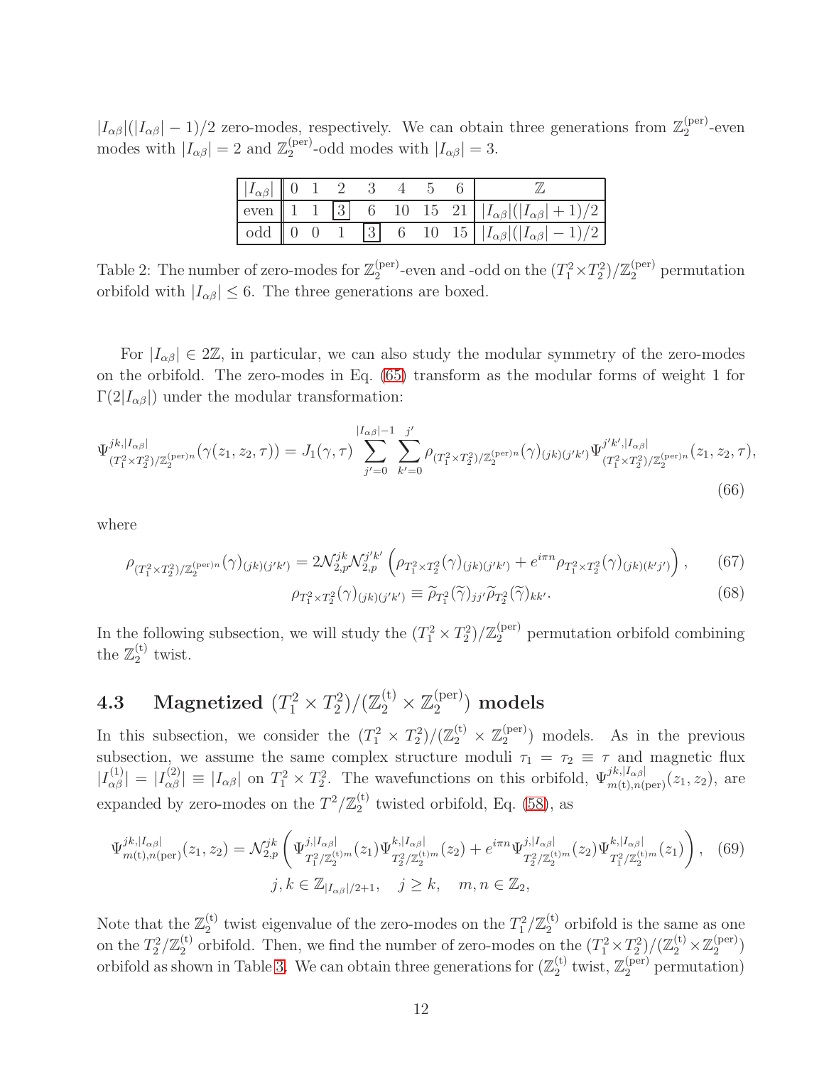$|I_{\alpha\beta}|(|I_{\alpha\beta}|-1)/2$ zero-modes, respectively. We can obtain three generations from $\mathbb{Z}_2^{(\mathrm{per})}$-even modes with $|I_{\alpha\beta}|=2$ and $\mathbb{Z}_2^{(\mathrm{per})}$-odd modes with $|I_{\alpha\beta}|=3$.

| $\lvert I_{\alpha\beta}\rvert$ | 0 | 1 | 2 | 3 | 4 | 5 | 6 | $\mathbb{Z}$ |
|---|---|---|---|---|---|---|---|---|
| even | 1 | 1 | $\boxed{3}$ | 6 | 10 | 15 | 21 | $\lvert I_{\alpha\beta}\rvert(\lvert I_{\alpha\beta}\rvert+1)/2$ |
| odd | 0 | 0 | 1 | $\boxed{3}$ | 6 | 10 | 15 | $\lvert I_{\alpha\beta}\rvert(\lvert I_{\alpha\beta}\rvert-1)/2$ |

Table 2: The number of zero-modes for $\mathbb{Z}_2^{(\mathrm{per})}$-even and -odd on the $(T_1^2\times T_2^2)/\mathbb{Z}_2^{(\mathrm{per})}$ permutation orbifold with $|I_{\alpha\beta}|\leq 6$. The three generations are boxed.

For $|I_{\alpha\beta}|\in 2\mathbb{Z}$, in particular, we can also study the modular symmetry of the zero-modes on the orbifold. The zero-modes in Eq. (65) transform as the modular forms of weight 1 for $\Gamma(2|I_{\alpha\beta}|)$ under the modular transformation:

$$
\Psi^{jk,|I_{\alpha\beta}|}_{(T_1^2\times T_2^2)/\mathbb{Z}_2^{(\mathrm{per})n}}(\gamma(z_1,z_2,\tau)) = J_1(\gamma,\tau)\sum_{j'=0}^{|I_{\alpha\beta}|-1}\sum_{k'=0}^{j'}\rho_{(T_1^2\times T_2^2)/\mathbb{Z}_2^{(\mathrm{per})n}}(\gamma)_{(jk)(j'k')}\Psi^{j'k',|I_{\alpha\beta}|}_{(T_1^2\times T_2^2)/\mathbb{Z}_2^{(\mathrm{per})n}}(z_1,z_2,\tau),
\tag{66}
$$

where

$$
\rho_{(T_1^2\times T_2^2)/\mathbb{Z}_2^{(\mathrm{per})n}}(\gamma)_{(jk)(j'k')} = 2\mathcal{N}_{2,p}^{jk}\mathcal{N}_{2,p}^{j'k'}\left(\rho_{T_1^2\times T_2^2}(\gamma)_{(jk)(j'k')} + e^{i\pi n}\rho_{T_1^2\times T_2^2}(\gamma)_{(jk)(k'j')}\right), \tag{67}
$$

$$
\rho_{T_1^2\times T_2^2}(\gamma)_{(jk)(j'k')} \equiv \widetilde{\rho}_{T_1^2}(\widetilde{\gamma})_{jj'}\widetilde{\rho}_{T_2^2}(\widetilde{\gamma})_{kk'}. \tag{68}
$$

In the following subsection, we will study the $(T_1^2\times T_2^2)/\mathbb{Z}_2^{(\mathrm{per})}$ permutation orbifold combining the $\mathbb{Z}_2^{(\mathrm{t})}$ twist.

### 4.3 Magnetized $(T_1^2\times T_2^2)/(\mathbb{Z}_2^{(\mathrm{t})}\times\mathbb{Z}_2^{(\mathrm{per})})$ models

In this subsection, we consider the $(T_1^2\times T_2^2)/(\mathbb{Z}_2^{(\mathrm{t})}\times\mathbb{Z}_2^{(\mathrm{per})})$ models. As in the previous subsection, we assume the same complex structure moduli $\tau_1=\tau_2\equiv\tau$ and magnetic flux $|I_{\alpha\beta}^{(1)}|=|I_{\alpha\beta}^{(2)}|\equiv|I_{\alpha\beta}|$ on $T_1^2\times T_2^2$. The wavefunctions on this orbifold, $\Psi^{jk,|I_{\alpha\beta}|}_{m(\mathrm{t}),n(\mathrm{per})}(z_1,z_2)$, are expanded by zero-modes on the $T^2/\mathbb{Z}_2^{(\mathrm{t})}$ twisted orbifold, Eq. (58), as

$$
\Psi^{jk,|I_{\alpha\beta}|}_{m(\mathrm{t}),n(\mathrm{per})}(z_1,z_2) = \mathcal{N}_{2,p}^{jk}\left(\Psi^{j,|I_{\alpha\beta}|}_{T_1^2/\mathbb{Z}_2^{(\mathrm{t})m}}(z_1)\Psi^{k,|I_{\alpha\beta}|}_{T_2^2/\mathbb{Z}_2^{(\mathrm{t})m}}(z_2) + e^{i\pi n}\Psi^{j,|I_{\alpha\beta}|}_{T_2^2/\mathbb{Z}_2^{(\mathrm{t})m}}(z_2)\Psi^{k,|I_{\alpha\beta}|}_{T_1^2/\mathbb{Z}_2^{(\mathrm{t})m}}(z_1)\right), \tag{69}
$$

$$
j,k\in\mathbb{Z}_{|I_{\alpha\beta}|/2+1},\quad j\geq k,\quad m,n\in\mathbb{Z}_2,
$$

Note that the $\mathbb{Z}_2^{(\mathrm{t})}$ twist eigenvalue of the zero-modes on the $T_1^2/\mathbb{Z}_2^{(\mathrm{t})}$ orbifold is the same as one on the $T_2^2/\mathbb{Z}_2^{(\mathrm{t})}$ orbifold. Then, we find the number of zero-modes on the $(T_1^2\times T_2^2)/(\mathbb{Z}_2^{(\mathrm{t})}\times\mathbb{Z}_2^{(\mathrm{per})})$ orbifold as shown in Table 3. We can obtain three generations for ($\mathbb{Z}_2^{(\mathrm{t})}$ twist, $\mathbb{Z}_2^{(\mathrm{per})}$ permutation)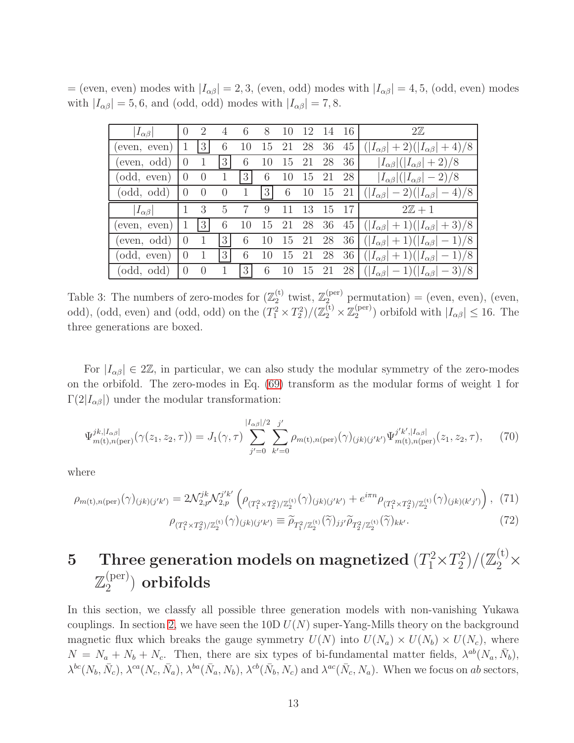= (even, even) modes with $|I_{\alpha\beta}| = 2, 3$, (even, odd) modes with $|I_{\alpha\beta}| = 4, 5$, (odd, even) modes with $|I_{\alpha\beta}| = 5, 6$, and (odd, odd) modes with $|I_{\alpha\beta}| = 7, 8$.

| $\lvert I_{\alpha\beta}\rvert$ | 0 | 2 | 4 | 6 | 8 | 10 | 12 | 14 | 16 | $2\mathbb{Z}$ |
|---|---|---|---|---|---|---|---|---|---|---|
| (even, even) | 1 | **3** | 6 | 10 | 15 | 21 | 28 | 36 | 45 | $(\lvert I_{\alpha\beta}\rvert + 2)(\lvert I_{\alpha\beta}\rvert + 4)/8$ |
| (even, odd) | 0 | 1 | **3** | 6 | 10 | 15 | 21 | 28 | 36 | $\lvert I_{\alpha\beta}\rvert(\lvert I_{\alpha\beta}\rvert + 2)/8$ |
| (odd, even) | 0 | 0 | 1 | **3** | 6 | 10 | 15 | 21 | 28 | $\lvert I_{\alpha\beta}\rvert(\lvert I_{\alpha\beta}\rvert - 2)/8$ |
| (odd, odd) | 0 | 0 | 0 | 1 | **3** | 6 | 10 | 15 | 21 | $(\lvert I_{\alpha\beta}\rvert - 2)(\lvert I_{\alpha\beta}\rvert - 4)/8$ |
| $\lvert I_{\alpha\beta}\rvert$ | 1 | 3 | 5 | 7 | 9 | 11 | 13 | 15 | 17 | $2\mathbb{Z}+1$ |
| (even, even) | 1 | **3** | 6 | 10 | 15 | 21 | 28 | 36 | 45 | $(\lvert I_{\alpha\beta}\rvert + 1)(\lvert I_{\alpha\beta}\rvert + 3)/8$ |
| (even, odd) | 0 | 1 | **3** | 6 | 10 | 15 | 21 | 28 | 36 | $(\lvert I_{\alpha\beta}\rvert + 1)(\lvert I_{\alpha\beta}\rvert - 1)/8$ |
| (odd, even) | 0 | 1 | **3** | 6 | 10 | 15 | 21 | 28 | 36 | $(\lvert I_{\alpha\beta}\rvert + 1)(\lvert I_{\alpha\beta}\rvert - 1)/8$ |
| (odd, odd) | 0 | 0 | 1 | **3** | 6 | 10 | 15 | 21 | 28 | $(\lvert I_{\alpha\beta}\rvert - 1)(\lvert I_{\alpha\beta}\rvert - 3)/8$ |

Table 3: The numbers of zero-modes for ($\mathbb{Z}_2^{(\mathrm{t})}$ twist, $\mathbb{Z}_2^{(\mathrm{per})}$ permutation) = (even, even), (even, odd), (odd, even) and (odd, odd) on the $(T_1^2 \times T_2^2)/(\mathbb{Z}_2^{(\mathrm{t})} \times \mathbb{Z}_2^{(\mathrm{per})})$ orbifold with $|I_{\alpha\beta}| \leq 16$. The three generations are boxed.

For $|I_{\alpha\beta}| \in 2\mathbb{Z}$, in particular, we can also study the modular symmetry of the zero-modes on the orbifold. The zero-modes in Eq. (69) transform as the modular forms of weight 1 for $\Gamma(2|I_{\alpha\beta}|)$ under the modular transformation:

$$\Psi^{jk,|I_{\alpha\beta}|}_{m(\mathrm{t}),n(\mathrm{per})}(\gamma(z_1, z_2, \tau)) = J_1(\gamma, \tau) \sum_{j'=0}^{|I_{\alpha\beta}|/2} \sum_{k'=0}^{j'} \rho_{m(\mathrm{t}),n(\mathrm{per})}(\gamma)_{(jk)(j'k')} \Psi^{j'k',|I_{\alpha\beta}|}_{m(\mathrm{t}),n(\mathrm{per})}(z_1, z_2, \tau), \tag{70}$$

where

$$\rho_{m(\mathrm{t}),n(\mathrm{per})}(\gamma)_{(jk)(j'k')} = 2\mathcal{N}^{jk}_{2,p}\mathcal{N}^{j'k'}_{2,p} \left( \rho_{(T_1^2\times T_2^2)/\mathbb{Z}_2^{(\mathrm{t})}}(\gamma)_{(jk)(j'k')} + e^{i\pi n} \rho_{(T_1^2\times T_2^2)/\mathbb{Z}_2^{(\mathrm{t})}}(\gamma)_{(jk)(k'j')} \right), \tag{71}$$

$$\rho_{(T_1^2\times T_2^2)/\mathbb{Z}_2^{(\mathrm{t})}}(\gamma)_{(jk)(j'k')} \equiv \widetilde{\rho}_{T_1^2/\mathbb{Z}_2^{(\mathrm{t})}}(\widetilde{\gamma})_{jj'} \widetilde{\rho}_{T_2^2/\mathbb{Z}_2^{(\mathrm{t})}}(\widetilde{\gamma})_{kk'}. \tag{72}$$

# 5 Three generation models on magnetized $(T_1^2\times T_2^2)/(\mathbb{Z}_2^{(\mathrm{t})}\times \mathbb{Z}_2^{(\mathrm{per})})$ orbifolds

In this section, we classfy all possible three generation models with non-vanishing Yukawa couplings. In section 2, we have seen the 10D $U(N)$ super-Yang-Mills theory on the background magnetic flux which breaks the gauge symmetry $U(N)$ into $U(N_a) \times U(N_b) \times U(N_c)$, where $N = N_a + N_b + N_c$. Then, there are six types of bi-fundamental matter fields, $\lambda^{ab}(N_a, \bar{N}_b)$, $\lambda^{bc}(N_b, \bar{N}_c)$, $\lambda^{ca}(N_c, \bar{N}_a)$, $\lambda^{ba}(\bar{N}_a, N_b)$, $\lambda^{cb}(\bar{N}_b, N_c)$ and $\lambda^{ac}(\bar{N}_c, N_a)$. When we focus on $ab$ sectors,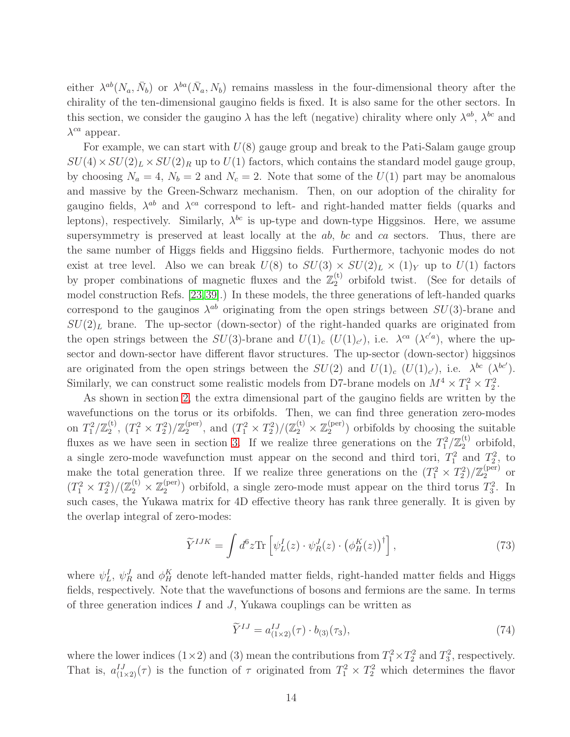either $\lambda^{ab}(N_a, \bar{N}_b)$ or $\lambda^{ba}(\bar{N}_a, N_b)$ remains massless in the four-dimensional theory after the chirality of the ten-dimensional gaugino fields is fixed. It is also same for the other sectors. In this section, we consider the gaugino $\lambda$ has the left (negative) chirality where only $\lambda^{ab}$, $\lambda^{bc}$ and $\lambda^{ca}$ appear.

For example, we can start with $U(8)$ gauge group and break to the Pati-Salam gauge group $SU(4) \times SU(2)_L \times SU(2)_R$ up to $U(1)$ factors, which contains the standard model gauge group, by choosing $N_a = 4$, $N_b = 2$ and $N_c = 2$. Note that some of the $U(1)$ part may be anomalous and massive by the Green-Schwarz mechanism. Then, on our adoption of the chirality for gaugino fields, $\lambda^{ab}$ and $\lambda^{ca}$ correspond to left- and right-handed matter fields (quarks and leptons), respectively. Similarly, $\lambda^{bc}$ is up-type and down-type Higgsinos. Here, we assume supersymmetry is preserved at least locally at the $ab$, $bc$ and $ca$ sectors. Thus, there are the same number of Higgs fields and Higgsino fields. Furthermore, tachyonic modes do not exist at tree level. Also we can break $U(8)$ to $SU(3) \times SU(2)_L \times (1)_Y$ up to $U(1)$ factors by proper combinations of magnetic fluxes and the $\mathbb{Z}_2^{(\mathrm{t})}$ orbifold twist. (See for details of model construction Refs. [23, 39].) In these models, the three generations of left-handed quarks correspond to the gauginos $\lambda^{ab}$ originating from the open strings between $SU(3)$-brane and $SU(2)_L$ brane. The up-sector (down-sector) of the right-handed quarks are originated from the open strings between the $SU(3)$-brane and $U(1)_c$ ($U(1)_{c'}$), i.e. $\lambda^{ca}$ ($\lambda^{c'a}$), where the up-sector and down-sector have different flavor structures. The up-sector (down-sector) higgsinos are originated from the open strings between the $SU(2)$ and $U(1)_c$ ($U(1)_{c'}$), i.e. $\lambda^{bc}$ ($\lambda^{bc'}$). Similarly, we can construct some realistic models from D7-brane models on $M^4 \times T_1^2 \times T_2^2$.

As shown in section 2, the extra dimensional part of the gaugino fields are written by the wavefunctions on the torus or its orbifolds. Then, we can find three generation zero-modes on $T_1^2/\mathbb{Z}_2^{(\mathrm{t})}$, $(T_1^2 \times T_2^2)/\mathbb{Z}_2^{(\mathrm{per})}$, and $(T_1^2 \times T_2^2)/(\mathbb{Z}_2^{(\mathrm{t})} \times \mathbb{Z}_2^{(\mathrm{per})})$ orbifolds by choosing the suitable fluxes as we have seen in section 3. If we realize three generations on the $T_1^2/\mathbb{Z}_2^{(\mathrm{t})}$ orbifold, a single zero-mode wavefunction must appear on the second and third tori, $T_1^2$ and $T_2^2$, to make the total generation three. If we realize three generations on the $(T_1^2 \times T_2^2)/\mathbb{Z}_2^{(\mathrm{per})}$ or $(T_1^2 \times T_2^2)/(\mathbb{Z}_2^{(\mathrm{t})} \times \mathbb{Z}_2^{(\mathrm{per})})$ orbifold, a single zero-mode must appear on the third torus $T_3^2$. In such cases, the Yukawa matrix for 4D effective theory has rank three generally. It is given by the overlap integral of zero-modes:

$$\widetilde{Y}^{IJK} = \int d^6 z \mathrm{Tr}\left[\psi_L^I(z) \cdot \psi_R^J(z) \cdot \left(\phi_H^K(z)\right)^\dagger\right], \tag{73}$$

where $\psi_L^I$, $\psi_R^J$ and $\phi_H^K$ denote left-handed matter fields, right-handed matter fields and Higgs fields, respectively. Note that the wavefunctions of bosons and fermions are the same. In terms of three generation indices $I$ and $J$, Yukawa couplings can be written as

$$\widetilde{Y}^{IJ} = a_{(1\times 2)}^{IJ}(\tau) \cdot b_{(3)}(\tau_3), \tag{74}$$

where the lower indices $(1\times 2)$ and $(3)$ mean the contributions from $T_1^2 \times T_2^2$ and $T_3^2$, respectively. That is, $a_{(1\times 2)}^{IJ}(\tau)$ is the function of $\tau$ originated from $T_1^2 \times T_2^2$ which determines the flavor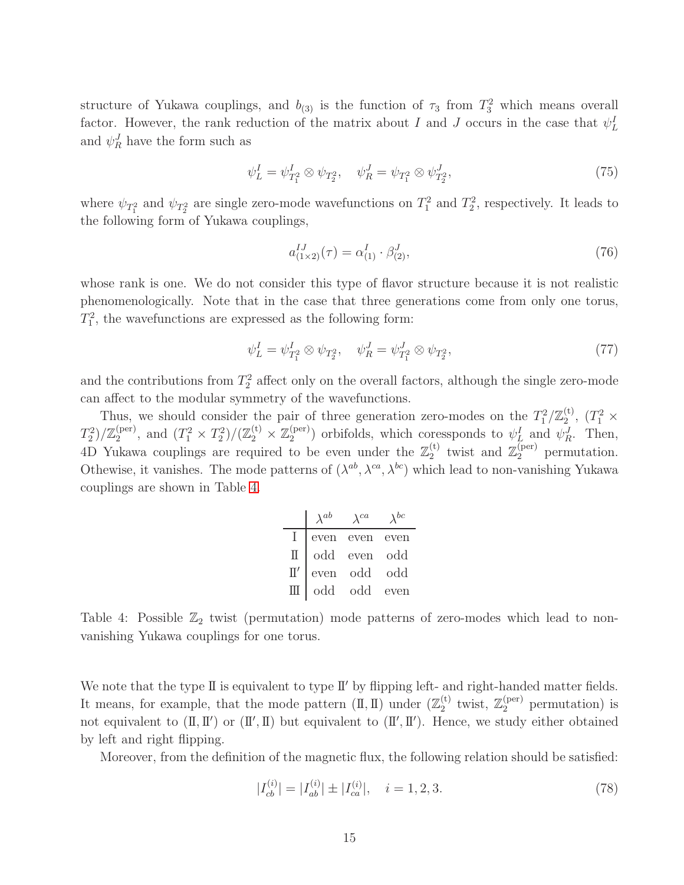structure of Yukawa couplings, and $b_{(3)}$ is the function of $\tau_3$ from $T_3^2$ which means overall factor. However, the rank reduction of the matrix about $I$ and $J$ occurs in the case that $\psi_L^I$ and $\psi_R^J$ have the form such as

$$\psi_L^I = \psi_{T_1^2}^I \otimes \psi_{T_2^2}, \quad \psi_R^J = \psi_{T_1^2} \otimes \psi_{T_2^2}^J, \tag{75}$$

where $\psi_{T_1^2}$ and $\psi_{T_2^2}$ are single zero-mode wavefunctions on $T_1^2$ and $T_2^2$, respectively. It leads to the following form of Yukawa couplings,

$$a_{(1\times 2)}^{IJ}(\tau) = \alpha_{(1)}^I \cdot \beta_{(2)}^J, \tag{76}$$

whose rank is one. We do not consider this type of flavor structure because it is not realistic phenomenologically. Note that in the case that three generations come from only one torus, $T_1^2$, the wavefunctions are expressed as the following form:

$$\psi_L^I = \psi_{T_1^2}^I \otimes \psi_{T_2^2}, \quad \psi_R^J = \psi_{T_1^2}^J \otimes \psi_{T_2^2}, \tag{77}$$

and the contributions from $T_2^2$ affect only on the overall factors, although the single zero-mode can affect to the modular symmetry of the wavefunctions.

Thus, we should consider the pair of three generation zero-modes on the $T_1^2/\mathbb{Z}_2^{(\mathrm{t})}$, $(T_1^2 \times T_2^2)/\mathbb{Z}_2^{(\mathrm{per})}$, and $(T_1^2 \times T_2^2)/(\mathbb{Z}_2^{(\mathrm{t})} \times \mathbb{Z}_2^{(\mathrm{per})})$ orbifolds, which coressponds to $\psi_L^I$ and $\psi_R^J$. Then, 4D Yukawa couplings are required to be even under the $\mathbb{Z}_2^{(\mathrm{t})}$ twist and $\mathbb{Z}_2^{(\mathrm{per})}$ permutation. Othewise, it vanishes. The mode patterns of $(\lambda^{ab}, \lambda^{ca}, \lambda^{bc})$ which lead to non-vanishing Yukawa couplings are shown in Table 4.

| | $\lambda^{ab}$ | $\lambda^{ca}$ | $\lambda^{bc}$ |
|---|---|---|---|
| Ⅰ | even | even | even |
| Ⅱ | odd | even | odd |
| Ⅱ′ | even | odd | odd |
| Ⅲ | odd | odd | even |

Table 4: Possible $\mathbb{Z}_2$ twist (permutation) mode patterns of zero-modes which lead to non-vanishing Yukawa couplings for one torus.

We note that the type Ⅱ is equivalent to type Ⅱ′ by flipping left- and right-handed matter fields. It means, for example, that the mode pattern (Ⅱ, Ⅱ) under ($\mathbb{Z}_2^{(\mathrm{t})}$ twist, $\mathbb{Z}_2^{(\mathrm{per})}$ permutation) is not equivalent to (Ⅱ, Ⅱ′) or (Ⅱ′, Ⅱ) but equivalent to (Ⅱ′, Ⅱ′). Hence, we study either obtained by left and right flipping.

Moreover, from the definition of the magnetic flux, the following relation should be satisfied:

$$|I_{cb}^{(i)}| = |I_{ab}^{(i)}| \pm |I_{ca}^{(i)}|, \quad i = 1, 2, 3. \tag{78}$$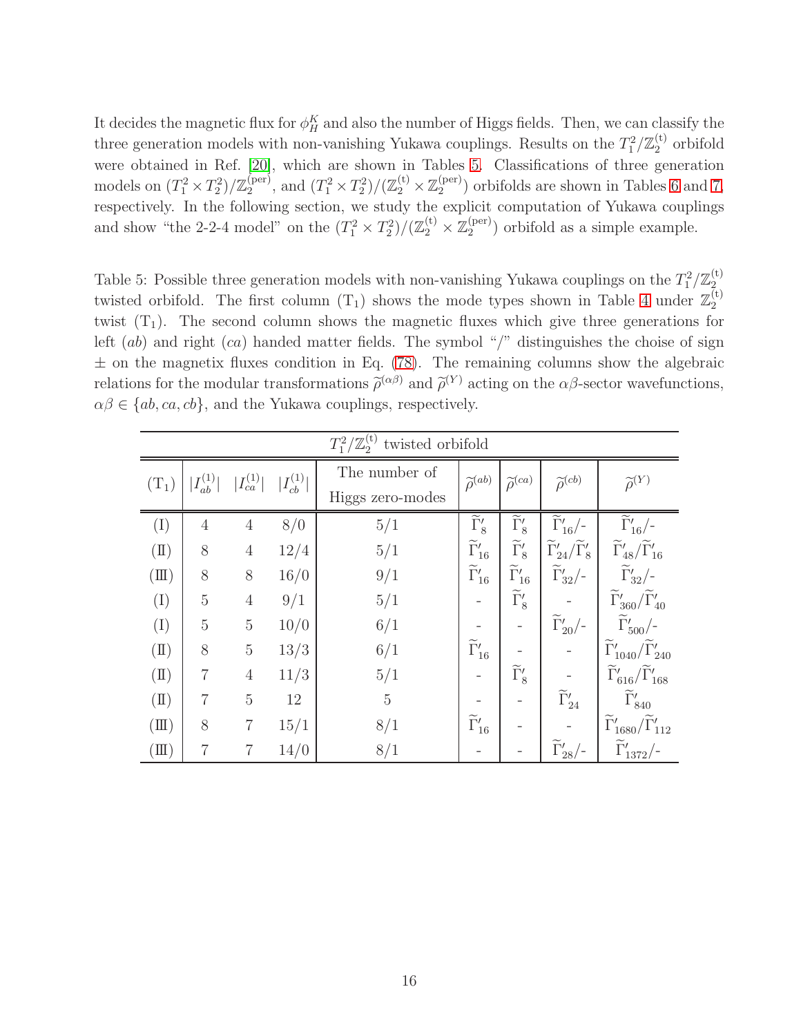It decides the magnetic flux for $\phi_H^K$ and also the number of Higgs fields. Then, we can classify the three generation models with non-vanishing Yukawa couplings. Results on the $T_1^2/\mathbb{Z}_2^{(\mathrm{t})}$ orbifold were obtained in Ref. [20], which are shown in Tables 5. Classifications of three generation models on $(T_1^2 \times T_2^2)/\mathbb{Z}_2^{(\mathrm{per})}$, and $(T_1^2 \times T_2^2)/(\mathbb{Z}_2^{(\mathrm{t})} \times \mathbb{Z}_2^{(\mathrm{per})})$ orbifolds are shown in Tables 6 and 7, respectively. In the following section, we study the explicit computation of Yukawa couplings and show "the 2-2-4 model" on the $(T_1^2 \times T_2^2)/(\mathbb{Z}_2^{(\mathrm{t})} \times \mathbb{Z}_2^{(\mathrm{per})})$ orbifold as a simple example.

Table 5: Possible three generation models with non-vanishing Yukawa couplings on the $T_1^2/\mathbb{Z}_2^{(\mathrm{t})}$ twisted orbifold. The first column $(\mathrm{T}_1)$ shows the mode types shown in Table 4 under $\mathbb{Z}_2^{(\mathrm{t})}$ twist $(\mathrm{T}_1)$. The second column shows the magnetic fluxes which give three generations for left $(ab)$ and right $(ca)$ handed matter fields. The symbol "/" distinguishes the choise of sign $\pm$ on the magnetix fluxes condition in Eq. (78). The remaining columns show the algebraic relations for the modular transformations $\widetilde{\rho}^{(\alpha\beta)}$ and $\widetilde{\rho}^{(Y)}$ acting on the $\alpha\beta$-sector wavefunctions, $\alpha\beta \in \{ab, ca, cb\}$, and the Yukawa couplings, respectively.

| $T_1^2/\mathbb{Z}_2^{(\mathrm{t})}$ twisted orbifold | | | | | | | | |
|---|---|---|---|---|---|---|---|---|
| $(\mathrm{T}_1)$ | $\lvert I_{ab}^{(1)}\rvert$ | $\lvert I_{ca}^{(1)}\rvert$ | $\lvert I_{cb}^{(1)}\rvert$ | The number of Higgs zero-modes | $\widetilde{\rho}^{(ab)}$ | $\widetilde{\rho}^{(ca)}$ | $\widetilde{\rho}^{(cb)}$ | $\widetilde{\rho}^{(Y)}$ |
| (I) | 4 | 4 | 8/0 | 5/1 | $\widetilde{\Gamma}'_8$ | $\widetilde{\Gamma}'_8$ | $\widetilde{\Gamma}'_{16}$/- | $\widetilde{\Gamma}'_{16}$/- |
| (II) | 8 | 4 | 12/4 | 5/1 | $\widetilde{\Gamma}'_{16}$ | $\widetilde{\Gamma}'_8$ | $\widetilde{\Gamma}'_{24}/\widetilde{\Gamma}'_8$ | $\widetilde{\Gamma}'_{48}/\widetilde{\Gamma}'_{16}$ |
| (III) | 8 | 8 | 16/0 | 9/1 | $\widetilde{\Gamma}'_{16}$ | $\widetilde{\Gamma}'_{16}$ | $\widetilde{\Gamma}'_{32}$/- | $\widetilde{\Gamma}'_{32}$/- |
| (I) | 5 | 4 | 9/1 | 5/1 | - | $\widetilde{\Gamma}'_8$ | - | $\widetilde{\Gamma}'_{360}/\widetilde{\Gamma}'_{40}$ |
| (I) | 5 | 5 | 10/0 | 6/1 | - | - | $\widetilde{\Gamma}'_{20}$/- | $\widetilde{\Gamma}'_{500}$/- |
| (II) | 8 | 5 | 13/3 | 6/1 | $\widetilde{\Gamma}'_{16}$ | - | - | $\widetilde{\Gamma}'_{1040}/\widetilde{\Gamma}'_{240}$ |
| (II) | 7 | 4 | 11/3 | 5/1 | - | $\widetilde{\Gamma}'_8$ | - | $\widetilde{\Gamma}'_{616}/\widetilde{\Gamma}'_{168}$ |
| (II) | 7 | 5 | 12 | 5 | - | - | $\widetilde{\Gamma}'_{24}$ | $\widetilde{\Gamma}'_{840}$ |
| (III) | 8 | 7 | 15/1 | 8/1 | $\widetilde{\Gamma}'_{16}$ | - | - | $\widetilde{\Gamma}'_{1680}/\widetilde{\Gamma}'_{112}$ |
| (III) | 7 | 7 | 14/0 | 8/1 | - | - | $\widetilde{\Gamma}'_{28}$/- | $\widetilde{\Gamma}'_{1372}$/- |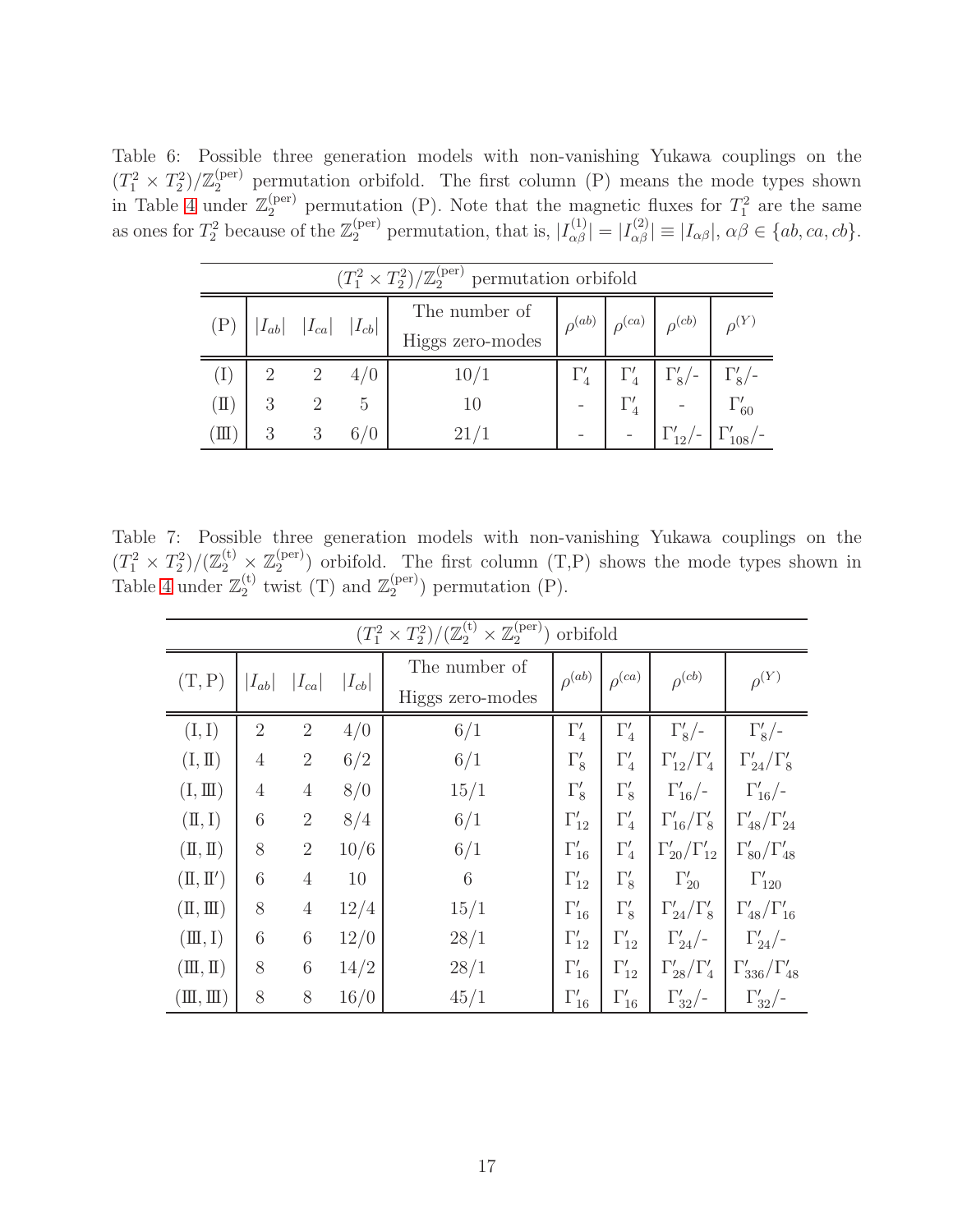Table 6: Possible three generation models with non-vanishing Yukawa couplings on the $(T_1^2 \times T_2^2)/\mathbb{Z}_2^{(\mathrm{per})}$ permutation orbifold. The first column (P) means the mode types shown in Table 4 under $\mathbb{Z}_2^{(\mathrm{per})}$ permutation (P). Note that the magnetic fluxes for $T_1^2$ are the same as ones for $T_2^2$ because of the $\mathbb{Z}_2^{(\mathrm{per})}$ permutation, that is, $|I_{\alpha\beta}^{(1)}| = |I_{\alpha\beta}^{(2)}| \equiv |I_{\alpha\beta}|$, $\alpha\beta \in \{ab, ca, cb\}$.

| $(T_1^2 \times T_2^2)/\mathbb{Z}_2^{(\mathrm{per})}$ permutation orbifold | | | | | | | | |
|---|---|---|---|---|---|---|---|---|
| (P) | $\lvert I_{ab}\rvert$ | $\lvert I_{ca}\rvert$ | $\lvert I_{cb}\rvert$ | The number of Higgs zero-modes | $\rho^{(ab)}$ | $\rho^{(ca)}$ | $\rho^{(cb)}$ | $\rho^{(Y)}$ |
| (I) | 2 | 2 | 4/0 | 10/1 | $\Gamma'_4$ | $\Gamma'_4$ | $\Gamma'_8$/- | $\Gamma'_8$/- |
| (II) | 3 | 2 | 5 | 10 | - | $\Gamma'_4$ | - | $\Gamma'_{60}$ |
| (III) | 3 | 3 | 6/0 | 21/1 | - | - | $\Gamma'_{12}$/- | $\Gamma'_{108}$/- |

Table 7: Possible three generation models with non-vanishing Yukawa couplings on the $(T_1^2 \times T_2^2)/(\mathbb{Z}_2^{(\mathrm{t})} \times \mathbb{Z}_2^{(\mathrm{per})})$ orbifold. The first column (T,P) shows the mode types shown in Table 4 under $\mathbb{Z}_2^{(\mathrm{t})}$ twist (T) and $\mathbb{Z}_2^{(\mathrm{per})}$ permutation (P).

| $(T_1^2 \times T_2^2)/(\mathbb{Z}_2^{(\mathrm{t})} \times \mathbb{Z}_2^{(\mathrm{per})})$ orbifold | | | | | | | | |
|---|---|---|---|---|---|---|---|---|
| (T, P) | $\lvert I_{ab}\rvert$ | $\lvert I_{ca}\rvert$ | $\lvert I_{cb}\rvert$ | The number of Higgs zero-modes | $\rho^{(ab)}$ | $\rho^{(ca)}$ | $\rho^{(cb)}$ | $\rho^{(Y)}$ |
| (I, I) | 2 | 2 | 4/0 | 6/1 | $\Gamma'_4$ | $\Gamma'_4$ | $\Gamma'_8$/- | $\Gamma'_8$/- |
| (I, II) | 4 | 2 | 6/2 | 6/1 | $\Gamma'_8$ | $\Gamma'_4$ | $\Gamma'_{12}/\Gamma'_4$ | $\Gamma'_{24}/\Gamma'_8$ |
| (I, III) | 4 | 4 | 8/0 | 15/1 | $\Gamma'_8$ | $\Gamma'_8$ | $\Gamma'_{16}$/- | $\Gamma'_{16}$/- |
| (II, I) | 6 | 2 | 8/4 | 6/1 | $\Gamma'_{12}$ | $\Gamma'_4$ | $\Gamma'_{16}/\Gamma'_8$ | $\Gamma'_{48}/\Gamma'_{24}$ |
| (II, II) | 8 | 2 | 10/6 | 6/1 | $\Gamma'_{16}$ | $\Gamma'_4$ | $\Gamma'_{20}/\Gamma'_{12}$ | $\Gamma'_{80}/\Gamma'_{48}$ |
| (II, II′) | 6 | 4 | 10 | 6 | $\Gamma'_{12}$ | $\Gamma'_8$ | $\Gamma'_{20}$ | $\Gamma'_{120}$ |
| (II, III) | 8 | 4 | 12/4 | 15/1 | $\Gamma'_{16}$ | $\Gamma'_8$ | $\Gamma'_{24}/\Gamma'_8$ | $\Gamma'_{48}/\Gamma'_{16}$ |
| (III, I) | 6 | 6 | 12/0 | 28/1 | $\Gamma'_{12}$ | $\Gamma'_{12}$ | $\Gamma'_{24}$/- | $\Gamma'_{24}$/- |
| (III, II) | 8 | 6 | 14/2 | 28/1 | $\Gamma'_{16}$ | $\Gamma'_{12}$ | $\Gamma'_{28}/\Gamma'_4$ | $\Gamma'_{336}/\Gamma'_{48}$ |
| (III, III) | 8 | 8 | 16/0 | 45/1 | $\Gamma'_{16}$ | $\Gamma'_{16}$ | $\Gamma'_{32}$/- | $\Gamma'_{32}$/- |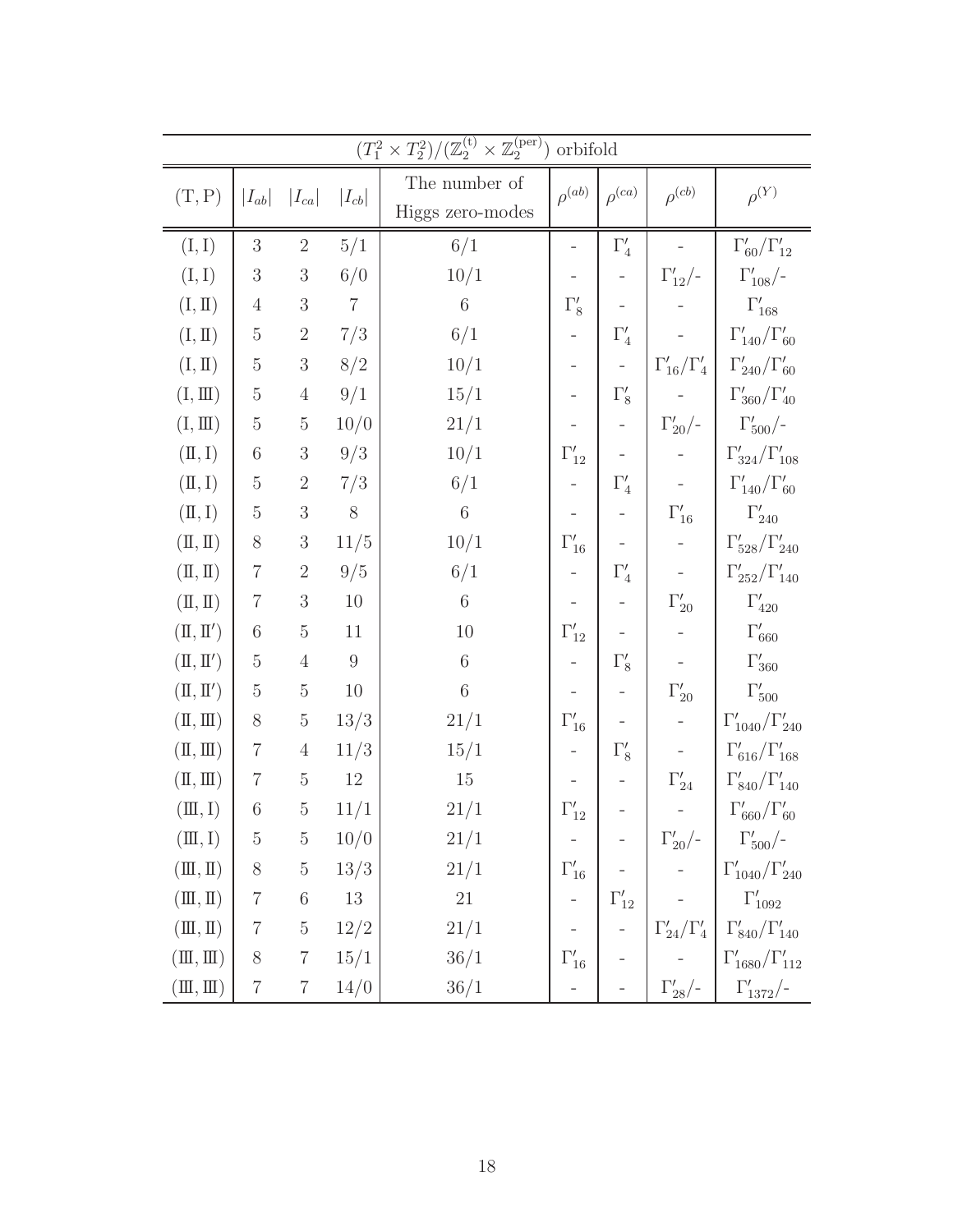| $(T_1^2 \times T_2^2)/(\mathbb{Z}_2^{(\mathrm{t})} \times \mathbb{Z}_2^{(\mathrm{per})})$ orbifold | | | | | | | | |
|---|---|---|---|---|---|---|---|---|
| (T, P) | $\lvert I_{ab}\rvert$ | $\lvert I_{ca}\rvert$ | $\lvert I_{cb}\rvert$ | The number of Higgs zero-modes | $\rho^{(ab)}$ | $\rho^{(ca)}$ | $\rho^{(cb)}$ | $\rho^{(Y)}$ |
| (I, I) | 3 | 2 | 5/1 | 6/1 | - | $\Gamma'_4$ | - | $\Gamma'_{60}/\Gamma'_{12}$ |
| (I, I) | 3 | 3 | 6/0 | 10/1 | - | - | $\Gamma'_{12}$/- | $\Gamma'_{108}$/- |
| (I, II) | 4 | 3 | 7 | 6 | $\Gamma'_8$ | - | - | $\Gamma'_{168}$ |
| (I, II) | 5 | 2 | 7/3 | 6/1 | - | $\Gamma'_4$ | - | $\Gamma'_{140}/\Gamma'_{60}$ |
| (I, II) | 5 | 3 | 8/2 | 10/1 | - | - | $\Gamma'_{16}/\Gamma'_4$ | $\Gamma'_{240}/\Gamma'_{60}$ |
| (I, III) | 5 | 4 | 9/1 | 15/1 | - | $\Gamma'_8$ | - | $\Gamma'_{360}/\Gamma'_{40}$ |
| (I, III) | 5 | 5 | 10/0 | 21/1 | - | - | $\Gamma'_{20}$/- | $\Gamma'_{500}$/- |
| (II, I) | 6 | 3 | 9/3 | 10/1 | $\Gamma'_{12}$ | - | - | $\Gamma'_{324}/\Gamma'_{108}$ |
| (II, I) | 5 | 2 | 7/3 | 6/1 | - | $\Gamma'_4$ | - | $\Gamma'_{140}/\Gamma'_{60}$ |
| (II, I) | 5 | 3 | 8 | 6 | - | - | $\Gamma'_{16}$ | $\Gamma'_{240}$ |
| (II, II) | 8 | 3 | 11/5 | 10/1 | $\Gamma'_{16}$ | - | - | $\Gamma'_{528}/\Gamma'_{240}$ |
| (II, II) | 7 | 2 | 9/5 | 6/1 | - | $\Gamma'_4$ | - | $\Gamma'_{252}/\Gamma'_{140}$ |
| (II, II) | 7 | 3 | 10 | 6 | - | - | $\Gamma'_{20}$ | $\Gamma'_{420}$ |
| (II, II′) | 6 | 5 | 11 | 10 | $\Gamma'_{12}$ | - | - | $\Gamma'_{660}$ |
| (II, II′) | 5 | 4 | 9 | 6 | - | $\Gamma'_8$ | - | $\Gamma'_{360}$ |
| (II, II′) | 5 | 5 | 10 | 6 | - | - | $\Gamma'_{20}$ | $\Gamma'_{500}$ |
| (II, III) | 8 | 5 | 13/3 | 21/1 | $\Gamma'_{16}$ | - | - | $\Gamma'_{1040}/\Gamma'_{240}$ |
| (II, III) | 7 | 4 | 11/3 | 15/1 | - | $\Gamma'_8$ | - | $\Gamma'_{616}/\Gamma'_{168}$ |
| (II, III) | 7 | 5 | 12 | 15 | - | - | $\Gamma'_{24}$ | $\Gamma'_{840}/\Gamma'_{140}$ |
| (III, I) | 6 | 5 | 11/1 | 21/1 | $\Gamma'_{12}$ | - | - | $\Gamma'_{660}/\Gamma'_{60}$ |
| (III, I) | 5 | 5 | 10/0 | 21/1 | - | - | $\Gamma'_{20}$/- | $\Gamma'_{500}$/- |
| (III, II) | 8 | 5 | 13/3 | 21/1 | $\Gamma'_{16}$ | - | - | $\Gamma'_{1040}/\Gamma'_{240}$ |
| (III, II) | 7 | 6 | 13 | 21 | - | $\Gamma'_{12}$ | - | $\Gamma'_{1092}$ |
| (III, II) | 7 | 5 | 12/2 | 21/1 | - | - | $\Gamma'_{24}/\Gamma'_4$ | $\Gamma'_{840}/\Gamma'_{140}$ |
| (III, III) | 8 | 7 | 15/1 | 36/1 | $\Gamma'_{16}$ | - | - | $\Gamma'_{1680}/\Gamma'_{112}$ |
| (III, III) | 7 | 7 | 14/0 | 36/1 | - | - | $\Gamma'_{28}$/- | $\Gamma'_{1372}$/- |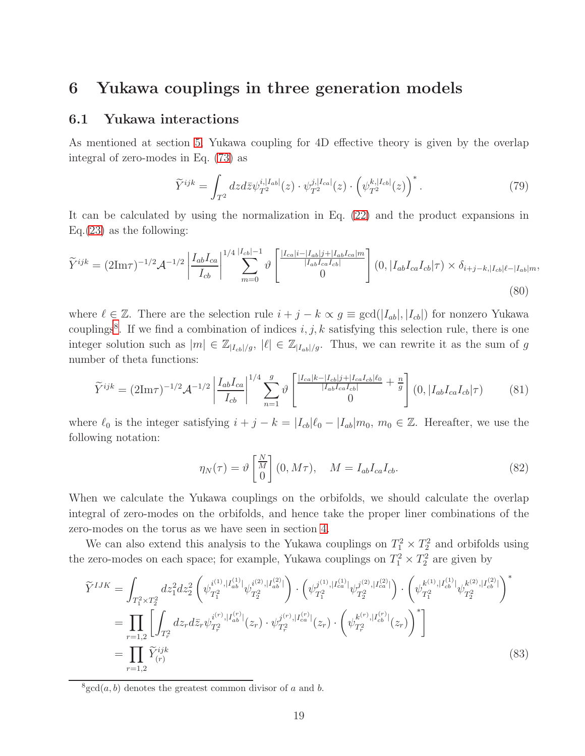# 6 Yukawa couplings in three generation models

## 6.1 Yukawa interactions

As mentioned at section 5, Yukawa coupling for 4D effective theory is given by the overlap integral of zero-modes in Eq. (73) as

$$\widetilde{Y}^{ijk} = \int_{T^2} dz d\bar{z} \psi_{T^2}^{i,|I_{ab}|}(z) \cdot \psi_{T^2}^{j,|I_{ca}|}(z) \cdot \left(\psi_{T^2}^{k,|I_{cb}|}(z)\right)^*. \tag{79}$$

It can be calculated by using the normalization in Eq. (22) and the product expansions in Eq.(23) as the following:

$$\widetilde{Y}^{ijk} = (2\mathrm{Im}\tau)^{-1/2} \mathcal{A}^{-1/2} \left|\frac{I_{ab}I_{ca}}{I_{cb}}\right|^{1/4} \sum_{m=0}^{|I_{cb}|-1} \vartheta \begin{bmatrix} \frac{|I_{ca}|i - |I_{ab}|j + |I_{ab}I_{ca}|m}{|I_{ab}I_{ca}I_{cb}|} \\ 0 \end{bmatrix} (0, |I_{ab}I_{ca}I_{cb}|\tau) \times \delta_{i+j-k,|I_{cb}|\ell - |I_{ab}|m}, \tag{80}$$

where $\ell \in \mathbb{Z}$. There are the selection rule $i + j - k \propto g \equiv \gcd(|I_{ab}|, |I_{cb}|)$ for nonzero Yukawa couplings[8]. If we find a combination of indices $i, j, k$ satisfying this selection rule, there is one integer solution such as $|m| \in \mathbb{Z}_{|I_{cb}|/g}$, $|\ell| \in \mathbb{Z}_{|I_{ab}|/g}$. Thus, we can rewrite it as the sum of $g$ number of theta functions:

$$\widetilde{Y}^{ijk} = (2\mathrm{Im}\tau)^{-1/2} \mathcal{A}^{-1/2} \left|\frac{I_{ab}I_{ca}}{I_{cb}}\right|^{1/4} \sum_{n=1}^{g} \vartheta \begin{bmatrix} \frac{|I_{ca}|k - |I_{cb}|j + |I_{ca}I_{cb}|\ell_0}{|I_{ab}I_{ca}I_{cb}|} + \frac{n}{g} \\ 0 \end{bmatrix} (0, |I_{ab}I_{ca}I_{cb}|\tau) \tag{81}$$

where $\ell_0$ is the integer satisfying $i + j - k = |I_{cb}|\ell_0 - |I_{ab}|m_0$, $m_0 \in \mathbb{Z}$. Hereafter, we use the following notation:

$$\eta_N(\tau) = \vartheta \begin{bmatrix} \frac{N}{M} \\ 0 \end{bmatrix} (0, M\tau), \quad M = I_{ab}I_{ca}I_{cb}. \tag{82}$$

When we calculate the Yukawa couplings on the orbifolds, we should calculate the overlap integral of zero-modes on the orbifolds, and hence take the proper liner combinations of the zero-modes on the torus as we have seen in section 4.

We can also extend this analysis to the Yukawa couplings on $T_1^2 \times T_2^2$ and orbifolds using the zero-modes on each space; for example, Yukawa couplings on $T_1^2 \times T_2^2$ are given by

$$\begin{aligned}
\widetilde{Y}^{IJK} &= \int_{T_1^2 \times T_2^2} dz_1^2 dz_2^2 \left(\psi_{T_1^2}^{i^{(1)},|I_{ab}^{(1)}|} \psi_{T_2^2}^{i^{(2)},|I_{ab}^{(2)}|}\right) \cdot \left(\psi_{T_1^2}^{j^{(1)},|I_{ca}^{(1)}|} \psi_{T_2^2}^{j^{(2)},|I_{ca}^{(2)}|}\right) \cdot \left(\psi_{T_1^2}^{k^{(1)},|I_{cb}^{(1)}|} \psi_{T_2^2}^{k^{(2)},|I_{cb}^{(2)}|}\right)^* \\
&= \prod_{r=1,2} \left[\int_{T_r^2} dz_r d\bar{z}_r \psi_{T_r^2}^{i^{(r)},|I_{ab}^{(r)}|}(z_r) \cdot \psi_{T_r^2}^{j^{(r)},|I_{ca}^{(r)}|}(z_r) \cdot \left(\psi_{T_r^2}^{k^{(r)},|I_{cb}^{(r)}|}(z_r)\right)^*\right] \\
&= \prod_{r=1,2} \widetilde{Y}_{(r)}^{ijk}
\end{aligned} \tag{83}$$

[8] $\gcd(a, b)$ denotes the greatest common divisor of $a$ and $b$.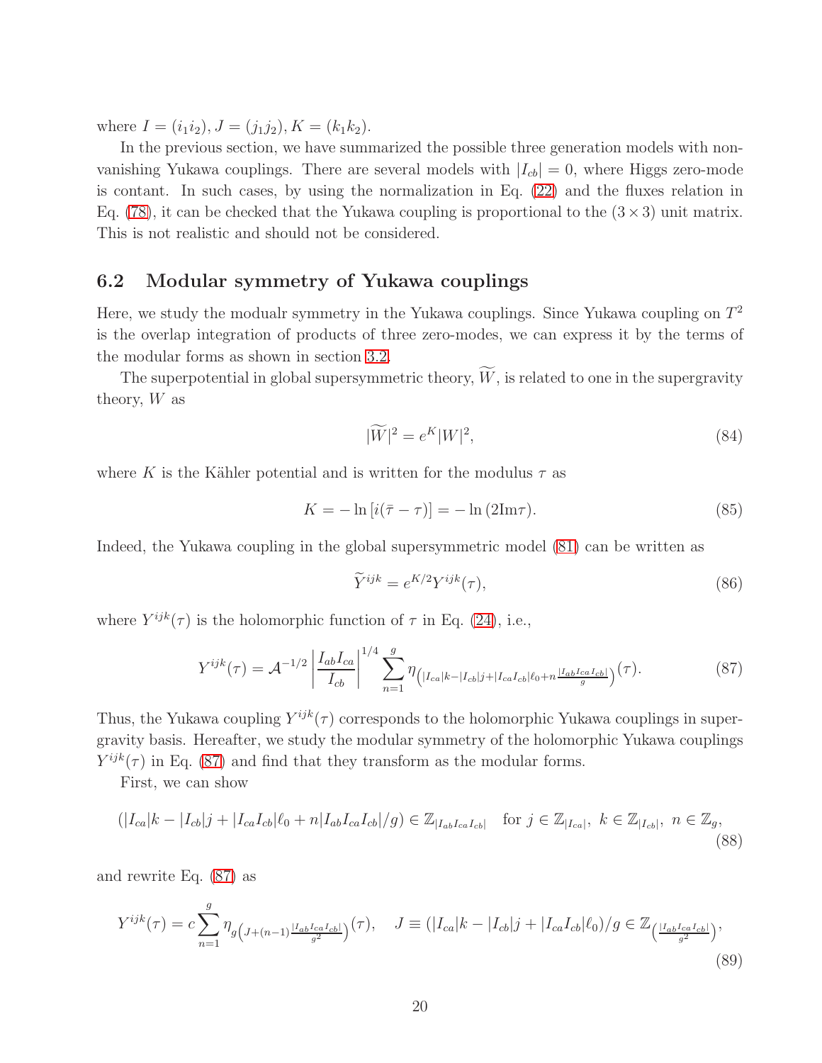where $I = (i_1 i_2), J = (j_1 j_2), K = (k_1 k_2)$.

In the previous section, we have summarized the possible three generation models with non-vanishing Yukawa couplings. There are several models with $|I_{cb}| = 0$, where Higgs zero-mode is contant. In such cases, by using the normalization in Eq. (22) and the fluxes relation in Eq. (78), it can be checked that the Yukawa coupling is proportional to the $(3 \times 3)$ unit matrix. This is not realistic and should not be considered.

## 6.2 Modular symmetry of Yukawa couplings

Here, we study the modualr symmetry in the Yukawa couplings. Since Yukawa coupling on $T^2$ is the overlap integration of products of three zero-modes, we can express it by the terms of the modular forms as shown in section 3.2.

The superpotential in global supersymmetric theory, $\widetilde{W}$, is related to one in the supergravity theory, $W$ as

$$|\widetilde{W}|^2 = e^K |W|^2, \tag{84}$$

where $K$ is the Kähler potential and is written for the modulus $\tau$ as

$$K = -\ln\left[i(\bar{\tau} - \tau)\right] = -\ln\left(2\mathrm{Im}\tau\right). \tag{85}$$

Indeed, the Yukawa coupling in the global supersymmetric model (81) can be written as

$$\widetilde{Y}^{ijk} = e^{K/2} Y^{ijk}(\tau), \tag{86}$$

where $Y^{ijk}(\tau)$ is the holomorphic function of $\tau$ in Eq. (24), i.e.,

$$Y^{ijk}(\tau) = \mathcal{A}^{-1/2} \left| \frac{I_{ab} I_{ca}}{I_{cb}} \right|^{1/4} \sum_{n=1}^{g} \eta_{\left(|I_{ca}|k - |I_{cb}|j + |I_{ca} I_{cb}|\ell_0 + n\frac{|I_{ab} I_{ca} I_{cb}|}{g}\right)}(\tau). \tag{87}$$

Thus, the Yukawa coupling $Y^{ijk}(\tau)$ corresponds to the holomorphic Yukawa couplings in supergravity basis. Hereafter, we study the modular symmetry of the holomorphic Yukawa couplings $Y^{ijk}(\tau)$ in Eq. (87) and find that they transform as the modular forms.

First, we can show

$$(|I_{ca}|k - |I_{cb}|j + |I_{ca} I_{cb}|\ell_0 + n|I_{ab} I_{ca} I_{cb}|/g) \in \mathbb{Z}_{|I_{ab} I_{ca} I_{cb}|} \quad \text{for } j \in \mathbb{Z}_{|I_{ca}|},\ k \in \mathbb{Z}_{|I_{cb}|},\ n \in \mathbb{Z}_g, \tag{88}$$

and rewrite Eq. (87) as

$$Y^{ijk}(\tau) = c \sum_{n=1}^{g} \eta_{g\left(J + (n-1)\frac{|I_{ab} I_{ca} I_{cb}|}{g^2}\right)}(\tau), \quad J \equiv (|I_{ca}|k - |I_{cb}|j + |I_{ca} I_{cb}|\ell_0)/g \in \mathbb{Z}_{\left(\frac{|I_{ab} I_{ca} I_{cb}|}{g^2}\right)}, \tag{89}$$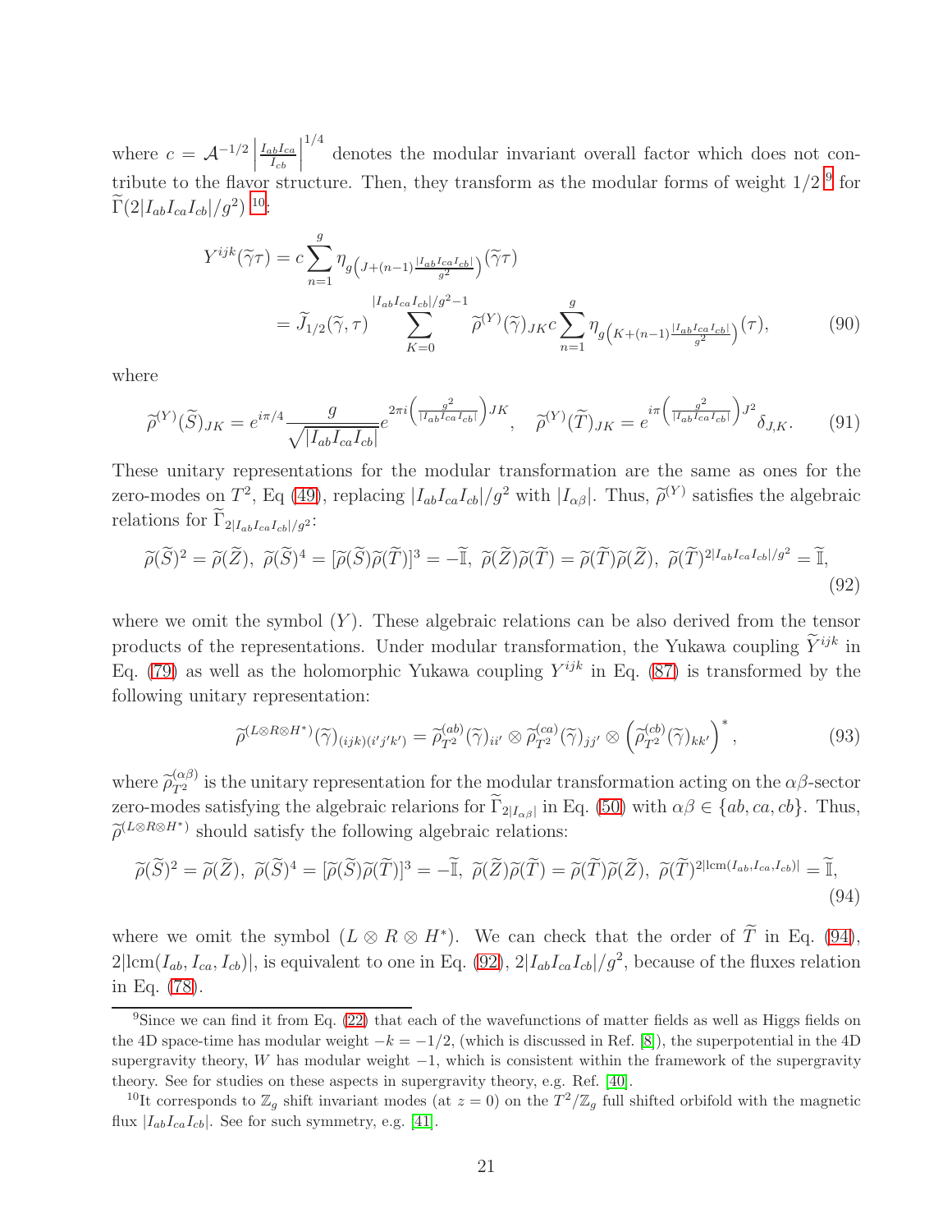where $c = \mathcal{A}^{-1/2} \left| \frac{I_{ab}I_{ca}}{I_{cb}} \right|^{1/4}$ denotes the modular invariant overall factor which does not contribute to the flavor structure. Then, they transform as the modular forms of weight 1/2 [9] for $\widetilde{\Gamma}(2|I_{ab}I_{ca}I_{cb}|/g^2)$ [10]:

$$
\begin{aligned}
Y^{ijk}(\widetilde{\gamma}\tau) &= c \sum_{n=1}^{g} \eta_{g\left(J+(n-1)\frac{|I_{ab}I_{ca}I_{cb}|}{g^2}\right)}(\widetilde{\gamma}\tau) \\
&= \widetilde{J}_{1/2}(\widetilde{\gamma},\tau) \sum_{K=0}^{|I_{ab}I_{ca}I_{cb}|/g^2-1} \widetilde{\rho}^{(Y)}(\widetilde{\gamma})_{JK}\, c \sum_{n=1}^{g} \eta_{g\left(K+(n-1)\frac{|I_{ab}I_{ca}I_{cb}|}{g^2}\right)}(\tau),
\end{aligned} \tag{90}
$$

where

$$
\widetilde{\rho}^{(Y)}(\widetilde{S})_{JK} = e^{i\pi/4} \frac{g}{\sqrt{|I_{ab}I_{ca}I_{cb}|}} e^{2\pi i \left(\frac{g^2}{|I_{ab}I_{ca}I_{cb}|}\right) JK}, \quad \widetilde{\rho}^{(Y)}(\widetilde{T})_{JK} = e^{i\pi \left(\frac{g^2}{|I_{ab}I_{ca}I_{cb}|}\right) J^2} \delta_{J,K}. \tag{91}
$$

These unitary representations for the modular transformation are the same as ones for the zero-modes on $T^2$, Eq (49), replacing $|I_{ab}I_{ca}I_{cb}|/g^2$ with $|I_{\alpha\beta}|$. Thus, $\widetilde{\rho}^{(Y)}$ satisfies the algebraic relations for $\widetilde{\Gamma}_{2|I_{ab}I_{ca}I_{cb}|/g^2}$:

$$
\widetilde{\rho}(\widetilde{S})^2 = \widetilde{\rho}(\widetilde{Z}),\ \widetilde{\rho}(\widetilde{S})^4 = [\widetilde{\rho}(\widetilde{S})\widetilde{\rho}(\widetilde{T})]^3 = -\widetilde{\mathbb{I}},\ \widetilde{\rho}(\widetilde{Z})\widetilde{\rho}(\widetilde{T}) = \widetilde{\rho}(\widetilde{T})\widetilde{\rho}(\widetilde{Z}),\ \widetilde{\rho}(\widetilde{T})^{2|I_{ab}I_{ca}I_{cb}|/g^2} = \widetilde{\mathbb{I}}, \tag{92}
$$

where we omit the symbol $(Y)$. These algebraic relations can be also derived from the tensor products of the representations. Under modular transformation, the Yukawa coupling $\widetilde{Y}^{ijk}$ in Eq. (79) as well as the holomorphic Yukawa coupling $Y^{ijk}$ in Eq. (87) is transformed by the following unitary representation:

$$
\widetilde{\rho}^{(L\otimes R\otimes H^*)}(\widetilde{\gamma})_{(ijk)(i'j'k')} = \widetilde{\rho}^{(ab)}_{T^2}(\widetilde{\gamma})_{ii'} \otimes \widetilde{\rho}^{(ca)}_{T^2}(\widetilde{\gamma})_{jj'} \otimes \left(\widetilde{\rho}^{(cb)}_{T^2}(\widetilde{\gamma})_{kk'}\right)^*, \tag{93}
$$

where $\widetilde{\rho}^{(\alpha\beta)}_{T^2}$ is the unitary representation for the modular transformation acting on the $\alpha\beta$-sector zero-modes satisfying the algebraic relarions for $\widetilde{\Gamma}_{2|I_{\alpha\beta}|}$ in Eq. (50) with $\alpha\beta \in \{ab, ca, cb\}$. Thus, $\widetilde{\rho}^{(L\otimes R\otimes H^*)}$ should satisfy the following algebraic relations:

$$
\widetilde{\rho}(\widetilde{S})^2 = \widetilde{\rho}(\widetilde{Z}),\ \widetilde{\rho}(\widetilde{S})^4 = [\widetilde{\rho}(\widetilde{S})\widetilde{\rho}(\widetilde{T})]^3 = -\widetilde{\mathbb{I}},\ \widetilde{\rho}(\widetilde{Z})\widetilde{\rho}(\widetilde{T}) = \widetilde{\rho}(\widetilde{T})\widetilde{\rho}(\widetilde{Z}),\ \widetilde{\rho}(\widetilde{T})^{2|\mathrm{lcm}(I_{ab},I_{ca},I_{cb})|} = \widetilde{\mathbb{I}}, \tag{94}
$$

where we omit the symbol $(L \otimes R \otimes H^*)$. We can check that the order of $\widetilde{T}$ in Eq. (94), $2|\mathrm{lcm}(I_{ab}, I_{ca}, I_{cb})|$, is equivalent to one in Eq. (92), $2|I_{ab}I_{ca}I_{cb}|/g^2$, because of the fluxes relation in Eq. (78).

---

[9] Since we can find it from Eq. (22) that each of the wavefunctions of matter fields as well as Higgs fields on the 4D space-time has modular weight $-k = -1/2$, (which is discussed in Ref. [8]), the superpotential in the 4D supergravity theory, $W$ has modular weight $-1$, which is consistent within the framework of the supergravity theory. See for studies on these aspects in supergravity theory, e.g. Ref. [40].

[10] It corresponds to $\mathbb{Z}_g$ shift invariant modes (at $z = 0$) on the $T^2/\mathbb{Z}_g$ full shifted orbifold with the magnetic flux $|I_{ab}I_{ca}I_{cb}|$. See for such symmetry, e.g. [41].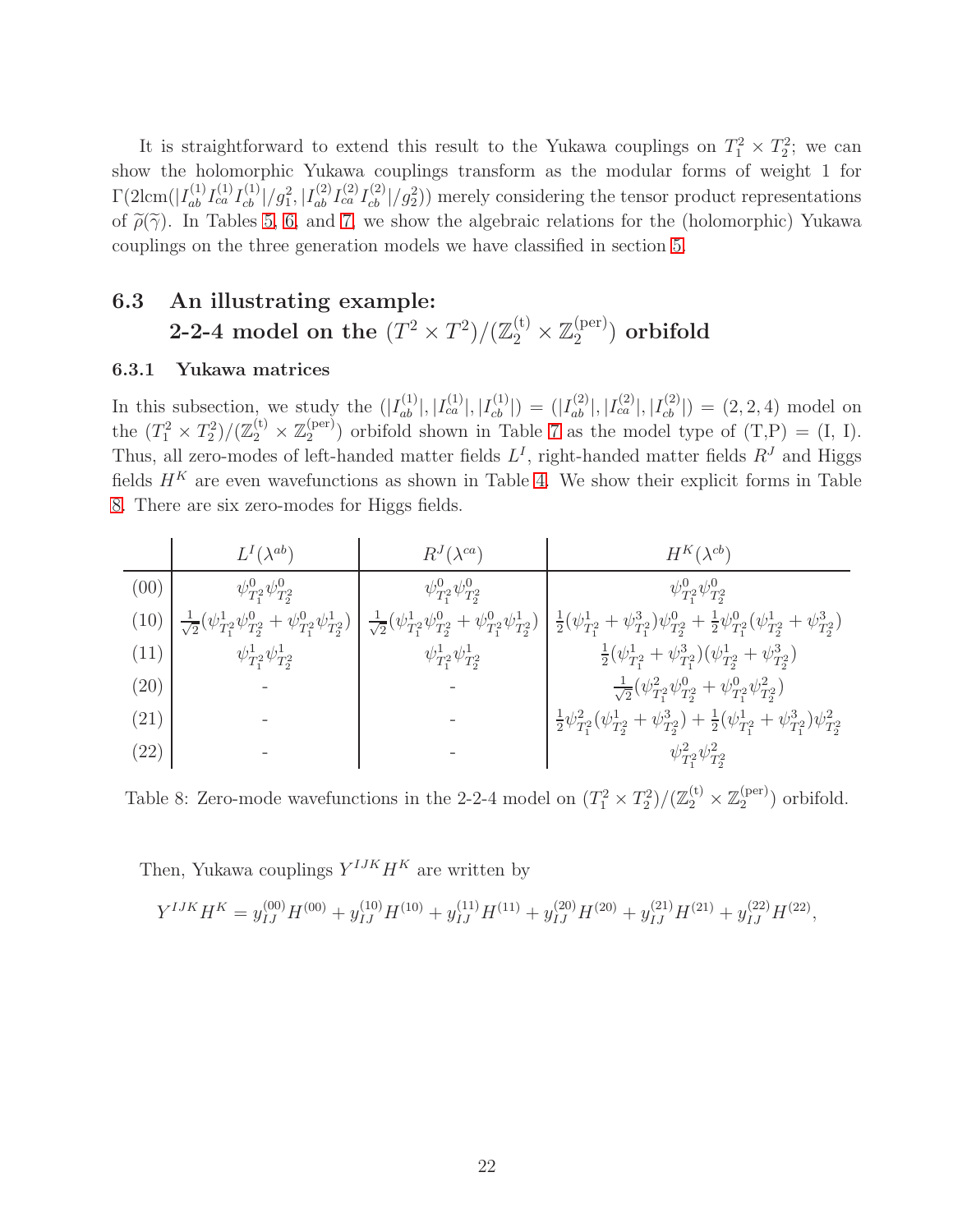It is straightforward to extend this result to the Yukawa couplings on $T_1^2 \times T_2^2$; we can show the holomorphic Yukawa couplings transform as the modular forms of weight 1 for $\Gamma(2\mathrm{lcm}(|I_{ab}^{(1)} I_{ca}^{(1)} I_{cb}^{(1)}|/g_1^2, |I_{ab}^{(2)} I_{ca}^{(2)} I_{cb}^{(2)}|/g_2^2))$ merely considering the tensor product representations of $\widetilde{\rho}(\widetilde{\gamma})$. In Tables 5, 6, and 7, we show the algebraic relations for the (holomorphic) Yukawa couplings on the three generation models we have classified in section 5.

## 6.3 An illustrating example: 2-2-4 model on the $(T^2 \times T^2)/(\mathbb{Z}_2^{(\mathrm{t})} \times \mathbb{Z}_2^{(\mathrm{per})})$ orbifold

### 6.3.1 Yukawa matrices

In this subsection, we study the $(|I_{ab}^{(1)}|, |I_{ca}^{(1)}|, |I_{cb}^{(1)}|) = (|I_{ab}^{(2)}|, |I_{ca}^{(2)}|, |I_{cb}^{(2)}|) = (2, 2, 4)$ model on the $(T_1^2 \times T_2^2)/(\mathbb{Z}_2^{(\mathrm{t})} \times \mathbb{Z}_2^{(\mathrm{per})})$ orbifold shown in Table 7 as the model type of (T,P) = (I, I). Thus, all zero-modes of left-handed matter fields $L^I$, right-handed matter fields $R^J$ and Higgs fields $H^K$ are even wavefunctions as shown in Table 4. We show their explicit forms in Table 8. There are six zero-modes for Higgs fields.

| | $L^I(\lambda^{ab})$ | $R^J(\lambda^{ca})$ | $H^K(\lambda^{cb})$ |
|---|---|---|---|
| (00) | $\psi^0_{T_1^2}\psi^0_{T_2^2}$ | $\psi^0_{T_1^2}\psi^0_{T_2^2}$ | $\psi^0_{T_1^2}\psi^0_{T_2^2}$ |
| (10) | $\frac{1}{\sqrt{2}}(\psi^1_{T_1^2}\psi^0_{T_2^2} + \psi^0_{T_1^2}\psi^1_{T_2^2})$ | $\frac{1}{\sqrt{2}}(\psi^1_{T_1^2}\psi^0_{T_2^2} + \psi^0_{T_1^2}\psi^1_{T_2^2})$ | $\frac{1}{2}(\psi^1_{T_1^2} + \psi^3_{T_1^2})\psi^0_{T_2^2} + \frac{1}{2}\psi^0_{T_1^2}(\psi^1_{T_2^2} + \psi^3_{T_2^2})$ |
| (11) | $\psi^1_{T_1^2}\psi^1_{T_2^2}$ | $\psi^1_{T_1^2}\psi^1_{T_2^2}$ | $\frac{1}{2}(\psi^1_{T_1^2} + \psi^3_{T_1^2})(\psi^1_{T_2^2} + \psi^3_{T_2^2})$ |
| (20) | - | - | $\frac{1}{\sqrt{2}}(\psi^2_{T_1^2}\psi^0_{T_2^2} + \psi^0_{T_1^2}\psi^2_{T_2^2})$ |
| (21) | - | - | $\frac{1}{2}\psi^2_{T_1^2}(\psi^1_{T_2^2} + \psi^3_{T_2^2}) + \frac{1}{2}(\psi^1_{T_1^2} + \psi^3_{T_1^2})\psi^2_{T_2^2}$ |
| (22) | - | - | $\psi^2_{T_1^2}\psi^2_{T_2^2}$ |

Table 8: Zero-mode wavefunctions in the 2-2-4 model on $(T_1^2 \times T_2^2)/(\mathbb{Z}_2^{(\mathrm{t})} \times \mathbb{Z}_2^{(\mathrm{per})})$ orbifold.

Then, Yukawa couplings $Y^{IJK}H^K$ are written by

$$Y^{IJK}H^K = y_{IJ}^{(00)}H^{(00)} + y_{IJ}^{(10)}H^{(10)} + y_{IJ}^{(11)}H^{(11)} + y_{IJ}^{(20)}H^{(20)} + y_{IJ}^{(21)}H^{(21)} + y_{IJ}^{(22)}H^{(22)},$$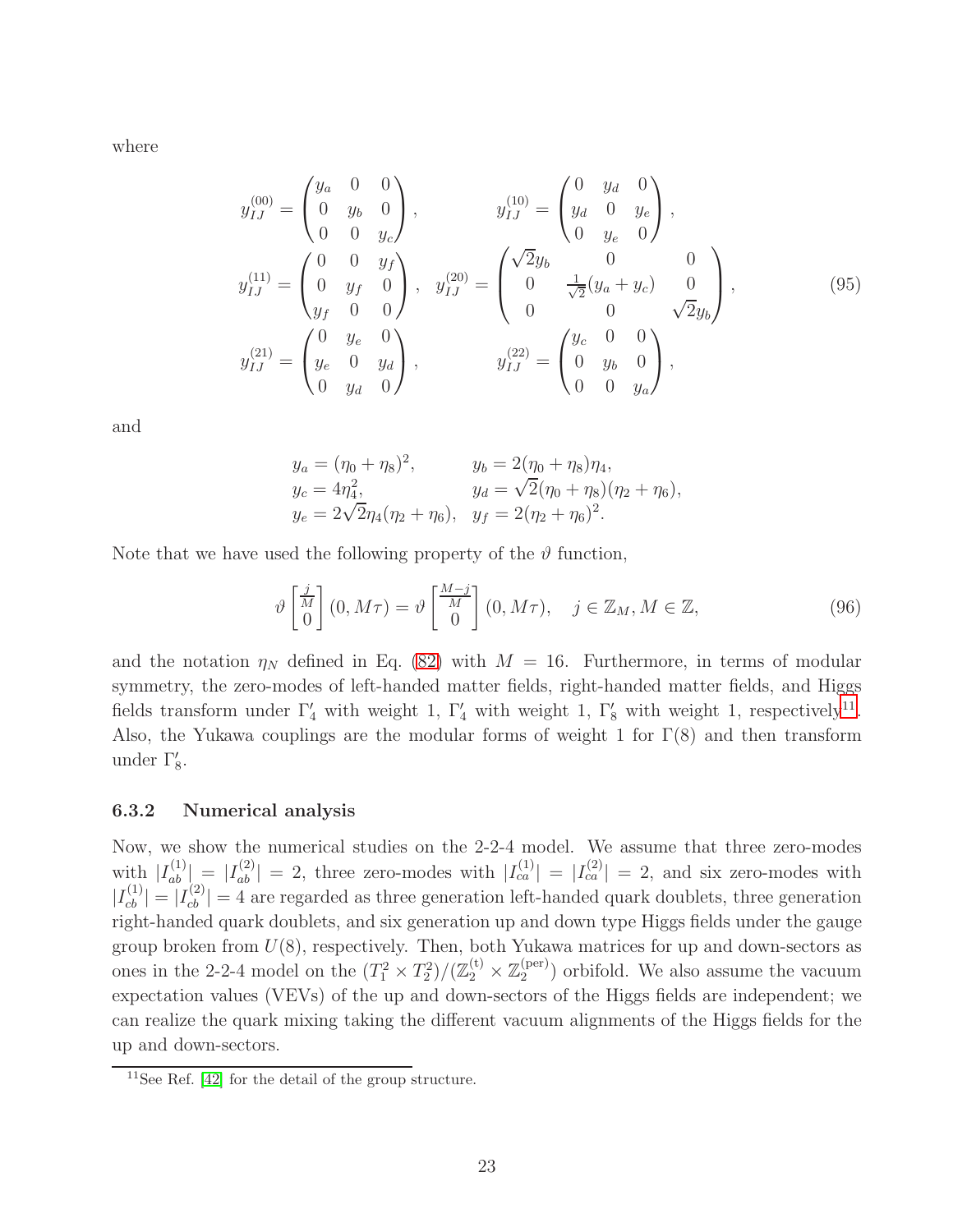where

$$
\begin{aligned}
y_{IJ}^{(00)} &= \begin{pmatrix} y_a & 0 & 0 \\ 0 & y_b & 0 \\ 0 & 0 & y_c \end{pmatrix}, & y_{IJ}^{(10)} &= \begin{pmatrix} 0 & y_d & 0 \\ y_d & 0 & y_e \\ 0 & y_e & 0 \end{pmatrix}, \\
y_{IJ}^{(11)} &= \begin{pmatrix} 0 & 0 & y_f \\ 0 & y_f & 0 \\ y_f & 0 & 0 \end{pmatrix}, & y_{IJ}^{(20)} &= \begin{pmatrix} \sqrt{2}y_b & 0 & 0 \\ 0 & \frac{1}{\sqrt{2}}(y_a + y_c) & 0 \\ 0 & 0 & \sqrt{2}y_b \end{pmatrix}, \\
y_{IJ}^{(21)} &= \begin{pmatrix} 0 & y_e & 0 \\ y_e & 0 & y_d \\ 0 & y_d & 0 \end{pmatrix}, & y_{IJ}^{(22)} &= \begin{pmatrix} y_c & 0 & 0 \\ 0 & y_b & 0 \\ 0 & 0 & y_a \end{pmatrix},
\end{aligned}
\tag{95}
$$

and

$$
\begin{aligned}
y_a &= (\eta_0 + \eta_8)^2, & y_b &= 2(\eta_0 + \eta_8)\eta_4, \\
y_c &= 4\eta_4^2, & y_d &= \sqrt{2}(\eta_0 + \eta_8)(\eta_2 + \eta_6), \\
y_e &= 2\sqrt{2}\eta_4(\eta_2 + \eta_6), & y_f &= 2(\eta_2 + \eta_6)^2.
\end{aligned}
$$

Note that we have used the following property of the $\vartheta$ function,

$$
\vartheta \begin{bmatrix} \frac{j}{M} \\ 0 \end{bmatrix} (0, M\tau) = \vartheta \begin{bmatrix} \frac{M-j}{M} \\ 0 \end{bmatrix} (0, M\tau), \quad j \in \mathbb{Z}_M, M \in \mathbb{Z},
\tag{96}
$$

and the notation $\eta_N$ defined in Eq. (82) with $M = 16$. Furthermore, in terms of modular symmetry, the zero-modes of left-handed matter fields, right-handed matter fields, and Higgs fields transform under $\Gamma_4'$ with weight 1, $\Gamma_4'$ with weight 1, $\Gamma_8'$ with weight 1, respectively[11]. Also, the Yukawa couplings are the modular forms of weight 1 for $\Gamma(8)$ and then transform under $\Gamma_8'$.

### 6.3.2 Numerical analysis

Now, we show the numerical studies on the 2-2-4 model. We assume that three zero-modes with $|I_{ab}^{(1)}| = |I_{ab}^{(2)}| = 2$, three zero-modes with $|I_{ca}^{(1)}| = |I_{ca}^{(2)}| = 2$, and six zero-modes with $|I_{cb}^{(1)}| = |I_{cb}^{(2)}| = 4$ are regarded as three generation left-handed quark doublets, three generation right-handed quark doublets, and six generation up and down type Higgs fields under the gauge group broken from $U(8)$, respectively. Then, both Yukawa matrices for up and down-sectors as ones in the 2-2-4 model on the $(T_1^2 \times T_2^2)/(\mathbb{Z}_2^{(\mathrm{t})} \times \mathbb{Z}_2^{(\mathrm{per})})$ orbifold. We also assume the vacuum expectation values (VEVs) of the up and down-sectors of the Higgs fields are independent; we can realize the quark mixing taking the different vacuum alignments of the Higgs fields for the up and down-sectors.

[11] See Ref. [42] for the detail of the group structure.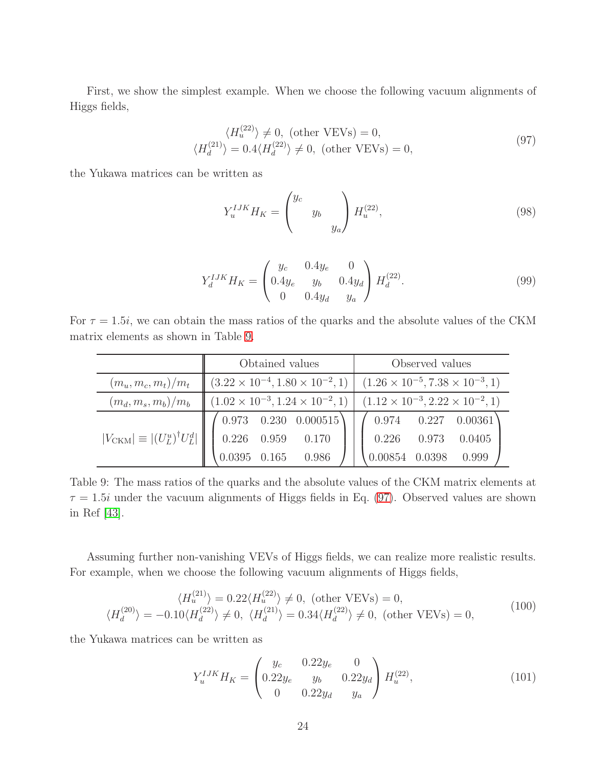First, we show the simplest example. When we choose the following vacuum alignments of Higgs fields,

$$
\begin{aligned}
&\langle H_u^{(22)}\rangle \neq 0,\ (\text{other VEVs}) = 0,\\
&\langle H_d^{(21)}\rangle = 0.4\langle H_d^{(22)}\rangle \neq 0,\ (\text{other VEVs}) = 0,
\end{aligned}
\tag{97}
$$

the Yukawa matrices can be written as

$$
Y_u^{IJK}H_K = \begin{pmatrix} y_c & & \\ & y_b & \\ & & y_a \end{pmatrix} H_u^{(22)},
\tag{98}
$$

$$
Y_d^{IJK}H_K = \begin{pmatrix} y_c & 0.4y_e & 0 \\ 0.4y_e & y_b & 0.4y_d \\ 0 & 0.4y_d & y_a \end{pmatrix} H_d^{(22)}.
\tag{99}
$$

For $\tau = 1.5i$, we can obtain the mass ratios of the quarks and the absolute values of the CKM matrix elements as shown in Table 9.

| | Obtained values | Observed values |
|---|---|---|
| $(m_u, m_c, m_t)/m_t$ | $(3.22 \times 10^{-4}, 1.80 \times 10^{-2}, 1)$ | $(1.26 \times 10^{-5}, 7.38 \times 10^{-3}, 1)$ |
| $(m_d, m_s, m_b)/m_b$ | $(1.02 \times 10^{-3}, 1.24 \times 10^{-2}, 1)$ | $(1.12 \times 10^{-3}, 2.22 \times 10^{-2}, 1)$ |
| $\lvert V_{\rm CKM}\rvert \equiv \lvert (U_L^u)^\dagger U_L^d \rvert$ | $\begin{pmatrix} 0.973 & 0.230 & 0.000515 \\ 0.226 & 0.959 & 0.170 \\ 0.0395 & 0.165 & 0.986 \end{pmatrix}$ | $\begin{pmatrix} 0.974 & 0.227 & 0.00361 \\ 0.226 & 0.973 & 0.0405 \\ 0.00854 & 0.0398 & 0.999 \end{pmatrix}$ |

Table 9: The mass ratios of the quarks and the absolute values of the CKM matrix elements at $\tau = 1.5i$ under the vacuum alignments of Higgs fields in Eq. (97). Observed values are shown in Ref [43].

Assuming further non-vanishing VEVs of Higgs fields, we can realize more realistic results. For example, when we choose the following vacuum alignments of Higgs fields,

$$
\begin{aligned}
&\langle H_u^{(21)}\rangle = 0.22\langle H_u^{(22)}\rangle \neq 0,\ (\text{other VEVs}) = 0,\\
&\langle H_d^{(20)}\rangle = -0.10\langle H_d^{(22)}\rangle \neq 0,\ \langle H_d^{(21)}\rangle = 0.34\langle H_d^{(22)}\rangle \neq 0,\ (\text{other VEVs}) = 0,
\end{aligned}
\tag{100}
$$

the Yukawa matrices can be written as

$$
Y_u^{IJK}H_K = \begin{pmatrix} y_c & 0.22y_e & 0 \\ 0.22y_e & y_b & 0.22y_d \\ 0 & 0.22y_d & y_a \end{pmatrix} H_u^{(22)},
\tag{101}
$$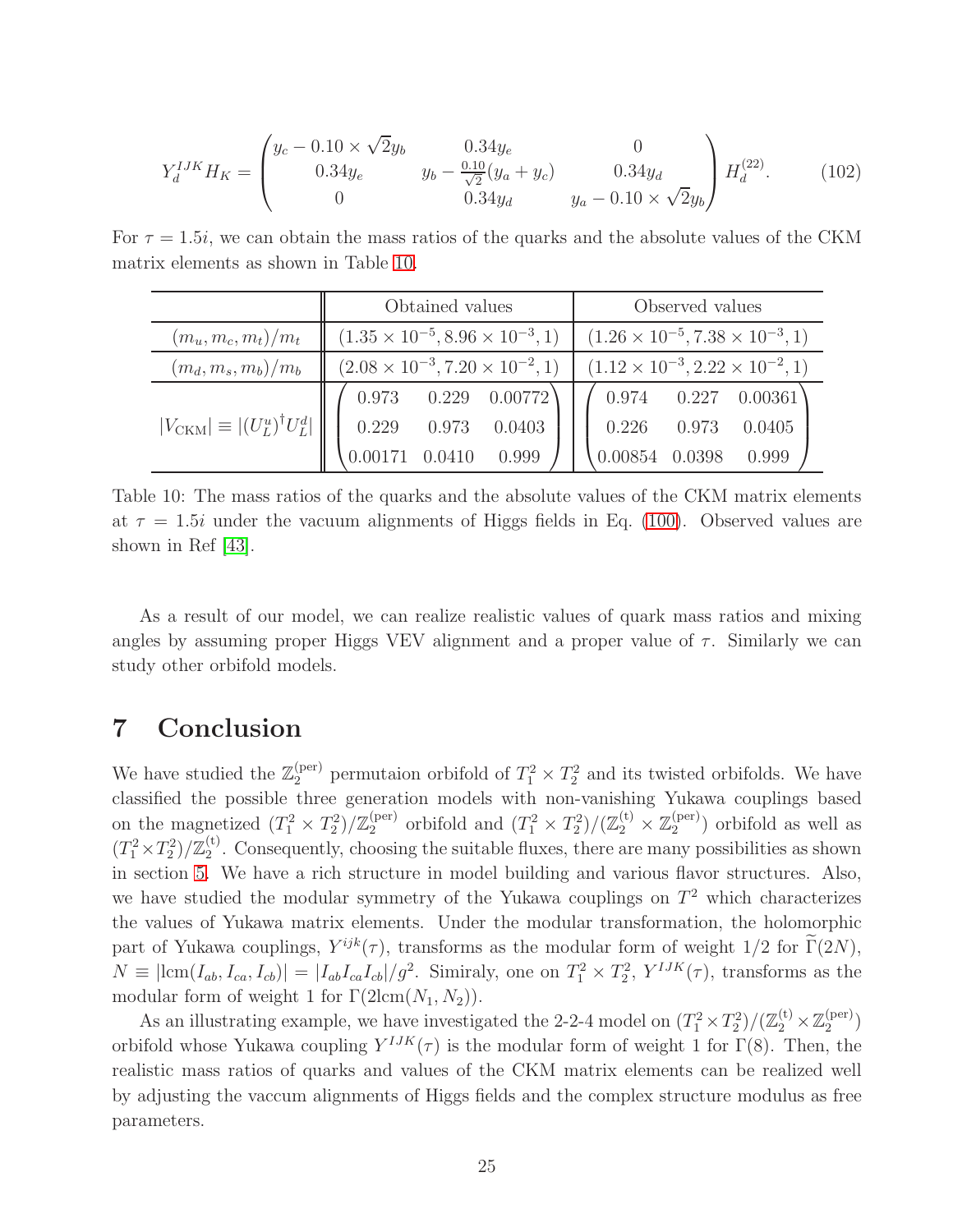$$Y_d^{IJK} H_K = \begin{pmatrix} y_c - 0.10 \times \sqrt{2} y_b & 0.34 y_e & 0 \\ 0.34 y_e & y_b - \frac{0.10}{\sqrt{2}}(y_a + y_c) & 0.34 y_d \\ 0 & 0.34 y_d & y_a - 0.10 \times \sqrt{2} y_b \end{pmatrix} H_d^{(22)}. \tag{102}$$

For $\tau = 1.5i$, we can obtain the mass ratios of the quarks and the absolute values of the CKM matrix elements as shown in Table 10.

| | Obtained values | Observed values |
|---|---|---|
| $(m_u, m_c, m_t)/m_t$ | $(1.35 \times 10^{-5}, 8.96 \times 10^{-3}, 1)$ | $(1.26 \times 10^{-5}, 7.38 \times 10^{-3}, 1)$ |
| $(m_d, m_s, m_b)/m_b$ | $(2.08 \times 10^{-3}, 7.20 \times 10^{-2}, 1)$ | $(1.12 \times 10^{-3}, 2.22 \times 10^{-2}, 1)$ |
| $\lvert V_{\rm CKM}\rvert \equiv \lvert (U_L^u)^\dagger U_L^d \rvert$ | $\begin{pmatrix} 0.973 & 0.229 & 0.00772 \\ 0.229 & 0.973 & 0.0403 \\ 0.00171 & 0.0410 & 0.999 \end{pmatrix}$ | $\begin{pmatrix} 0.974 & 0.227 & 0.00361 \\ 0.226 & 0.973 & 0.0405 \\ 0.00854 & 0.0398 & 0.999 \end{pmatrix}$ |

Table 10: The mass ratios of the quarks and the absolute values of the CKM matrix elements at $\tau = 1.5i$ under the vacuum alignments of Higgs fields in Eq. (100). Observed values are shown in Ref [43].

As a result of our model, we can realize realistic values of quark mass ratios and mixing angles by assuming proper Higgs VEV alignment and a proper value of $\tau$. Similarly we can study other orbifold models.

# 7 Conclusion

We have studied the $\mathbb{Z}_2^{(\rm per)}$ permutaion orbifold of $T_1^2 \times T_2^2$ and its twisted orbifolds. We have classified the possible three generation models with non-vanishing Yukawa couplings based on the magnetized $(T_1^2 \times T_2^2)/\mathbb{Z}_2^{(\rm per)}$ orbifold and $(T_1^2 \times T_2^2)/(\mathbb{Z}_2^{(\rm t)} \times \mathbb{Z}_2^{(\rm per)})$ orbifold as well as $(T_1^2 \times T_2^2)/\mathbb{Z}_2^{(\rm t)}$. Consequently, choosing the suitable fluxes, there are many possibilities as shown in section 5. We have a rich structure in model building and various flavor structures. Also, we have studied the modular symmetry of the Yukawa couplings on $T^2$ which characterizes the values of Yukawa matrix elements. Under the modular transformation, the holomorphic part of Yukawa couplings, $Y^{ijk}(\tau)$, transforms as the modular form of weight 1/2 for $\widetilde{\Gamma}(2N)$, $N \equiv |{\rm lcm}(I_{ab}, I_{ca}, I_{cb})| = |I_{ab} I_{ca} I_{cb}|/g^2$. Simiraly, one on $T_1^2 \times T_2^2$, $Y^{IJK}(\tau)$, transforms as the modular form of weight 1 for $\Gamma(2{\rm lcm}(N_1, N_2))$.

As an illustrating example, we have investigated the 2-2-4 model on $(T_1^2 \times T_2^2)/(\mathbb{Z}_2^{(\rm t)} \times \mathbb{Z}_2^{(\rm per)})$ orbifold whose Yukawa coupling $Y^{IJK}(\tau)$ is the modular form of weight 1 for $\Gamma(8)$. Then, the realistic mass ratios of quarks and values of the CKM matrix elements can be realized well by adjusting the vaccum alignments of Higgs fields and the complex structure modulus as free parameters.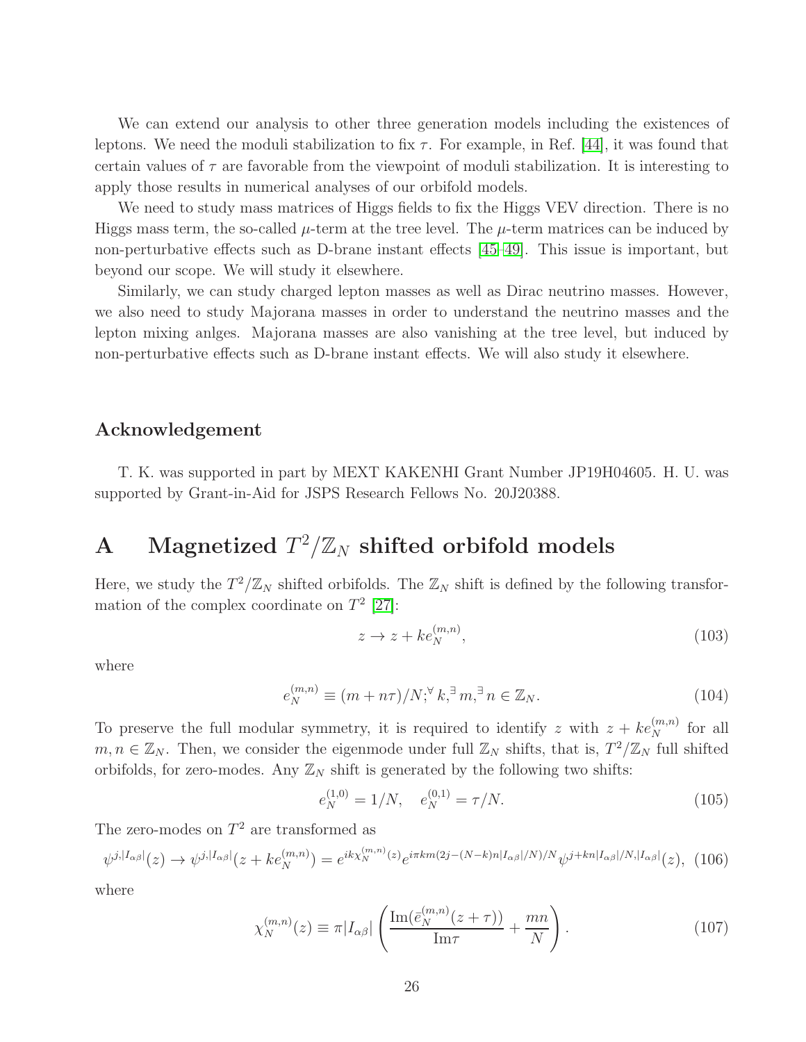We can extend our analysis to other three generation models including the existences of leptons. We need the moduli stabilization to fix $\tau$. For example, in Ref. [44], it was found that certain values of $\tau$ are favorable from the viewpoint of moduli stabilization. It is interesting to apply those results in numerical analyses of our orbifold models.

We need to study mass matrices of Higgs fields to fix the Higgs VEV direction. There is no Higgs mass term, the so-called $\mu$-term at the tree level. The $\mu$-term matrices can be induced by non-perturbative effects such as D-brane instant effects [45–49]. This issue is important, but beyond our scope. We will study it elsewhere.

Similarly, we can study charged lepton masses as well as Dirac neutrino masses. However, we also need to study Majorana masses in order to understand the neutrino masses and the lepton mixing anlges. Majorana masses are also vanishing at the tree level, but induced by non-perturbative effects such as D-brane instant effects. We will also study it elsewhere.

## Acknowledgement

T. K. was supported in part by MEXT KAKENHI Grant Number JP19H04605. H. U. was supported by Grant-in-Aid for JSPS Research Fellows No. 20J20388.

# A Magnetized $T^2/\mathbb{Z}_N$ shifted orbifold models

Here, we study the $T^2/\mathbb{Z}_N$ shifted orbifolds. The $\mathbb{Z}_N$ shift is defined by the following transformation of the complex coordinate on $T^2$ [27]:

$$z \to z + k e_N^{(m,n)}, \tag{103}$$

where

$$e_N^{(m,n)} \equiv (m + n\tau)/N; {}^{\forall} k, {}^{\exists} m, {}^{\exists} n \in \mathbb{Z}_N. \tag{104}$$

To preserve the full modular symmetry, it is required to identify $z$ with $z + ke_N^{(m,n)}$ for all $m, n \in \mathbb{Z}_N$. Then, we consider the eigenmode under full $\mathbb{Z}_N$ shifts, that is, $T^2/\mathbb{Z}_N$ full shifted orbifolds, for zero-modes. Any $\mathbb{Z}_N$ shift is generated by the following two shifts:

$$e_N^{(1,0)} = 1/N, \quad e_N^{(0,1)} = \tau/N. \tag{105}$$

The zero-modes on $T^2$ are transformed as

$$\psi^{j,|I_{\alpha\beta}|}(z) \to \psi^{j,|I_{\alpha\beta}|}(z + ke_N^{(m,n)}) = e^{ik\chi_N^{(m,n)}(z)} e^{i\pi km(2j-(N-k)n|I_{\alpha\beta}|/N)/N} \psi^{j+kn|I_{\alpha\beta}|/N,|I_{\alpha\beta}|}(z), \tag{106}$$

where

$$\chi_N^{(m,n)}(z) \equiv \pi |I_{\alpha\beta}| \left( \frac{\mathrm{Im}(\bar{e}_N^{(m,n)}(z+\tau))}{\mathrm{Im}\tau} + \frac{mn}{N} \right). \tag{107}$$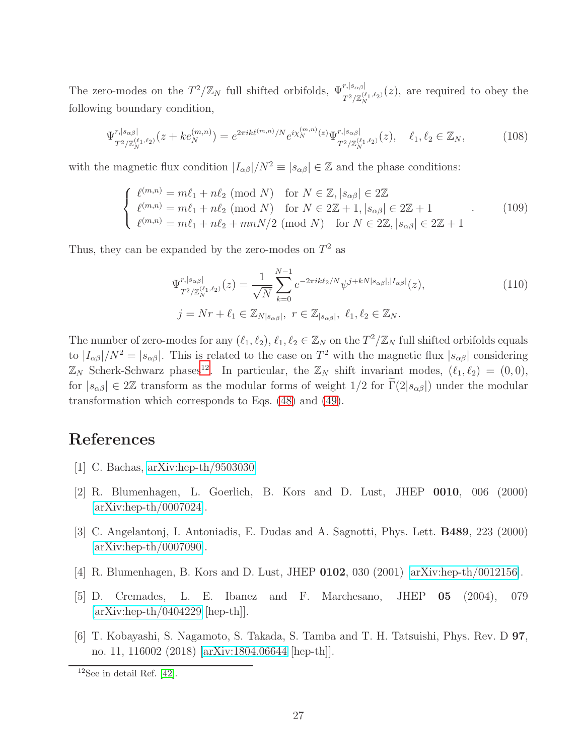The zero-modes on the $T^2/\mathbb{Z}_N$ full shifted orbifolds, $\Psi^{r,|s_{\alpha\beta}|}_{T^2/\mathbb{Z}_N^{(\ell_1,\ell_2)}}(z)$, are required to obey the following boundary condition,

$$\Psi^{r,|s_{\alpha\beta}|}_{T^2/\mathbb{Z}_N^{(\ell_1,\ell_2)}}(z+ke_N^{(m,n)}) = e^{2\pi i k\ell^{(m,n)}/N} e^{i\chi_N^{(m,n)}(z)} \Psi^{r,|s_{\alpha\beta}|}_{T^2/\mathbb{Z}_N^{(\ell_1,\ell_2)}}(z), \quad \ell_1,\ell_2 \in \mathbb{Z}_N, \tag{108}$$

with the magnetic flux condition $|I_{\alpha\beta}|/N^2 \equiv |s_{\alpha\beta}| \in \mathbb{Z}$ and the phase conditions:

$$\begin{cases} \ell^{(m,n)} = m\ell_1 + n\ell_2 \ (\text{mod } N) & \text{for } N \in \mathbb{Z}, |s_{\alpha\beta}| \in 2\mathbb{Z} \\ \ell^{(m,n)} = m\ell_1 + n\ell_2 \ (\text{mod } N) & \text{for } N \in 2\mathbb{Z}+1, |s_{\alpha\beta}| \in 2\mathbb{Z}+1 \\ \ell^{(m,n)} = m\ell_1 + n\ell_2 + mnN/2 \ (\text{mod } N) & \text{for } N \in 2\mathbb{Z}, |s_{\alpha\beta}| \in 2\mathbb{Z}+1 \end{cases}. \tag{109}$$

Thus, they can be expanded by the zero-modes on $T^2$ as

$$\begin{aligned} \Psi^{r,|s_{\alpha\beta}|}_{T^2/\mathbb{Z}_N^{(\ell_1,\ell_2)}}(z) &= \frac{1}{\sqrt{N}} \sum_{k=0}^{N-1} e^{-2\pi i k\ell_2/N} \psi^{j+kN|s_{\alpha\beta}|,|I_{\alpha\beta}|}(z), \\ j = Nr + \ell_1 &\in \mathbb{Z}_{N|s_{\alpha\beta}|},\ r \in \mathbb{Z}_{|s_{\alpha\beta}|},\ \ell_1,\ell_2 \in \mathbb{Z}_N. \end{aligned} \tag{110}$$

The number of zero-modes for any $(\ell_1,\ell_2)$, $\ell_1,\ell_2 \in \mathbb{Z}_N$ on the $T^2/\mathbb{Z}_N$ full shifted orbifolds equals to $|I_{\alpha\beta}|/N^2 = |s_{\alpha\beta}|$. This is related to the case on $T^2$ with the magnetic flux $|s_{\alpha\beta}|$ considering $\mathbb{Z}_N$ Scherk-Schwarz phases[12]. In particular, the $\mathbb{Z}_N$ shift invariant modes, $(\ell_1,\ell_2) = (0,0)$, for $|s_{\alpha\beta}| \in 2\mathbb{Z}$ transform as the modular forms of weight 1/2 for $\widetilde{\Gamma}(2|s_{\alpha\beta}|)$ under the modular transformation which corresponds to Eqs. (48) and (49).

# References

[1] C. Bachas, arXiv:hep-th/9503030.

[2] R. Blumenhagen, L. Goerlich, B. Kors and D. Lust, JHEP **0010**, 006 (2000) [arXiv:hep-th/0007024].

[3] C. Angelantonj, I. Antoniadis, E. Dudas and A. Sagnotti, Phys. Lett. **B489**, 223 (2000) [arXiv:hep-th/0007090].

[4] R. Blumenhagen, B. Kors and D. Lust, JHEP **0102**, 030 (2001) [arXiv:hep-th/0012156].

[5] D. Cremades, L. E. Ibanez and F. Marchesano, JHEP **05** (2004), 079 [arXiv:hep-th/0404229 [hep-th]].

[6] T. Kobayashi, S. Nagamoto, S. Takada, S. Tamba and T. H. Tatsuishi, Phys. Rev. D **97**, no. 11, 116002 (2018) [arXiv:1804.06644 [hep-th]].

[12] See in detail Ref. [42].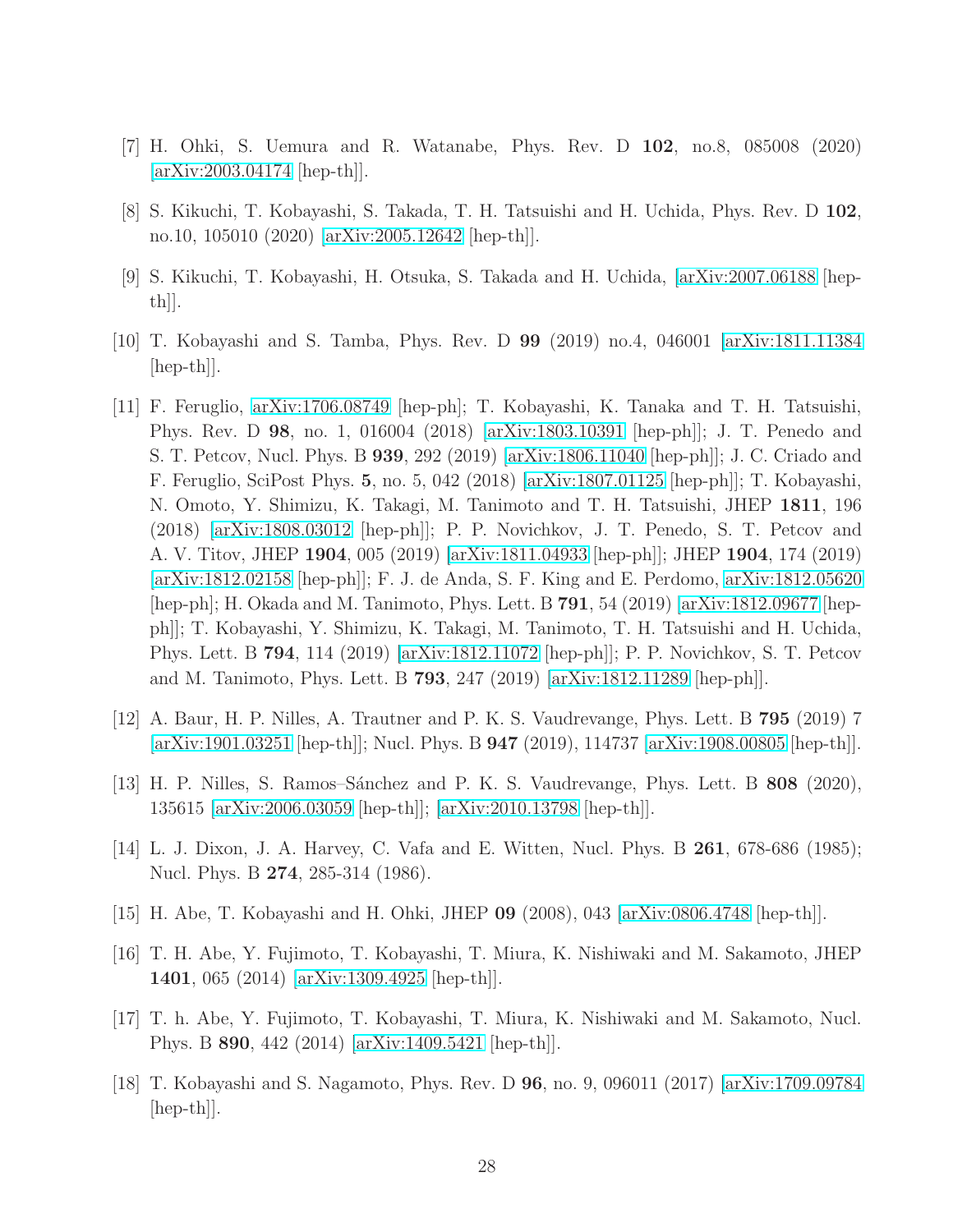[7] H. Ohki, S. Uemura and R. Watanabe, Phys. Rev. D **102**, no.8, 085008 (2020) [arXiv:2003.04174 [hep-th]].

[8] S. Kikuchi, T. Kobayashi, S. Takada, T. H. Tatsuishi and H. Uchida, Phys. Rev. D **102**, no.10, 105010 (2020) [arXiv:2005.12642 [hep-th]].

[9] S. Kikuchi, T. Kobayashi, H. Otsuka, S. Takada and H. Uchida, [arXiv:2007.06188 [hep-th]].

[10] T. Kobayashi and S. Tamba, Phys. Rev. D **99** (2019) no.4, 046001 [arXiv:1811.11384 [hep-th]].

[11] F. Feruglio, arXiv:1706.08749 [hep-ph]; T. Kobayashi, K. Tanaka and T. H. Tatsuishi, Phys. Rev. D **98**, no. 1, 016004 (2018) [arXiv:1803.10391 [hep-ph]]; J. T. Penedo and S. T. Petcov, Nucl. Phys. B **939**, 292 (2019) [arXiv:1806.11040 [hep-ph]]; J. C. Criado and F. Feruglio, SciPost Phys. **5**, no. 5, 042 (2018) [arXiv:1807.01125 [hep-ph]]; T. Kobayashi, N. Omoto, Y. Shimizu, K. Takagi, M. Tanimoto and T. H. Tatsuishi, JHEP **1811**, 196 (2018) [arXiv:1808.03012 [hep-ph]]; P. P. Novichkov, J. T. Penedo, S. T. Petcov and A. V. Titov, JHEP **1904**, 005 (2019) [arXiv:1811.04933 [hep-ph]]; JHEP **1904**, 174 (2019) [arXiv:1812.02158 [hep-ph]]; F. J. de Anda, S. F. King and E. Perdomo, arXiv:1812.05620 [hep-ph]; H. Okada and M. Tanimoto, Phys. Lett. B **791**, 54 (2019) [arXiv:1812.09677 [hep-ph]]; T. Kobayashi, Y. Shimizu, K. Takagi, M. Tanimoto, T. H. Tatsuishi and H. Uchida, Phys. Lett. B **794**, 114 (2019) [arXiv:1812.11072 [hep-ph]]; P. P. Novichkov, S. T. Petcov and M. Tanimoto, Phys. Lett. B **793**, 247 (2019) [arXiv:1812.11289 [hep-ph]].

[12] A. Baur, H. P. Nilles, A. Trautner and P. K. S. Vaudrevange, Phys. Lett. B **795** (2019) 7 [arXiv:1901.03251 [hep-th]]; Nucl. Phys. B **947** (2019), 114737 [arXiv:1908.00805 [hep-th]].

[13] H. P. Nilles, S. Ramos–Sánchez and P. K. S. Vaudrevange, Phys. Lett. B **808** (2020), 135615 [arXiv:2006.03059 [hep-th]]; [arXiv:2010.13798 [hep-th]].

[14] L. J. Dixon, J. A. Harvey, C. Vafa and E. Witten, Nucl. Phys. B **261**, 678-686 (1985); Nucl. Phys. B **274**, 285-314 (1986).

[15] H. Abe, T. Kobayashi and H. Ohki, JHEP **09** (2008), 043 [arXiv:0806.4748 [hep-th]].

[16] T. H. Abe, Y. Fujimoto, T. Kobayashi, T. Miura, K. Nishiwaki and M. Sakamoto, JHEP **1401**, 065 (2014) [arXiv:1309.4925 [hep-th]].

[17] T. h. Abe, Y. Fujimoto, T. Kobayashi, T. Miura, K. Nishiwaki and M. Sakamoto, Nucl. Phys. B **890**, 442 (2014) [arXiv:1409.5421 [hep-th]].

[18] T. Kobayashi and S. Nagamoto, Phys. Rev. D **96**, no. 9, 096011 (2017) [arXiv:1709.09784 [hep-th]].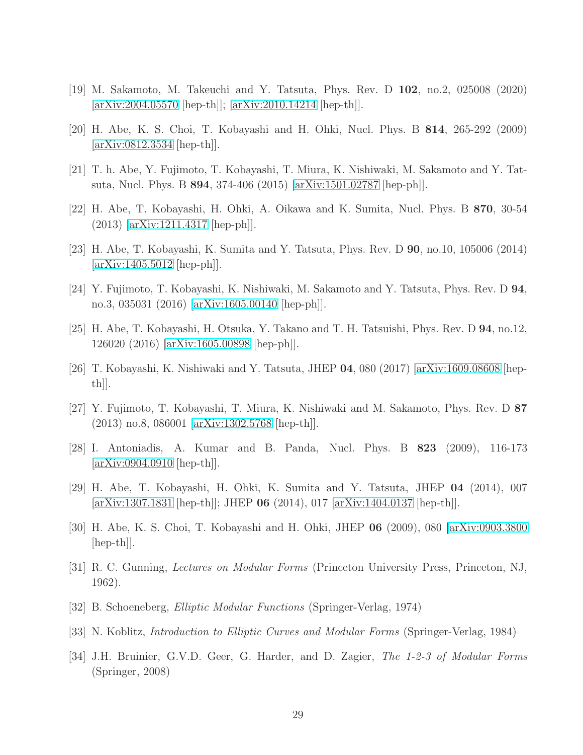[19] M. Sakamoto, M. Takeuchi and Y. Tatsuta, Phys. Rev. D **102**, no.2, 025008 (2020) [arXiv:2004.05570 [hep-th]]; [arXiv:2010.14214 [hep-th]].

[20] H. Abe, K. S. Choi, T. Kobayashi and H. Ohki, Nucl. Phys. B **814**, 265-292 (2009) [arXiv:0812.3534 [hep-th]].

[21] T. h. Abe, Y. Fujimoto, T. Kobayashi, T. Miura, K. Nishiwaki, M. Sakamoto and Y. Tatsuta, Nucl. Phys. B **894**, 374-406 (2015) [arXiv:1501.02787 [hep-ph]].

[22] H. Abe, T. Kobayashi, H. Ohki, A. Oikawa and K. Sumita, Nucl. Phys. B **870**, 30-54 (2013) [arXiv:1211.4317 [hep-ph]].

[23] H. Abe, T. Kobayashi, K. Sumita and Y. Tatsuta, Phys. Rev. D **90**, no.10, 105006 (2014) [arXiv:1405.5012 [hep-ph]].

[24] Y. Fujimoto, T. Kobayashi, K. Nishiwaki, M. Sakamoto and Y. Tatsuta, Phys. Rev. D **94**, no.3, 035031 (2016) [arXiv:1605.00140 [hep-ph]].

[25] H. Abe, T. Kobayashi, H. Otsuka, Y. Takano and T. H. Tatsuishi, Phys. Rev. D **94**, no.12, 126020 (2016) [arXiv:1605.00898 [hep-ph]].

[26] T. Kobayashi, K. Nishiwaki and Y. Tatsuta, JHEP **04**, 080 (2017) [arXiv:1609.08608 [hep-th]].

[27] Y. Fujimoto, T. Kobayashi, T. Miura, K. Nishiwaki and M. Sakamoto, Phys. Rev. D **87** (2013) no.8, 086001 [arXiv:1302.5768 [hep-th]].

[28] I. Antoniadis, A. Kumar and B. Panda, Nucl. Phys. B **823** (2009), 116-173 [arXiv:0904.0910 [hep-th]].

[29] H. Abe, T. Kobayashi, H. Ohki, K. Sumita and Y. Tatsuta, JHEP **04** (2014), 007 [arXiv:1307.1831 [hep-th]]; JHEP **06** (2014), 017 [arXiv:1404.0137 [hep-th]].

[30] H. Abe, K. S. Choi, T. Kobayashi and H. Ohki, JHEP **06** (2009), 080 [arXiv:0903.3800 [hep-th]].

[31] R. C. Gunning, *Lectures on Modular Forms* (Princeton University Press, Princeton, NJ, 1962).

[32] B. Schoeneberg, *Elliptic Modular Functions* (Springer-Verlag, 1974)

[33] N. Koblitz, *Introduction to Elliptic Curves and Modular Forms* (Springer-Verlag, 1984)

[34] J.H. Bruinier, G.V.D. Geer, G. Harder, and D. Zagier, *The 1-2-3 of Modular Forms* (Springer, 2008)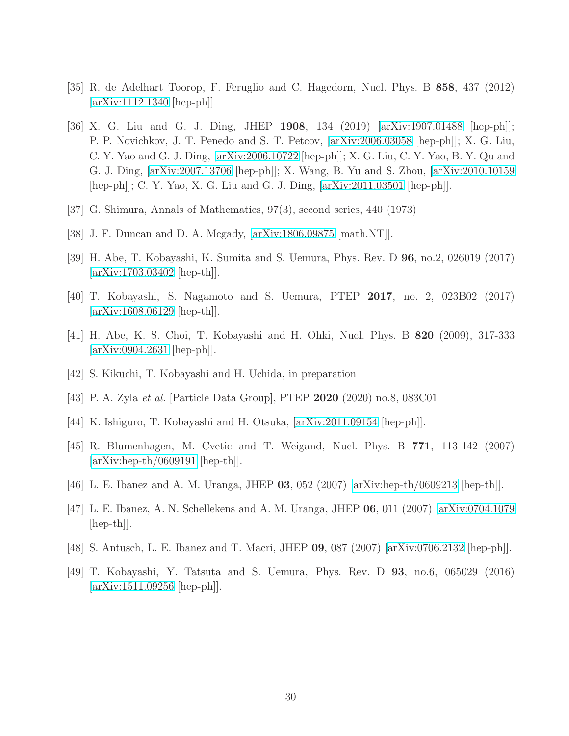[35] R. de Adelhart Toorop, F. Feruglio and C. Hagedorn, Nucl. Phys. B **858**, 437 (2012) [arXiv:1112.1340 [hep-ph]].

[36] X. G. Liu and G. J. Ding, JHEP **1908**, 134 (2019) [arXiv:1907.01488 [hep-ph]]; P. P. Novichkov, J. T. Penedo and S. T. Petcov, [arXiv:2006.03058 [hep-ph]]; X. G. Liu, C. Y. Yao and G. J. Ding, [arXiv:2006.10722 [hep-ph]]; X. G. Liu, C. Y. Yao, B. Y. Qu and G. J. Ding, [arXiv:2007.13706 [hep-ph]]; X. Wang, B. Yu and S. Zhou, [arXiv:2010.10159 [hep-ph]]; C. Y. Yao, X. G. Liu and G. J. Ding, [arXiv:2011.03501 [hep-ph]].

[37] G. Shimura, Annals of Mathematics, 97(3), second series, 440 (1973)

[38] J. F. Duncan and D. A. Mcgady, [arXiv:1806.09875 [math.NT]].

[39] H. Abe, T. Kobayashi, K. Sumita and S. Uemura, Phys. Rev. D **96**, no.2, 026019 (2017) [arXiv:1703.03402 [hep-th]].

[40] T. Kobayashi, S. Nagamoto and S. Uemura, PTEP **2017**, no. 2, 023B02 (2017) [arXiv:1608.06129 [hep-th]].

[41] H. Abe, K. S. Choi, T. Kobayashi and H. Ohki, Nucl. Phys. B **820** (2009), 317-333 [arXiv:0904.2631 [hep-ph]].

[42] S. Kikuchi, T. Kobayashi and H. Uchida, in preparation

[43] P. A. Zyla *et al.* [Particle Data Group], PTEP **2020** (2020) no.8, 083C01

[44] K. Ishiguro, T. Kobayashi and H. Otsuka, [arXiv:2011.09154 [hep-ph]].

[45] R. Blumenhagen, M. Cvetic and T. Weigand, Nucl. Phys. B **771**, 113-142 (2007) [arXiv:hep-th/0609191 [hep-th]].

[46] L. E. Ibanez and A. M. Uranga, JHEP **03**, 052 (2007) [arXiv:hep-th/0609213 [hep-th]].

[47] L. E. Ibanez, A. N. Schellekens and A. M. Uranga, JHEP **06**, 011 (2007) [arXiv:0704.1079 [hep-th]].

[48] S. Antusch, L. E. Ibanez and T. Macri, JHEP **09**, 087 (2007) [arXiv:0706.2132 [hep-ph]].

[49] T. Kobayashi, Y. Tatsuta and S. Uemura, Phys. Rev. D **93**, no.6, 065029 (2016) [arXiv:1511.09256 [hep-ph]].